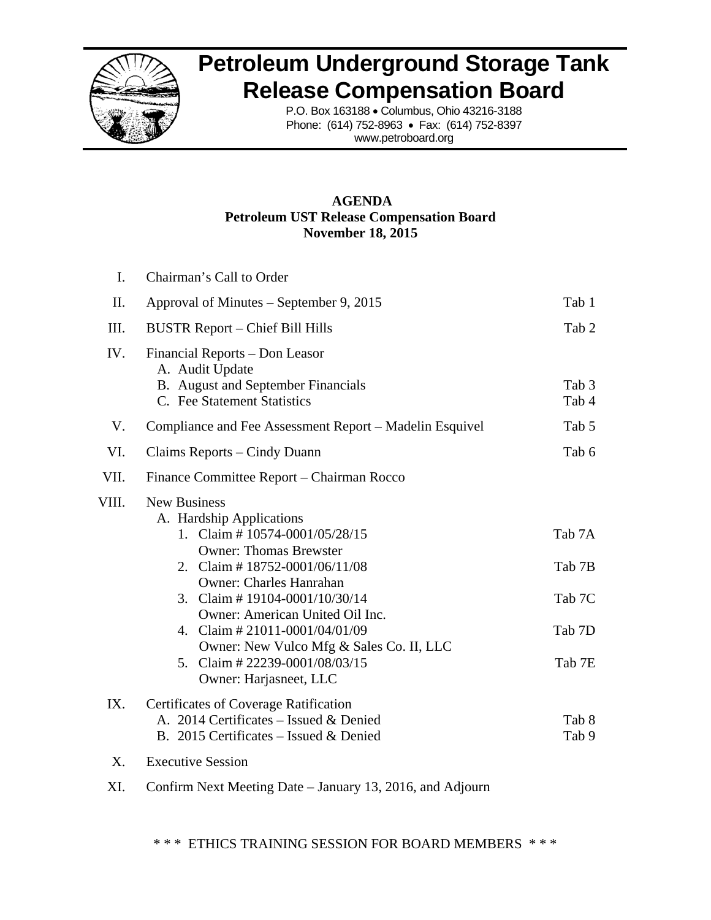# Petroleum Underground Storage Tank Release Compensation Board

P.O. Box 163188 • Columbus, Ohio 43216-3188
Phone: (614) 752-8963 • Fax: (614) 752-8397
www.petroboard.org

**AGENDA**
**Petroleum UST Release Compensation Board**
**November 18, 2015**

| | | |
|---|---|---|
| I. | Chairman's Call to Order | |
| II. | Approval of Minutes – September 9, 2015 | Tab 1 |
| III. | BUSTR Report – Chief Bill Hills | Tab 2 |
| IV. | Financial Reports – Don Leasor | |
| | A. Audit Update | |
| | B. August and September Financials | Tab 3 |
| | C. Fee Statement Statistics | Tab 4 |
| V. | Compliance and Fee Assessment Report – Madelin Esquivel | Tab 5 |
| VI. | Claims Reports – Cindy Duann | Tab 6 |
| VII. | Finance Committee Report – Chairman Rocco | |
| VIII. | New Business | |
| | A. Hardship Applications | |
| | 1. Claim # 10574-0001/05/28/15 Owner: Thomas Brewster | Tab 7A |
| | 2. Claim # 18752-0001/06/11/08 Owner: Charles Hanrahan | Tab 7B |
| | 3. Claim # 19104-0001/10/30/14 Owner: American United Oil Inc. | Tab 7C |
| | 4. Claim # 21011-0001/04/01/09 Owner: New Vulco Mfg & Sales Co. II, LLC | Tab 7D |
| | 5. Claim # 22239-0001/08/03/15 Owner: Harjasneet, LLC | Tab 7E |
| IX. | Certificates of Coverage Ratification | |
| | A. 2014 Certificates – Issued & Denied | Tab 8 |
| | B. 2015 Certificates – Issued & Denied | Tab 9 |
| X. | Executive Session | |
| XI. | Confirm Next Meeting Date – January 13, 2016, and Adjourn | |

\* \* \* ETHICS TRAINING SESSION FOR BOARD MEMBERS \* \* \*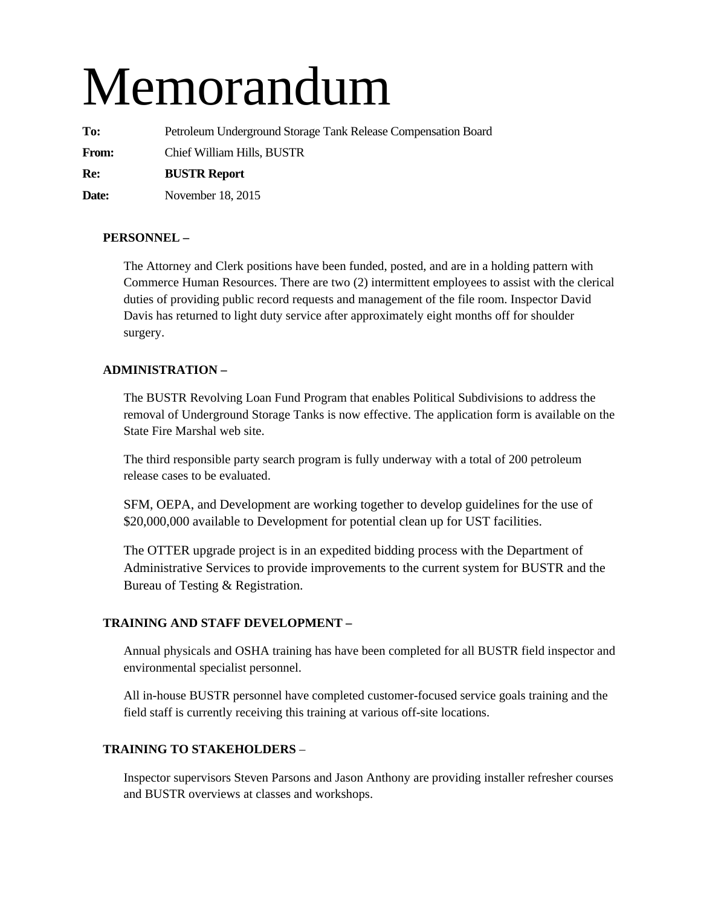# Memorandum

**To:** Petroleum Underground Storage Tank Release Compensation Board

**From:** Chief William Hills, BUSTR

**Re:** **BUSTR Report**

**Date:** November 18, 2015

**PERSONNEL –**

The Attorney and Clerk positions have been funded, posted, and are in a holding pattern with Commerce Human Resources. There are two (2) intermittent employees to assist with the clerical duties of providing public record requests and management of the file room. Inspector David Davis has returned to light duty service after approximately eight months off for shoulder surgery.

**ADMINISTRATION –**

The BUSTR Revolving Loan Fund Program that enables Political Subdivisions to address the removal of Underground Storage Tanks is now effective. The application form is available on the State Fire Marshal web site.

The third responsible party search program is fully underway with a total of 200 petroleum release cases to be evaluated.

SFM, OEPA, and Development are working together to develop guidelines for the use of $20,000,000 available to Development for potential clean up for UST facilities.

The OTTER upgrade project is in an expedited bidding process with the Department of Administrative Services to provide improvements to the current system for BUSTR and the Bureau of Testing & Registration.

**TRAINING AND STAFF DEVELOPMENT –**

Annual physicals and OSHA training has have been completed for all BUSTR field inspector and environmental specialist personnel.

All in-house BUSTR personnel have completed customer-focused service goals training and the field staff is currently receiving this training at various off-site locations.

**TRAINING TO STAKEHOLDERS** –

Inspector supervisors Steven Parsons and Jason Anthony are providing installer refresher courses and BUSTR overviews at classes and workshops.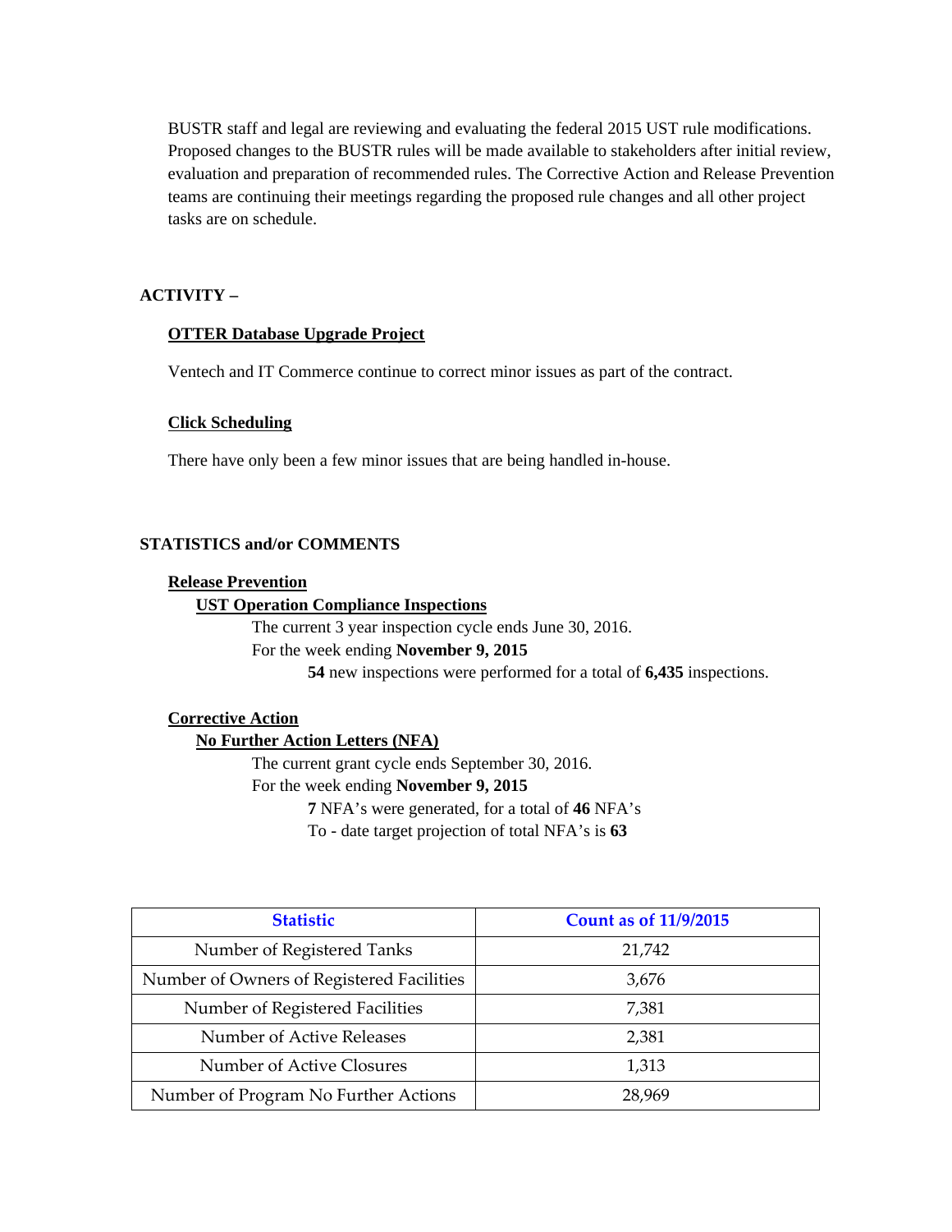BUSTR staff and legal are reviewing and evaluating the federal 2015 UST rule modifications. Proposed changes to the BUSTR rules will be made available to stakeholders after initial review, evaluation and preparation of recommended rules. The Corrective Action and Release Prevention teams are continuing their meetings regarding the proposed rule changes and all other project tasks are on schedule.

## ACTIVITY –

### OTTER Database Upgrade Project

Ventech and IT Commerce continue to correct minor issues as part of the contract.

### Click Scheduling

There have only been a few minor issues that are being handled in-house.

## STATISTICS and/or COMMENTS

### Release Prevention

#### UST Operation Compliance Inspections

The current 3 year inspection cycle ends June 30, 2016.

For the week ending **November 9, 2015**

**54** new inspections were performed for a total of **6,435** inspections.

### Corrective Action

#### No Further Action Letters (NFA)

The current grant cycle ends September 30, 2016.

For the week ending **November 9, 2015**

**7** NFA's were generated, for a total of **46** NFA's

To - date target projection of total NFA's is **63**

| Statistic | Count as of 11/9/2015 |
|---|---|
| Number of Registered Tanks | 21,742 |
| Number of Owners of Registered Facilities | 3,676 |
| Number of Registered Facilities | 7,381 |
| Number of Active Releases | 2,381 |
| Number of Active Closures | 1,313 |
| Number of Program No Further Actions | 28,969 |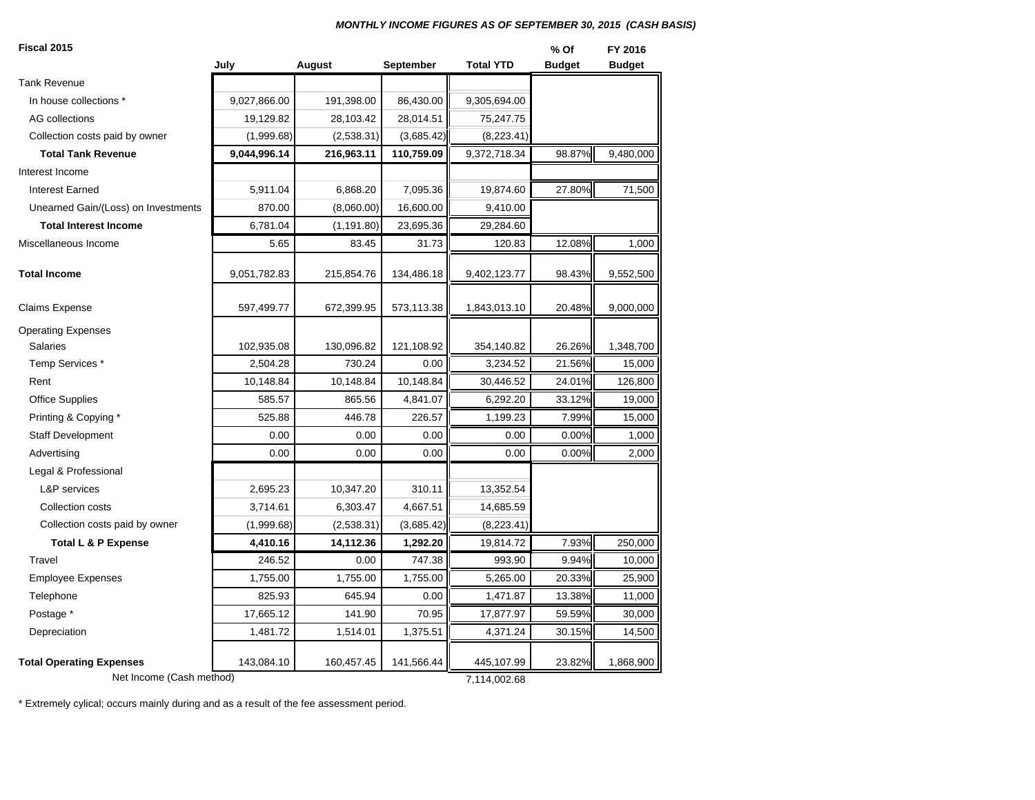***MONTHLY INCOME FIGURES AS OF SEPTEMBER 30, 2015 (CASH BASIS)***

| Fiscal 2015 | July | August | September | Total YTD | % Of Budget | FY 2016 Budget |
|---|---|---|---|---|---|---|
| Tank Revenue | | | | | | |
| In house collections * | 9,027,866.00 | 191,398.00 | 86,430.00 | 9,305,694.00 | | |
| AG collections | 19,129.82 | 28,103.42 | 28,014.51 | 75,247.75 | | |
| Collection costs paid by owner | (1,999.68) | (2,538.31) | (3,685.42) | (8,223.41) | | |
| **Total Tank Revenue** | **9,044,996.14** | **216,963.11** | **110,759.09** | 9,372,718.34 | 98.87% | 9,480,000 |
| Interest Income | | | | | | |
| Interest Earned | 5,911.04 | 6,868.20 | 7,095.36 | 19,874.60 | 27.80% | 71,500 |
| Unearned Gain/(Loss) on Investments | 870.00 | (8,060.00) | 16,600.00 | 9,410.00 | | |
| **Total Interest Income** | 6,781.04 | (1,191.80) | 23,695.36 | 29,284.60 | | |
| Miscellaneous Income | 5.65 | 83.45 | 31.73 | 120.83 | 12.08% | 1,000 |
| **Total Income** | 9,051,782.83 | 215,854.76 | 134,486.18 | 9,402,123.77 | 98.43% | 9,552,500 |
| Claims Expense | 597,499.77 | 672,399.95 | 573,113.38 | 1,843,013.10 | 20.48% | 9,000,000 |
| Operating Expenses | | | | | | |
| Salaries | 102,935.08 | 130,096.82 | 121,108.92 | 354,140.82 | 26.26% | 1,348,700 |
| Temp Services * | 2,504.28 | 730.24 | 0.00 | 3,234.52 | 21.56% | 15,000 |
| Rent | 10,148.84 | 10,148.84 | 10,148.84 | 30,446.52 | 24.01% | 126,800 |
| Office Supplies | 585.57 | 865.56 | 4,841.07 | 6,292.20 | 33.12% | 19,000 |
| Printing & Copying * | 525.88 | 446.78 | 226.57 | 1,199.23 | 7.99% | 15,000 |
| Staff Development | 0.00 | 0.00 | 0.00 | 0.00 | 0.00% | 1,000 |
| Advertising | 0.00 | 0.00 | 0.00 | 0.00 | 0.00% | 2,000 |
| Legal & Professional | | | | | | |
| L&P services | 2,695.23 | 10,347.20 | 310.11 | 13,352.54 | | |
| Collection costs | 3,714.61 | 6,303.47 | 4,667.51 | 14,685.59 | | |
| Collection costs paid by owner | (1,999.68) | (2,538.31) | (3,685.42) | (8,223.41) | | |
| **Total L & P Expense** | **4,410.16** | **14,112.36** | **1,292.20** | 19,814.72 | 7.93% | 250,000 |
| Travel | 246.52 | 0.00 | 747.38 | 993.90 | 9.94% | 10,000 |
| Employee Expenses | 1,755.00 | 1,755.00 | 1,755.00 | 5,265.00 | 20.33% | 25,900 |
| Telephone | 825.93 | 645.94 | 0.00 | 1,471.87 | 13.38% | 11,000 |
| Postage * | 17,665.12 | 141.90 | 70.95 | 17,877.97 | 59.59% | 30,000 |
| Depreciation | 1,481.72 | 1,514.01 | 1,375.51 | 4,371.24 | 30.15% | 14,500 |
| **Total Operating Expenses** | 143,084.10 | 160,457.45 | 141,566.44 | 445,107.99 | 23.82% | 1,868,900 |
| Net Income (Cash method) | | | | 7,114,002.68 | | |

* Extremely cylical; occurs mainly during and as a result of the fee assessment period.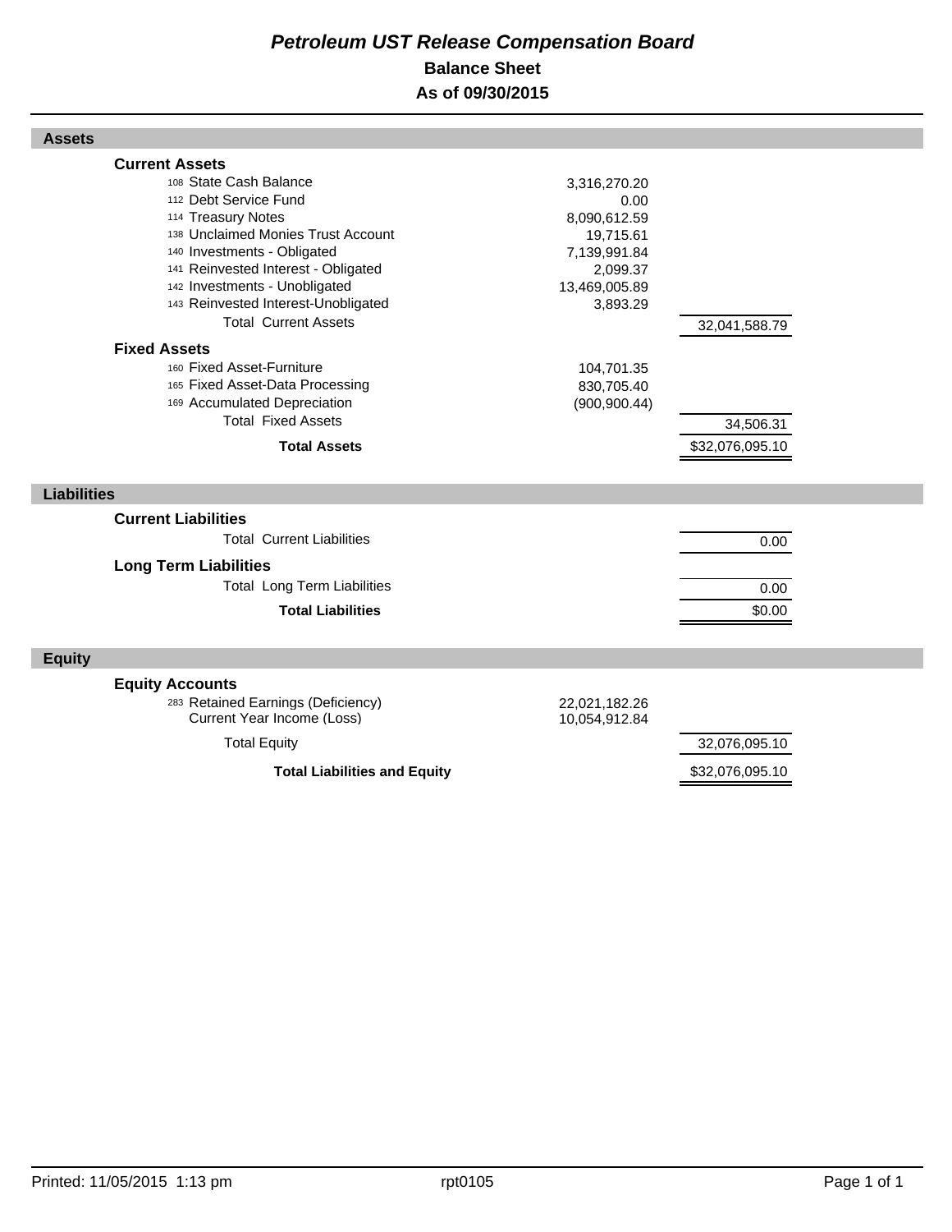# Petroleum UST Release Compensation Board

## Balance Sheet

## As of 09/30/2015

### Assets

| | | |
|---|---|---|
| **Current Assets** | | |
| 108 State Cash Balance | 3,316,270.20 | |
| 112 Debt Service Fund | 0.00 | |
| 114 Treasury Notes | 8,090,612.59 | |
| 138 Unclaimed Monies Trust Account | 19,715.61 | |
| 140 Investments - Obligated | 7,139,991.84 | |
| 141 Reinvested Interest - Obligated | 2,099.37 | |
| 142 Investments - Unobligated | 13,469,005.89 | |
| 143 Reinvested Interest-Unobligated | 3,893.29 | |
| Total Current Assets | | 32,041,588.79 |
| **Fixed Assets** | | |
| 160 Fixed Asset-Furniture | 104,701.35 | |
| 165 Fixed Asset-Data Processing | 830,705.40 | |
| 169 Accumulated Depreciation | (900,900.44) | |
| Total Fixed Assets | | 34,506.31 |
| **Total Assets** | | $32,076,095.10 |

### Liabilities

| | | |
|---|---|---|
| **Current Liabilities** | | |
| Total Current Liabilities | | 0.00 |
| **Long Term Liabilities** | | |
| Total Long Term Liabilities | | 0.00 |
| **Total Liabilities** | | $0.00 |

### Equity

| | | |
|---|---|---|
| **Equity Accounts** | | |
| 283 Retained Earnings (Deficiency) | 22,021,182.26 | |
| Current Year Income (Loss) | 10,054,912.84 | |
| Total Equity | | 32,076,095.10 |
| **Total Liabilities and Equity** | | $32,076,095.10 |

Printed: 11/05/2015 1:13 pm rpt0105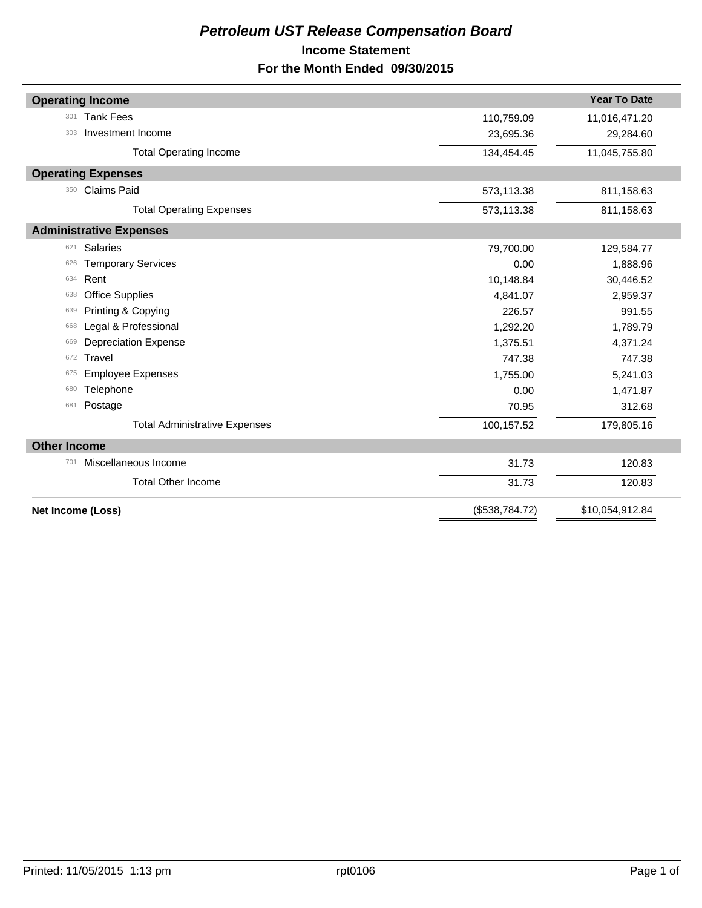# *Petroleum UST Release Compensation Board*

## Income Statement

## For the Month Ended 09/30/2015

| | | | Year To Date |
|---|---|---|---|
| **Operating Income** | | | |
| 301 | Tank Fees | 110,759.09 | 11,016,471.20 |
| 303 | Investment Income | 23,695.36 | 29,284.60 |
| | Total Operating Income | 134,454.45 | 11,045,755.80 |
| **Operating Expenses** | | | |
| 350 | Claims Paid | 573,113.38 | 811,158.63 |
| | Total Operating Expenses | 573,113.38 | 811,158.63 |
| **Administrative Expenses** | | | |
| 621 | Salaries | 79,700.00 | 129,584.77 |
| 626 | Temporary Services | 0.00 | 1,888.96 |
| 634 | Rent | 10,148.84 | 30,446.52 |
| 638 | Office Supplies | 4,841.07 | 2,959.37 |
| 639 | Printing & Copying | 226.57 | 991.55 |
| 668 | Legal & Professional | 1,292.20 | 1,789.79 |
| 669 | Depreciation Expense | 1,375.51 | 4,371.24 |
| 672 | Travel | 747.38 | 747.38 |
| 675 | Employee Expenses | 1,755.00 | 5,241.03 |
| 680 | Telephone | 0.00 | 1,471.87 |
| 681 | Postage | 70.95 | 312.68 |
| | Total Administrative Expenses | 100,157.52 | 179,805.16 |
| **Other Income** | | | |
| 701 | Miscellaneous Income | 31.73 | 120.83 |
| | Total Other Income | 31.73 | 120.83 |
| **Net Income (Loss)** | | ($538,784.72) | $10,054,912.84 |

Printed: 11/05/2015 1:13 pm rpt0106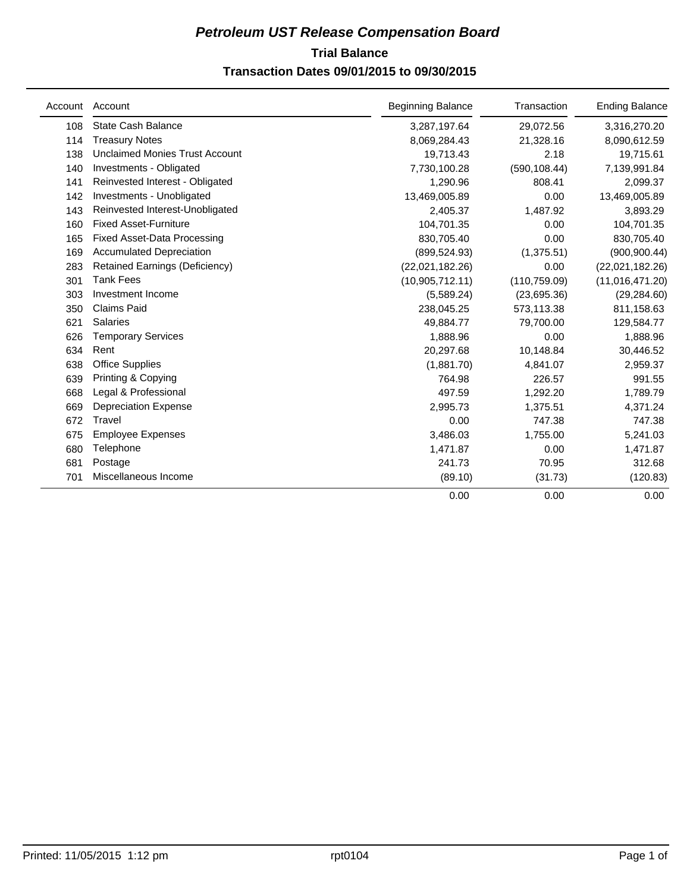# *Petroleum UST Release Compensation Board*

## Trial Balance

### Transaction Dates 09/01/2015 to 09/30/2015

| Account | Account | Beginning Balance | Transaction | Ending Balance |
|---|---|---|---|---|
| 108 | State Cash Balance | 3,287,197.64 | 29,072.56 | 3,316,270.20 |
| 114 | Treasury Notes | 8,069,284.43 | 21,328.16 | 8,090,612.59 |
| 138 | Unclaimed Monies Trust Account | 19,713.43 | 2.18 | 19,715.61 |
| 140 | Investments - Obligated | 7,730,100.28 | (590,108.44) | 7,139,991.84 |
| 141 | Reinvested Interest - Obligated | 1,290.96 | 808.41 | 2,099.37 |
| 142 | Investments - Unobligated | 13,469,005.89 | 0.00 | 13,469,005.89 |
| 143 | Reinvested Interest-Unobligated | 2,405.37 | 1,487.92 | 3,893.29 |
| 160 | Fixed Asset-Furniture | 104,701.35 | 0.00 | 104,701.35 |
| 165 | Fixed Asset-Data Processing | 830,705.40 | 0.00 | 830,705.40 |
| 169 | Accumulated Depreciation | (899,524.93) | (1,375.51) | (900,900.44) |
| 283 | Retained Earnings (Deficiency) | (22,021,182.26) | 0.00 | (22,021,182.26) |
| 301 | Tank Fees | (10,905,712.11) | (110,759.09) | (11,016,471.20) |
| 303 | Investment Income | (5,589.24) | (23,695.36) | (29,284.60) |
| 350 | Claims Paid | 238,045.25 | 573,113.38 | 811,158.63 |
| 621 | Salaries | 49,884.77 | 79,700.00 | 129,584.77 |
| 626 | Temporary Services | 1,888.96 | 0.00 | 1,888.96 |
| 634 | Rent | 20,297.68 | 10,148.84 | 30,446.52 |
| 638 | Office Supplies | (1,881.70) | 4,841.07 | 2,959.37 |
| 639 | Printing & Copying | 764.98 | 226.57 | 991.55 |
| 668 | Legal & Professional | 497.59 | 1,292.20 | 1,789.79 |
| 669 | Depreciation Expense | 2,995.73 | 1,375.51 | 4,371.24 |
| 672 | Travel | 0.00 | 747.38 | 747.38 |
| 675 | Employee Expenses | 3,486.03 | 1,755.00 | 5,241.03 |
| 680 | Telephone | 1,471.87 | 0.00 | 1,471.87 |
| 681 | Postage | 241.73 | 70.95 | 312.68 |
| 701 | Miscellaneous Income | (89.10) | (31.73) | (120.83) |
| | | 0.00 | 0.00 | 0.00 |

Printed: 11/05/2015 1:12 pm    rpt0104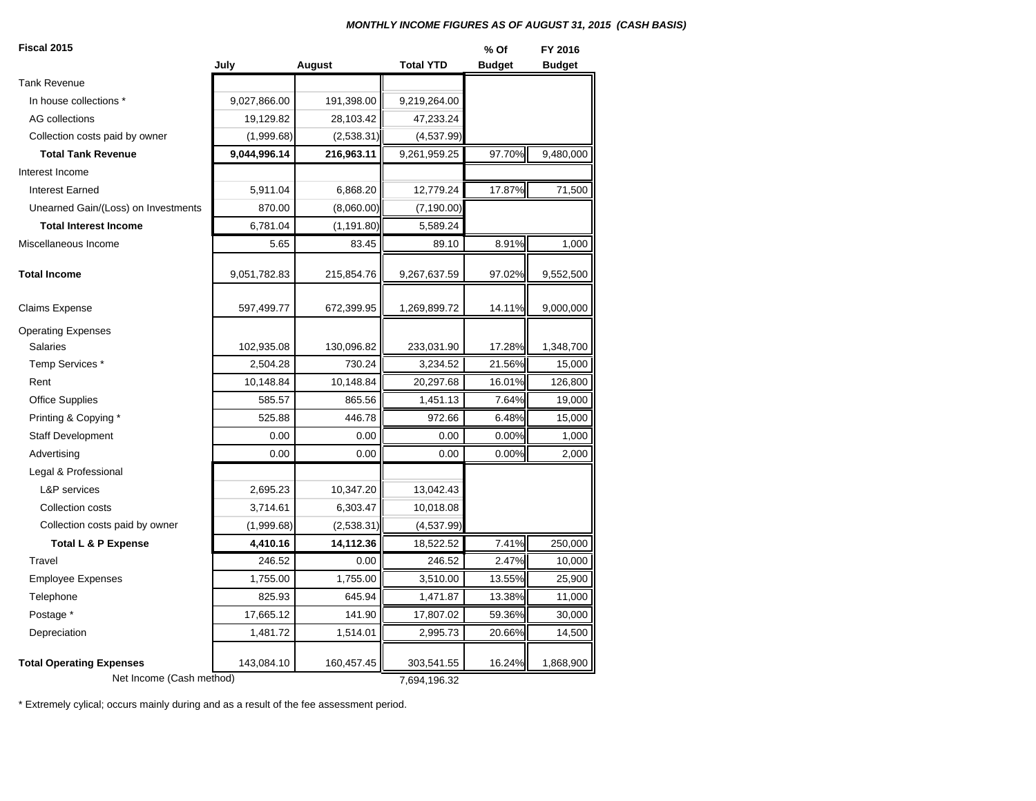***MONTHLY INCOME FIGURES AS OF AUGUST 31, 2015 (CASH BASIS)***

| **Fiscal 2015** | **July** | **August** | **Total YTD** | **% Of Budget** | **FY 2016 Budget** |
|---|---|---|---|---|---|
| Tank Revenue | | | | | |
| In house collections * | 9,027,866.00 | 191,398.00 | 9,219,264.00 | | |
| AG collections | 19,129.82 | 28,103.42 | 47,233.24 | | |
| Collection costs paid by owner | (1,999.68) | (2,538.31) | (4,537.99) | | |
| **Total Tank Revenue** | **9,044,996.14** | **216,963.11** | 9,261,959.25 | 97.70% | 9,480,000 |
| Interest Income | | | | | |
| Interest Earned | 5,911.04 | 6,868.20 | 12,779.24 | 17.87% | 71,500 |
| Unearned Gain/(Loss) on Investments | 870.00 | (8,060.00) | (7,190.00) | | |
| **Total Interest Income** | 6,781.04 | (1,191.80) | 5,589.24 | | |
| Miscellaneous Income | 5.65 | 83.45 | 89.10 | 8.91% | 1,000 |
| **Total Income** | 9,051,782.83 | 215,854.76 | 9,267,637.59 | 97.02% | 9,552,500 |
| Claims Expense | 597,499.77 | 672,399.95 | 1,269,899.72 | 14.11% | 9,000,000 |
| Operating Expenses | | | | | |
| Salaries | 102,935.08 | 130,096.82 | 233,031.90 | 17.28% | 1,348,700 |
| Temp Services * | 2,504.28 | 730.24 | 3,234.52 | 21.56% | 15,000 |
| Rent | 10,148.84 | 10,148.84 | 20,297.68 | 16.01% | 126,800 |
| Office Supplies | 585.57 | 865.56 | 1,451.13 | 7.64% | 19,000 |
| Printing & Copying * | 525.88 | 446.78 | 972.66 | 6.48% | 15,000 |
| Staff Development | 0.00 | 0.00 | 0.00 | 0.00% | 1,000 |
| Advertising | 0.00 | 0.00 | 0.00 | 0.00% | 2,000 |
| Legal & Professional | | | | | |
| L&P services | 2,695.23 | 10,347.20 | 13,042.43 | | |
| Collection costs | 3,714.61 | 6,303.47 | 10,018.08 | | |
| Collection costs paid by owner | (1,999.68) | (2,538.31) | (4,537.99) | | |
| **Total L & P Expense** | **4,410.16** | **14,112.36** | 18,522.52 | 7.41% | 250,000 |
| Travel | 246.52 | 0.00 | 246.52 | 2.47% | 10,000 |
| Employee Expenses | 1,755.00 | 1,755.00 | 3,510.00 | 13.55% | 25,900 |
| Telephone | 825.93 | 645.94 | 1,471.87 | 13.38% | 11,000 |
| Postage * | 17,665.12 | 141.90 | 17,807.02 | 59.36% | 30,000 |
| Depreciation | 1,481.72 | 1,514.01 | 2,995.73 | 20.66% | 14,500 |
| **Total Operating Expenses** | 143,084.10 | 160,457.45 | 303,541.55 | 16.24% | 1,868,900 |
| Net Income (Cash method) | | | 7,694,196.32 | | |

\* Extremely cylical; occurs mainly during and as a result of the fee assessment period.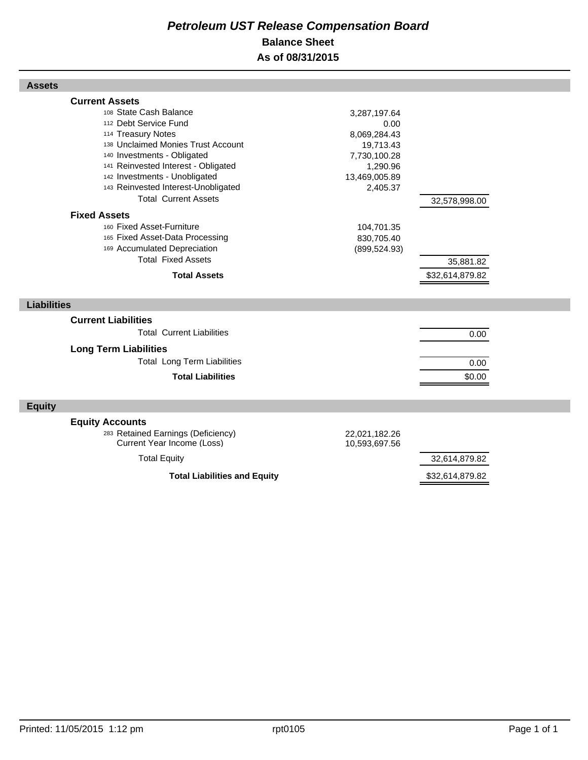# Petroleum UST Release Compensation Board

## Balance Sheet

## As of 08/31/2015

### Assets

| | | |
|---|---|---|
| **Current Assets** | | |
| 108 State Cash Balance | 3,287,197.64 | |
| 112 Debt Service Fund | 0.00 | |
| 114 Treasury Notes | 8,069,284.43 | |
| 138 Unclaimed Monies Trust Account | 19,713.43 | |
| 140 Investments - Obligated | 7,730,100.28 | |
| 141 Reinvested Interest - Obligated | 1,290.96 | |
| 142 Investments - Unobligated | 13,469,005.89 | |
| 143 Reinvested Interest-Unobligated | 2,405.37 | |
| Total Current Assets | | 32,578,998.00 |
| **Fixed Assets** | | |
| 160 Fixed Asset-Furniture | 104,701.35 | |
| 165 Fixed Asset-Data Processing | 830,705.40 | |
| 169 Accumulated Depreciation | (899,524.93) | |
| Total Fixed Assets | | 35,881.82 |
| **Total Assets** | | $32,614,879.82 |

### Liabilities

| | | |
|---|---|---|
| **Current Liabilities** | | |
| Total Current Liabilities | | 0.00 |
| **Long Term Liabilities** | | |
| Total Long Term Liabilities | | 0.00 |
| **Total Liabilities** | | $0.00 |

### Equity

| | | |
|---|---|---|
| **Equity Accounts** | | |
| 283 Retained Earnings (Deficiency) | 22,021,182.26 | |
| Current Year Income (Loss) | 10,593,697.56 | |
| Total Equity | | 32,614,879.82 |
| **Total Liabilities and Equity** | | $32,614,879.82 |

Printed: 11/05/2015 1:12 pm rpt0105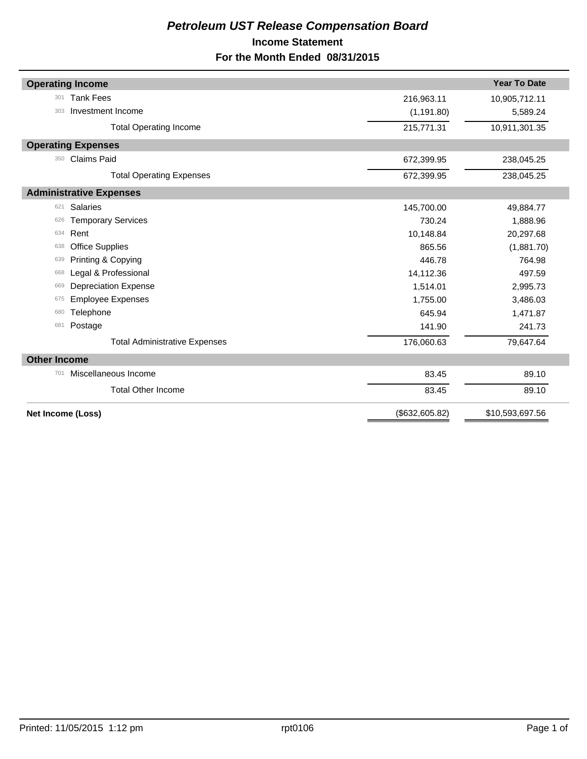# *Petroleum UST Release Compensation Board*

## Income Statement

## For the Month Ended 08/31/2015

| | | | Year To Date |
|---|---|---|---|
| **Operating Income** | | | |
| 301 | Tank Fees | 216,963.11 | 10,905,712.11 |
| 303 | Investment Income | (1,191.80) | 5,589.24 |
| | Total Operating Income | 215,771.31 | 10,911,301.35 |
| **Operating Expenses** | | | |
| 350 | Claims Paid | 672,399.95 | 238,045.25 |
| | Total Operating Expenses | 672,399.95 | 238,045.25 |
| **Administrative Expenses** | | | |
| 621 | Salaries | 145,700.00 | 49,884.77 |
| 626 | Temporary Services | 730.24 | 1,888.96 |
| 634 | Rent | 10,148.84 | 20,297.68 |
| 638 | Office Supplies | 865.56 | (1,881.70) |
| 639 | Printing & Copying | 446.78 | 764.98 |
| 668 | Legal & Professional | 14,112.36 | 497.59 |
| 669 | Depreciation Expense | 1,514.01 | 2,995.73 |
| 675 | Employee Expenses | 1,755.00 | 3,486.03 |
| 680 | Telephone | 645.94 | 1,471.87 |
| 681 | Postage | 141.90 | 241.73 |
| | Total Administrative Expenses | 176,060.63 | 79,647.64 |
| **Other Income** | | | |
| 701 | Miscellaneous Income | 83.45 | 89.10 |
| | Total Other Income | 83.45 | 89.10 |
| **Net Income (Loss)** | | ($632,605.82) | $10,593,697.56 |

Printed: 11/05/2015 1:12 pm rpt0106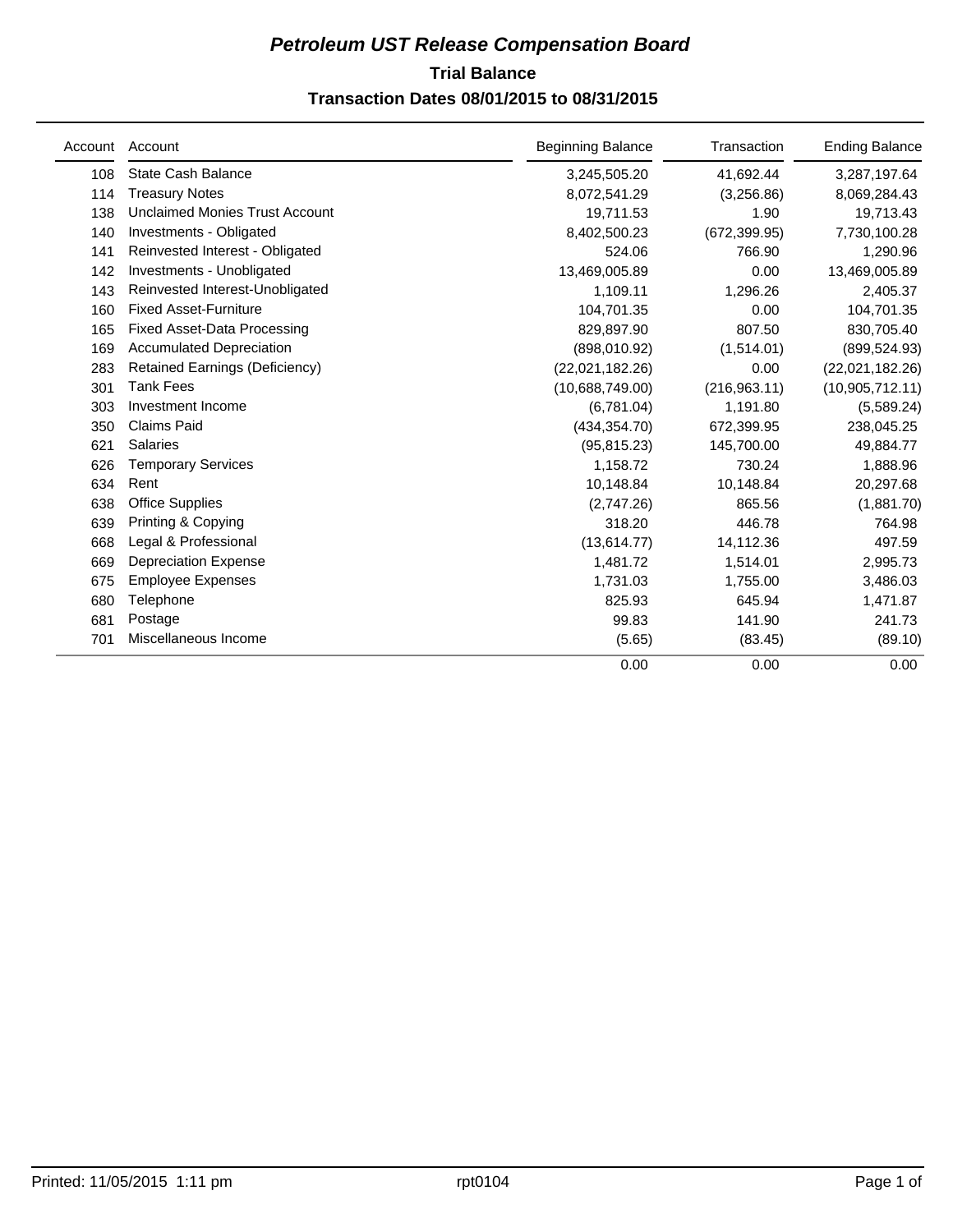# *Petroleum UST Release Compensation Board*

## Trial Balance

### Transaction Dates 08/01/2015 to 08/31/2015

| Account | Account | Beginning Balance | Transaction | Ending Balance |
|---|---|---|---|---|
| 108 | State Cash Balance | 3,245,505.20 | 41,692.44 | 3,287,197.64 |
| 114 | Treasury Notes | 8,072,541.29 | (3,256.86) | 8,069,284.43 |
| 138 | Unclaimed Monies Trust Account | 19,711.53 | 1.90 | 19,713.43 |
| 140 | Investments - Obligated | 8,402,500.23 | (672,399.95) | 7,730,100.28 |
| 141 | Reinvested Interest - Obligated | 524.06 | 766.90 | 1,290.96 |
| 142 | Investments - Unobligated | 13,469,005.89 | 0.00 | 13,469,005.89 |
| 143 | Reinvested Interest-Unobligated | 1,109.11 | 1,296.26 | 2,405.37 |
| 160 | Fixed Asset-Furniture | 104,701.35 | 0.00 | 104,701.35 |
| 165 | Fixed Asset-Data Processing | 829,897.90 | 807.50 | 830,705.40 |
| 169 | Accumulated Depreciation | (898,010.92) | (1,514.01) | (899,524.93) |
| 283 | Retained Earnings (Deficiency) | (22,021,182.26) | 0.00 | (22,021,182.26) |
| 301 | Tank Fees | (10,688,749.00) | (216,963.11) | (10,905,712.11) |
| 303 | Investment Income | (6,781.04) | 1,191.80 | (5,589.24) |
| 350 | Claims Paid | (434,354.70) | 672,399.95 | 238,045.25 |
| 621 | Salaries | (95,815.23) | 145,700.00 | 49,884.77 |
| 626 | Temporary Services | 1,158.72 | 730.24 | 1,888.96 |
| 634 | Rent | 10,148.84 | 10,148.84 | 20,297.68 |
| 638 | Office Supplies | (2,747.26) | 865.56 | (1,881.70) |
| 639 | Printing & Copying | 318.20 | 446.78 | 764.98 |
| 668 | Legal & Professional | (13,614.77) | 14,112.36 | 497.59 |
| 669 | Depreciation Expense | 1,481.72 | 1,514.01 | 2,995.73 |
| 675 | Employee Expenses | 1,731.03 | 1,755.00 | 3,486.03 |
| 680 | Telephone | 825.93 | 645.94 | 1,471.87 |
| 681 | Postage | 99.83 | 141.90 | 241.73 |
| 701 | Miscellaneous Income | (5.65) | (83.45) | (89.10) |
| | | 0.00 | 0.00 | 0.00 |

Printed: 11/05/2015 1:11 pm rpt0104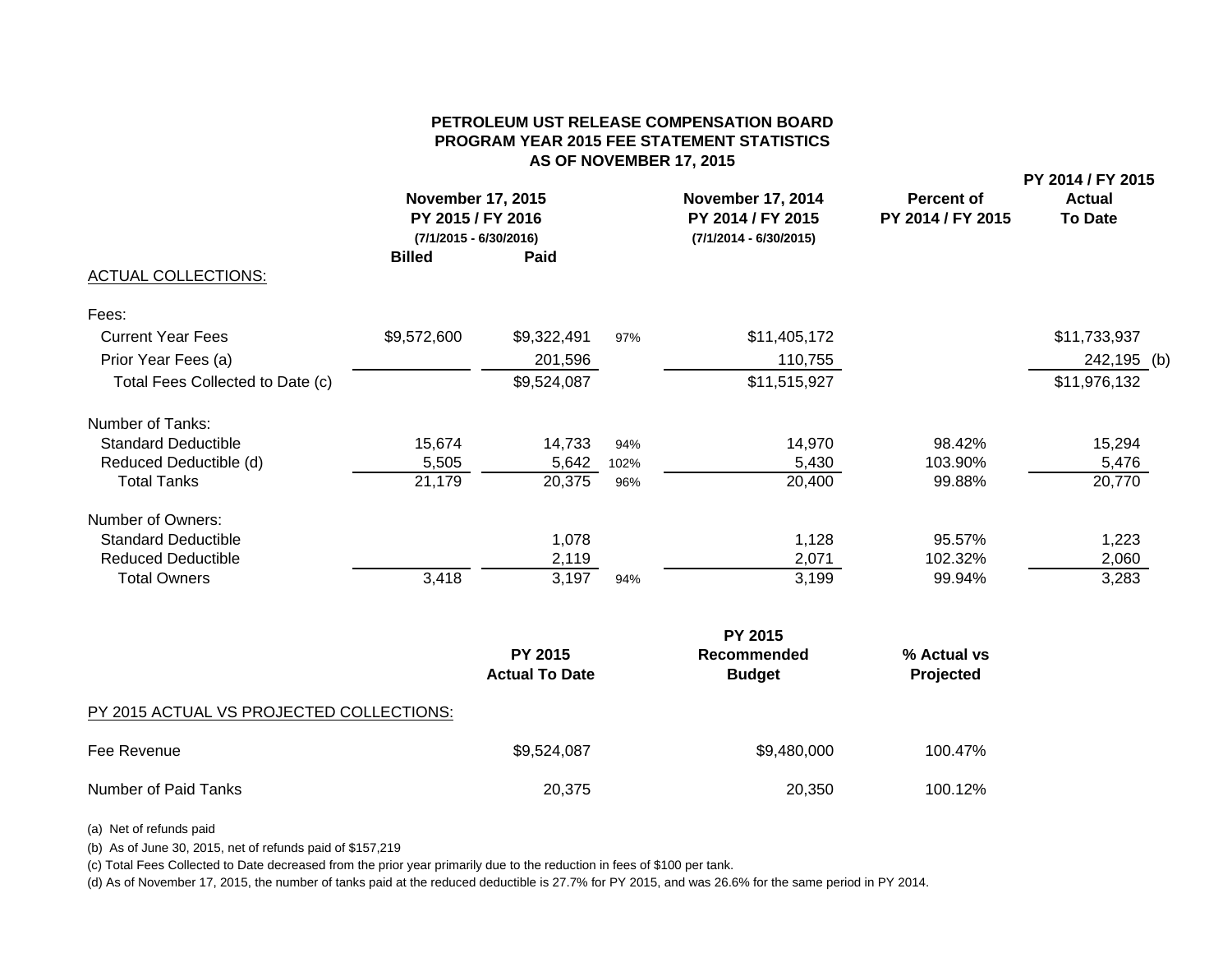# PETROLEUM UST RELEASE COMPENSATION BOARD
## PROGRAM YEAR 2015 FEE STATEMENT STATISTICS
### AS OF NOVEMBER 17, 2015

| | November 17, 2015 PY 2015 / FY 2016 (7/1/2015 - 6/30/2016) Billed | Paid | | November 17, 2014 PY 2014 / FY 2015 (7/1/2014 - 6/30/2015) | Percent of PY 2014 / FY 2015 | PY 2014 / FY 2015 Actual To Date |
|---|---|---|---|---|---|---|
| ACTUAL COLLECTIONS: | | | | | | |
| Fees: | | | | | | |
| Current Year Fees | $9,572,600 | $9,322,491 | 97% | $11,405,172 | | $11,733,937 |
| Prior Year Fees (a) | | 201,596 | | 110,755 | | 242,195 (b) |
| Total Fees Collected to Date (c) | | $9,524,087 | | $11,515,927 | | $11,976,132 |
| Number of Tanks: | | | | | | |
| Standard Deductible | 15,674 | 14,733 | 94% | 14,970 | 98.42% | 15,294 |
| Reduced Deductible (d) | 5,505 | 5,642 | 102% | 5,430 | 103.90% | 5,476 |
| Total Tanks | 21,179 | 20,375 | 96% | 20,400 | 99.88% | 20,770 |
| Number of Owners: | | | | | | |
| Standard Deductible | | 1,078 | | 1,128 | 95.57% | 1,223 |
| Reduced Deductible | | 2,119 | | 2,071 | 102.32% | 2,060 |
| Total Owners | 3,418 | 3,197 | 94% | 3,199 | 99.94% | 3,283 |

| PY 2015 ACTUAL VS PROJECTED COLLECTIONS: | PY 2015 Actual To Date | PY 2015 Recommended Budget | % Actual vs Projected |
|---|---|---|---|
| Fee Revenue | $9,524,087 | $9,480,000 | 100.47% |
| Number of Paid Tanks | 20,375 | 20,350 | 100.12% |

(a) Net of refunds paid

(b) As of June 30, 2015, net of refunds paid of $157,219

(c) Total Fees Collected to Date decreased from the prior year primarily due to the reduction in fees of $100 per tank.

(d) As of November 17, 2015, the number of tanks paid at the reduced deductible is 27.7% for PY 2015, and was 26.6% for the same period in PY 2014.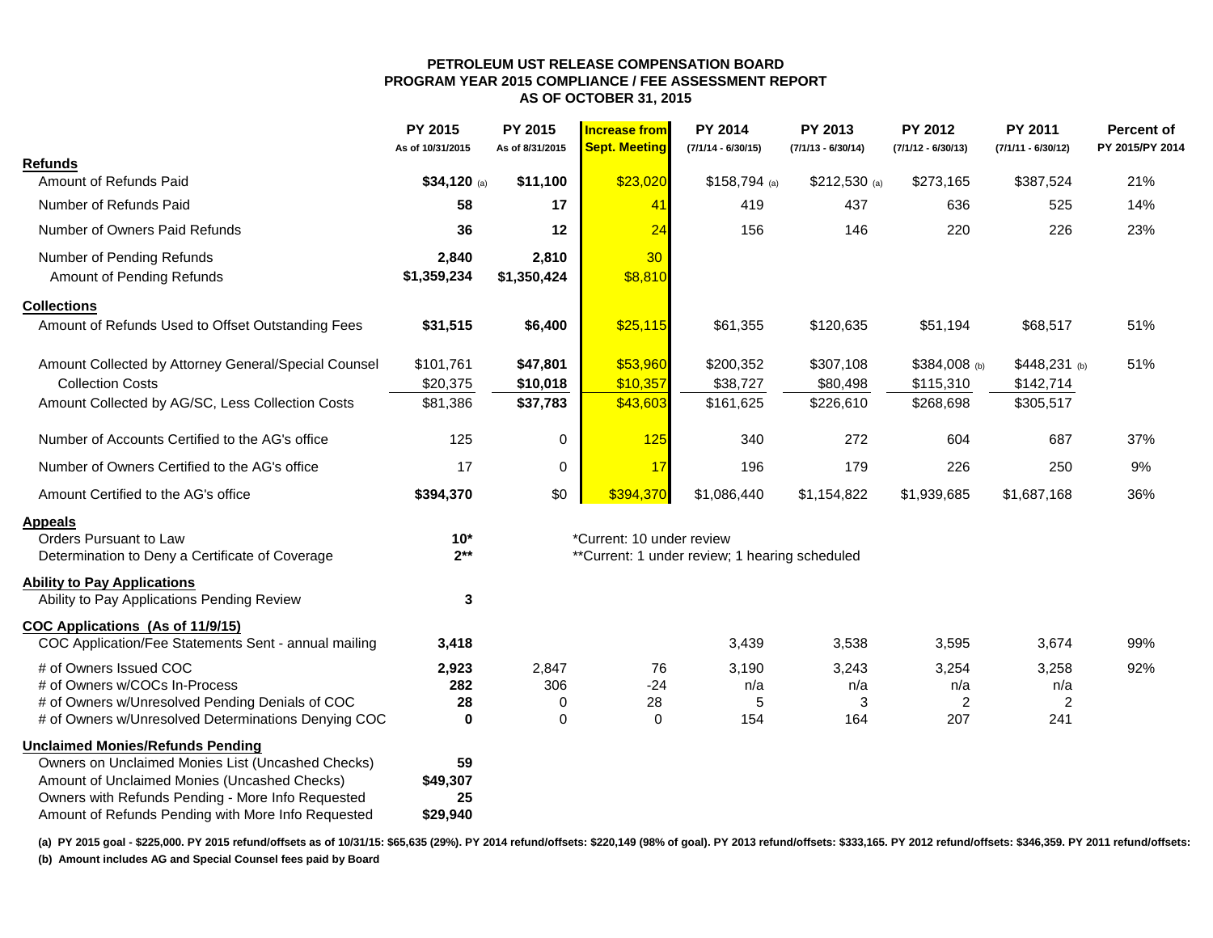# PETROLEUM UST RELEASE COMPENSATION BOARD
## PROGRAM YEAR 2015 COMPLIANCE / FEE ASSESSMENT REPORT
### AS OF OCTOBER 31, 2015

| | PY 2015 As of 10/31/2015 | PY 2015 As of 8/31/2015 | Increase from Sept. Meeting | PY 2014 (7/1/14 - 6/30/15) | PY 2013 (7/1/13 - 6/30/14) | PY 2012 (7/1/12 - 6/30/13) | PY 2011 (7/1/11 - 6/30/12) | Percent of PY 2015/PY 2014 |
|---|---|---|---|---|---|---|---|---|
| **Refunds** | | | | | | | | |
| Amount of Refunds Paid | **$34,120** (a) | **$11,100** | $23,020 | $158,794 (a) | $212,530 (a) | $273,165 | $387,524 | 21% |
| Number of Refunds Paid | **58** | **17** | 41 | 419 | 437 | 636 | 525 | 14% |
| Number of Owners Paid Refunds | **36** | **12** | 24 | 156 | 146 | 220 | 226 | 23% |
| Number of Pending Refunds | **2,840** | **2,810** | 30 | | | | | |
| Amount of Pending Refunds | **$1,359,234** | **$1,350,424** | $8,810 | | | | | |
| **Collections** | | | | | | | | |
| Amount of Refunds Used to Offset Outstanding Fees | **$31,515** | **$6,400** | $25,115 | $61,355 | $120,635 | $51,194 | $68,517 | 51% |
| Amount Collected by Attorney General/Special Counsel | $101,761 | **$47,801** | $53,960 | $200,352 | $307,108 | $384,008 (b) | $448,231 (b) | 51% |
| Collection Costs | $20,375 | **$10,018** | $10,357 | $38,727 | $80,498 | $115,310 | $142,714 | |
| Amount Collected by AG/SC, Less Collection Costs | $81,386 | **$37,783** | $43,603 | $161,625 | $226,610 | $268,698 | $305,517 | |
| Number of Accounts Certified to the AG's office | 125 | 0 | 125 | 340 | 272 | 604 | 687 | 37% |
| Number of Owners Certified to the AG's office | 17 | 0 | 17 | 196 | 179 | 226 | 250 | 9% |
| Amount Certified to the AG's office | **$394,370** | $0 | $394,370 | $1,086,440 | $1,154,822 | $1,939,685 | $1,687,168 | 36% |
| **Appeals** | | | | | | | | |
| Orders Pursuant to Law | **10*** | | *Current: 10 under review | | | | | |
| Determination to Deny a Certificate of Coverage | **2**** | | **Current: 1 under review; 1 hearing scheduled | | | | | |
| **Ability to Pay Applications** | | | | | | | | |
| Ability to Pay Applications Pending Review | **3** | | | | | | | |
| **COC Applications (As of 11/9/15)** | | | | | | | | |
| COC Application/Fee Statements Sent - annual mailing | **3,418** | | | 3,439 | 3,538 | 3,595 | 3,674 | 99% |
| # of Owners Issued COC | **2,923** | 2,847 | 76 | 3,190 | 3,243 | 3,254 | 3,258 | 92% |
| # of Owners w/COCs In-Process | **282** | 306 | -24 | n/a | n/a | n/a | n/a | |
| # of Owners w/Unresolved Pending Denials of COC | **28** | 0 | 28 | 5 | 3 | 2 | 2 | |
| # of Owners w/Unresolved Determinations Denying COC | **0** | 0 | 0 | 154 | 164 | 207 | 241 | |
| **Unclaimed Monies/Refunds Pending** | | | | | | | | |
| Owners on Unclaimed Monies List (Uncashed Checks) | **59** | | | | | | | |
| Amount of Unclaimed Monies (Uncashed Checks) | **$49,307** | | | | | | | |
| Owners with Refunds Pending - More Info Requested | **25** | | | | | | | |
| Amount of Refunds Pending with More Info Requested | **$29,940** | | | | | | | |

**(a) PY 2015 goal - $225,000. PY 2015 refund/offsets as of 10/31/15: $65,635 (29%). PY 2014 refund/offsets: $220,149 (98% of goal). PY 2013 refund/offsets: $333,165. PY 2012 refund/offsets: $346,359. PY 2011 refund/offsets:**

**(b) Amount includes AG and Special Counsel fees paid by Board**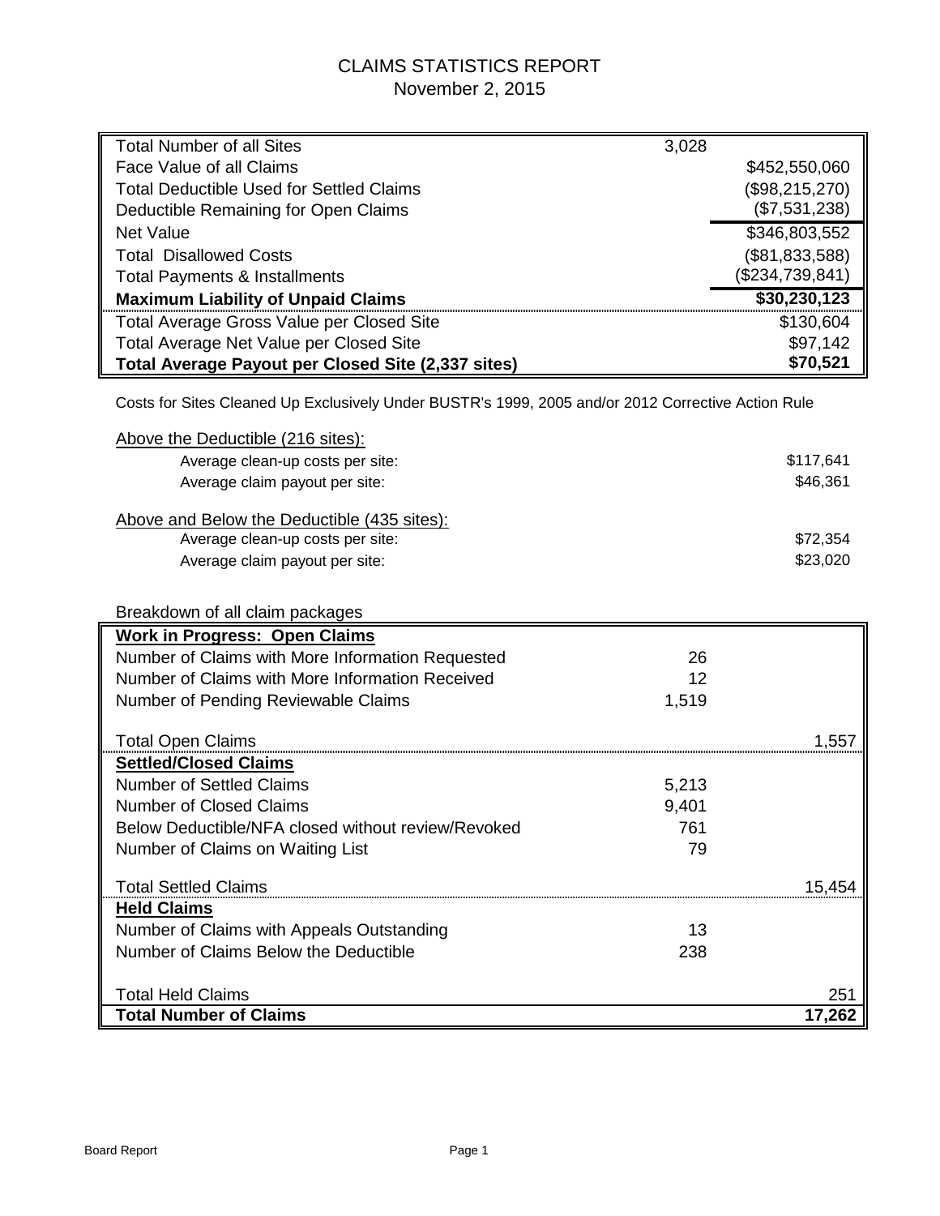# CLAIMS STATISTICS REPORT
November 2, 2015

| | | |
|---|---|---|
| Total Number of all Sites | 3,028 | |
| Face Value of all Claims | | $452,550,060 |
| Total Deductible Used for Settled Claims | | ($98,215,270) |
| Deductible Remaining for Open Claims | | ($7,531,238) |
| Net Value | | $346,803,552 |
| Total Disallowed Costs | | ($81,833,588) |
| Total Payments & Installments | | ($234,739,841) |
| **Maximum Liability of Unpaid Claims** | | **$30,230,123** |
| Total Average Gross Value per Closed Site | | $130,604 |
| Total Average Net Value per Closed Site | | $97,142 |
| **Total Average Payout per Closed Site (2,337 sites)** | | **$70,521** |

Costs for Sites Cleaned Up Exclusively Under BUSTR's 1999, 2005 and/or 2012 Corrective Action Rule

Above the Deductible (216 sites):

| | |
|---|---|
| Average clean-up costs per site: | $117,641 |
| Average claim payout per site: | $46,361 |

Above and Below the Deductible (435 sites):

| | |
|---|---|
| Average clean-up costs per site: | $72,354 |
| Average claim payout per site: | $23,020 |

Breakdown of all claim packages

| | | |
|---|---|---|
| **Work in Progress: Open Claims** | | |
| Number of Claims with More Information Requested | 26 | |
| Number of Claims with More Information Received | 12 | |
| Number of Pending Reviewable Claims | 1,519 | |
| Total Open Claims | | 1,557 |
| **Settled/Closed Claims** | | |
| Number of Settled Claims | 5,213 | |
| Number of Closed Claims | 9,401 | |
| Below Deductible/NFA closed without review/Revoked | 761 | |
| Number of Claims on Waiting List | 79 | |
| Total Settled Claims | | 15,454 |
| **Held Claims** | | |
| Number of Claims with Appeals Outstanding | 13 | |
| Number of Claims Below the Deductible | 238 | |
| Total Held Claims | | 251 |
| **Total Number of Claims** | | **17,262** |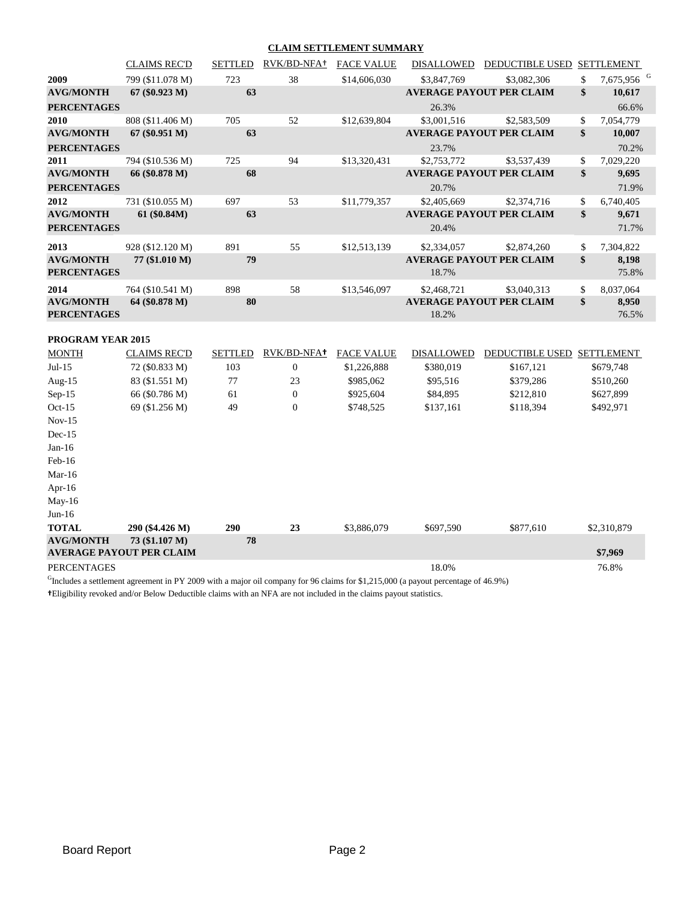## CLAIM SETTLEMENT SUMMARY

| | CLAIMS REC'D | SETTLED | RVK/BD-NFA† | FACE VALUE | DISALLOWED | DEDUCTIBLE USED | SETTLEMENT |
|---|---|---|---|---|---|---|---|
| **2009** | 799 ($11.078 M) | 723 | 38 | $14,606,030 | $3,847,769 | $3,082,306 | $ 7,675,956 [G] |
| **AVG/MONTH** | **67 ($0.923 M)** | **63** | | | **AVERAGE PAYOUT PER CLAIM** | | **$ 10,617** |
| **PERCENTAGES** | | | | | 26.3% | | 66.6% |
| **2010** | 808 ($11.406 M) | 705 | 52 | $12,639,804 | $3,001,516 | $2,583,509 | $ 7,054,779 |
| **AVG/MONTH** | **67 ($0.951 M)** | **63** | | | **AVERAGE PAYOUT PER CLAIM** | | **$ 10,007** |
| **PERCENTAGES** | | | | | 23.7% | | 70.2% |
| **2011** | 794 ($10.536 M) | 725 | 94 | $13,320,431 | $2,753,772 | $3,537,439 | $ 7,029,220 |
| **AVG/MONTH** | **66 ($0.878 M)** | **68** | | | **AVERAGE PAYOUT PER CLAIM** | | **$ 9,695** |
| **PERCENTAGES** | | | | | 20.7% | | 71.9% |
| **2012** | 731 ($10.055 M) | 697 | 53 | $11,779,357 | $2,405,669 | $2,374,716 | $ 6,740,405 |
| **AVG/MONTH** | **61 ($0.84M)** | **63** | | | **AVERAGE PAYOUT PER CLAIM** | | **$ 9,671** |
| **PERCENTAGES** | | | | | 20.4% | | 71.7% |
| **2013** | 928 ($12.120 M) | 891 | 55 | $12,513,139 | $2,334,057 | $2,874,260 | $ 7,304,822 |
| **AVG/MONTH** | **77 ($1.010 M)** | **79** | | | **AVERAGE PAYOUT PER CLAIM** | | **$ 8,198** |
| **PERCENTAGES** | | | | | 18.7% | | 75.8% |
| **2014** | 764 ($10.541 M) | 898 | 58 | $13,546,097 | $2,468,721 | $3,040,313 | $ 8,037,064 |
| **AVG/MONTH** | **64 ($0.878 M)** | **80** | | | **AVERAGE PAYOUT PER CLAIM** | | **$ 8,950** |
| **PERCENTAGES** | | | | | 18.2% | | 76.5% |

**PROGRAM YEAR 2015**

| MONTH | CLAIMS REC'D | SETTLED | RVK/BD-NFA† | FACE VALUE | DISALLOWED | DEDUCTIBLE USED | SETTLEMENT |
|---|---|---|---|---|---|---|---|
| Jul-15 | 72 ($0.833 M) | 103 | 0 | $1,226,888 | $380,019 | $167,121 | $679,748 |
| Aug-15 | 83 ($1.551 M) | 77 | 23 | $985,062 | $95,516 | $379,286 | $510,260 |
| Sep-15 | 66 ($0.786 M) | 61 | 0 | $925,604 | $84,895 | $212,810 | $627,899 |
| Oct-15 | 69 ($1.256 M) | 49 | 0 | $748,525 | $137,161 | $118,394 | $492,971 |
| Nov-15 | | | | | | | |
| Dec-15 | | | | | | | |
| Jan-16 | | | | | | | |
| Feb-16 | | | | | | | |
| Mar-16 | | | | | | | |
| Apr-16 | | | | | | | |
| May-16 | | | | | | | |
| Jun-16 | | | | | | | |
| **TOTAL** | **290 ($4.426 M)** | **290** | **23** | $3,886,079 | $697,590 | $877,610 | $2,310,879 |
| **AVG/MONTH** | **73 ($1.107 M)** | **78** | | | | | |
| **AVERAGE PAYOUT PER CLAIM** | | | | | | | **$7,969** |
| PERCENTAGES | | | | | 18.0% | | 76.8% |

[G] Includes a settlement agreement in PY 2009 with a major oil company for 96 claims for $1,215,000 (a payout percentage of 46.9%)

†Eligibility revoked and/or Below Deductible claims with an NFA are not included in the claims payout statistics.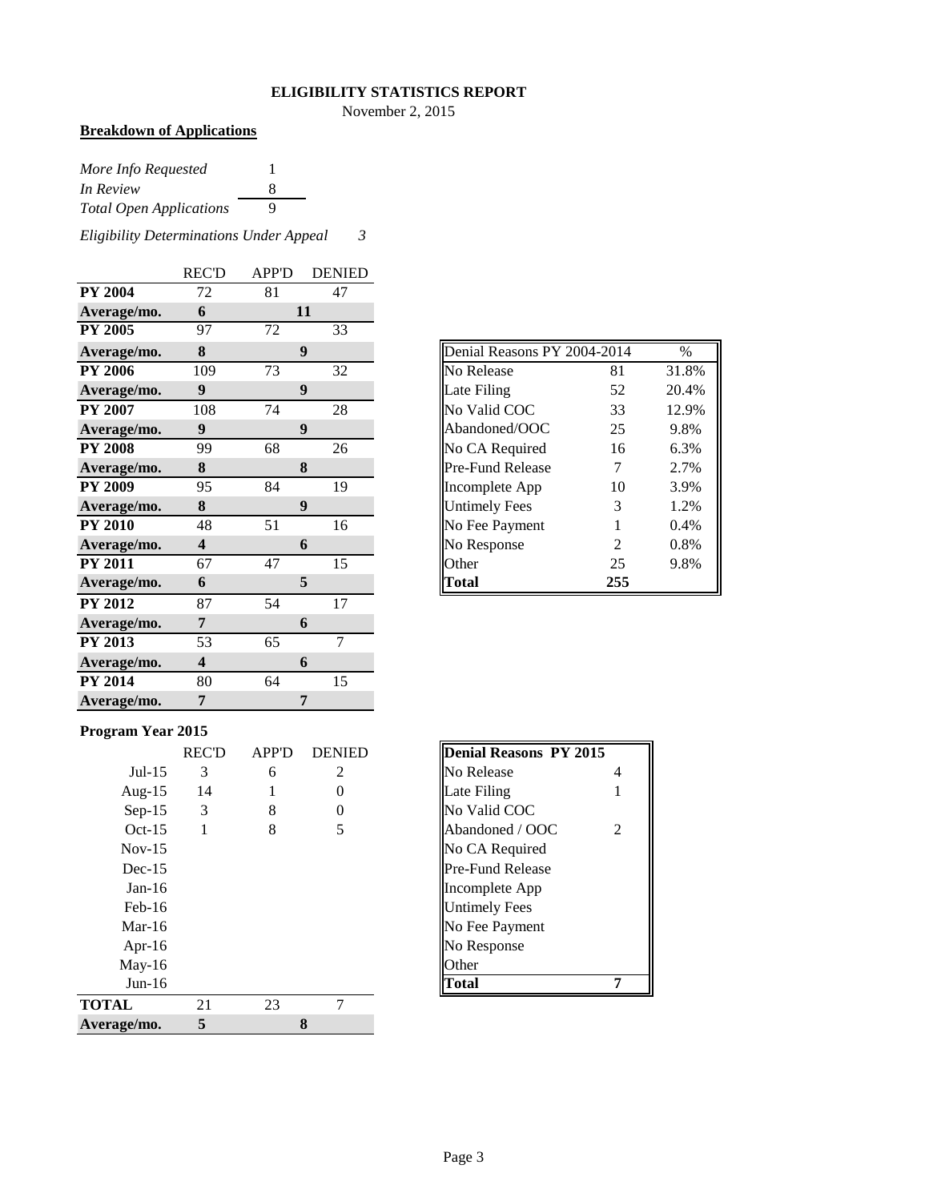# ELIGIBILITY STATISTICS REPORT

November 2, 2015

**Breakdown of Applications**

| | |
|---|---|
| *More Info Requested* | 1 |
| *In Review* | 8 |
| *Total Open Applications* | 9 |

*Eligibility Determinations Under Appeal* 3

| | REC'D | APP'D | DENIED |
|---|---|---|---|
| **PY 2004** | 72 | 81 | 47 |
| **Average/mo.** | **6** | **11** | |
| **PY 2005** | 97 | 72 | 33 |
| **Average/mo.** | **8** | **9** | |
| **PY 2006** | 109 | 73 | 32 |
| **Average/mo.** | **9** | **9** | |
| **PY 2007** | 108 | 74 | 28 |
| **Average/mo.** | **9** | **9** | |
| **PY 2008** | 99 | 68 | 26 |
| **Average/mo.** | **8** | **8** | |
| **PY 2009** | 95 | 84 | 19 |
| **Average/mo.** | **8** | **9** | |
| **PY 2010** | 48 | 51 | 16 |
| **Average/mo.** | **4** | **6** | |
| **PY 2011** | 67 | 47 | 15 |
| **Average/mo.** | **6** | **5** | |
| **PY 2012** | 87 | 54 | 17 |
| **Average/mo.** | **7** | **6** | |
| **PY 2013** | 53 | 65 | 7 |
| **Average/mo.** | **4** | **6** | |
| **PY 2014** | 80 | 64 | 15 |
| **Average/mo.** | **7** | **7** | |

| Denial Reasons PY 2004-2014 | | % |
|---|---|---|
| No Release | 81 | 31.8% |
| Late Filing | 52 | 20.4% |
| No Valid COC | 33 | 12.9% |
| Abandoned/OOC | 25 | 9.8% |
| No CA Required | 16 | 6.3% |
| Pre-Fund Release | 7 | 2.7% |
| Incomplete App | 10 | 3.9% |
| Untimely Fees | 3 | 1.2% |
| No Fee Payment | 1 | 0.4% |
| No Response | 2 | 0.8% |
| Other | 25 | 9.8% |
| **Total** | **255** | |

**Program Year 2015**

| | REC'D | APP'D | DENIED |
|---|---|---|---|
| Jul-15 | 3 | 6 | 2 |
| Aug-15 | 14 | 1 | 0 |
| Sep-15 | 3 | 8 | 0 |
| Oct-15 | 1 | 8 | 5 |
| Nov-15 | | | |
| Dec-15 | | | |
| Jan-16 | | | |
| Feb-16 | | | |
| Mar-16 | | | |
| Apr-16 | | | |
| May-16 | | | |
| Jun-16 | | | |
| **TOTAL** | 21 | 23 | 7 |
| **Average/mo.** | **5** | **8** | |

| **Denial Reasons PY 2015** | |
|---|---|
| No Release | 4 |
| Late Filing | 1 |
| No Valid COC | |
| Abandoned / OOC | 2 |
| No CA Required | |
| Pre-Fund Release | |
| Incomplete App | |
| Untimely Fees | |
| No Fee Payment | |
| No Response | |
| Other | |
| **Total** | **7** |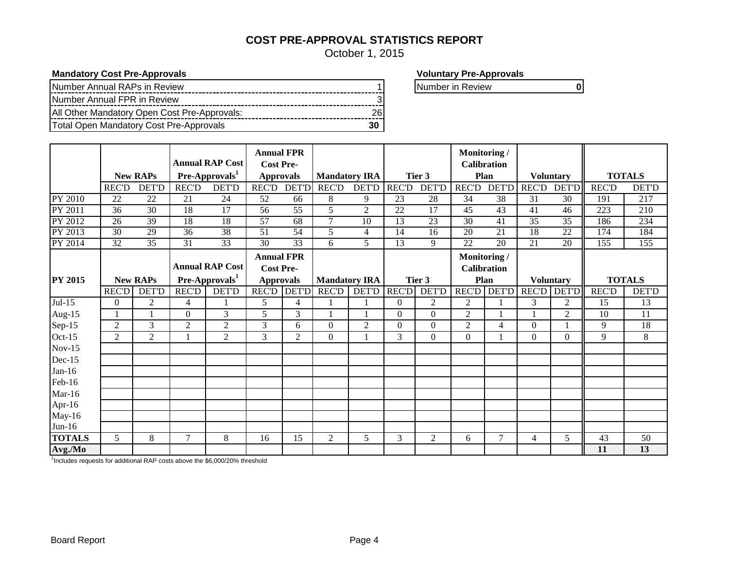# COST PRE-APPROVAL STATISTICS REPORT

October 1, 2015

**Mandatory Cost Pre-Approvals**

| | |
|---|---|
| Number Annual RAPs in Review | 1 |
| Number Annual FPR in Review | 3 |
| All Other Mandatory Open Cost Pre-Approvals: | 26 |
| Total Open Mandatory Cost Pre-Approvals | **30** |

**Voluntary Pre-Approvals**

| | |
|---|---|
| Number in Review | **0** |

| | New RAPs | | Annual RAP Cost Pre-Approvals[1] | | Annual FPR Cost Pre-Approvals | | Mandatory IRA | | Tier 3 | | Monitoring / Calibration Plan | | Voluntary | | TOTALS | |
|---|---|---|---|---|---|---|---|---|---|---|---|---|---|---|---|---|
| | REC'D | DET'D | REC'D | DET'D | REC'D | DET'D | REC'D | DET'D | REC'D | DET'D | REC'D | DET'D | REC'D | DET'D | REC'D | DET'D |
| PY 2010 | 22 | 22 | 21 | 24 | 52 | 66 | 8 | 9 | 23 | 28 | 34 | 38 | 31 | 30 | 191 | 217 |
| PY 2011 | 36 | 30 | 18 | 17 | 56 | 55 | 5 | 2 | 22 | 17 | 45 | 43 | 41 | 46 | 223 | 210 |
| PY 2012 | 26 | 39 | 18 | 18 | 57 | 68 | 7 | 10 | 13 | 23 | 30 | 41 | 35 | 35 | 186 | 234 |
| PY 2013 | 30 | 29 | 36 | 38 | 51 | 54 | 5 | 4 | 14 | 16 | 20 | 21 | 18 | 22 | 174 | 184 |
| PY 2014 | 32 | 35 | 31 | 33 | 30 | 33 | 6 | 5 | 13 | 9 | 22 | 20 | 21 | 20 | 155 | 155 |

| **PY 2015** | New RAPs | | Annual RAP Cost Pre-Approvals[1] | | Annual FPR Cost Pre-Approvals | | Mandatory IRA | | Tier 3 | | Monitoring / Calibration Plan | | Voluntary | | TOTALS | |
|---|---|---|---|---|---|---|---|---|---|---|---|---|---|---|---|---|
| | REC'D | DET'D | REC'D | DET'D | REC'D | DET'D | REC'D | DET'D | REC'D | DET'D | REC'D | DET'D | REC'D | DET'D | REC'D | DET'D |
| Jul-15 | 0 | 2 | 4 | 1 | 5 | 4 | 1 | 1 | 0 | 2 | 2 | 1 | 3 | 2 | 15 | 13 |
| Aug-15 | 1 | 1 | 0 | 3 | 5 | 3 | 1 | 1 | 0 | 0 | 2 | 1 | 1 | 2 | 10 | 11 |
| Sep-15 | 2 | 3 | 2 | 2 | 3 | 6 | 0 | 2 | 0 | 0 | 2 | 4 | 0 | 1 | 9 | 18 |
| Oct-15 | 2 | 2 | 1 | 2 | 3 | 2 | 0 | 1 | 3 | 0 | 0 | 1 | 0 | 0 | 9 | 8 |
| Nov-15 | | | | | | | | | | | | | | | | |
| Dec-15 | | | | | | | | | | | | | | | | |
| Jan-16 | | | | | | | | | | | | | | | | |
| Feb-16 | | | | | | | | | | | | | | | | |
| Mar-16 | | | | | | | | | | | | | | | | |
| Apr-16 | | | | | | | | | | | | | | | | |
| May-16 | | | | | | | | | | | | | | | | |
| Jun-16 | | | | | | | | | | | | | | | | |
| **TOTALS** | 5 | 8 | 7 | 8 | 16 | 15 | 2 | 5 | 3 | 2 | 6 | 7 | 4 | 5 | 43 | 50 |
| **Avg./Mo** | | | | | | | | | | | | | | | **11** | **13** |

[1]Includes requests for additional RAP costs above the $6,000/20% threshold

Board Report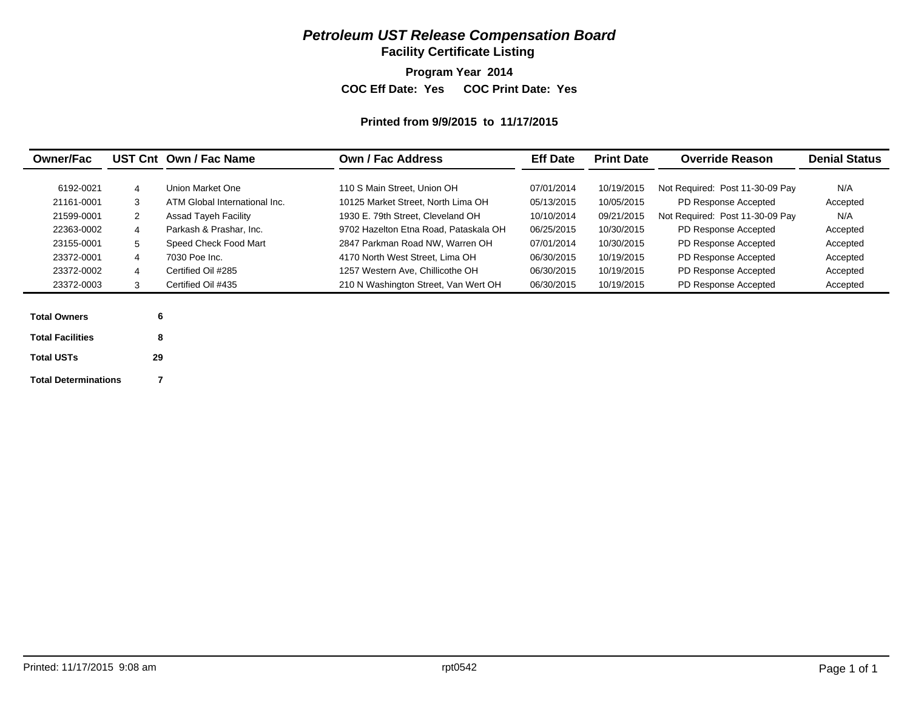# *Petroleum UST Release Compensation Board*

## Facility Certificate Listing

**Program Year 2014**

**COC Eff Date: Yes COC Print Date: Yes**

**Printed from 9/9/2015 to 11/17/2015**

| Owner/Fac | UST Cnt | Own / Fac Name | Own / Fac Address | Eff Date | Print Date | Override Reason | Denial Status |
|---|---|---|---|---|---|---|---|
| 6192-0021 | 4 | Union Market One | 110 S Main Street, Union OH | 07/01/2014 | 10/19/2015 | Not Required: Post 11-30-09 Pay | N/A |
| 21161-0001 | 3 | ATM Global International Inc. | 10125 Market Street, North Lima OH | 05/13/2015 | 10/05/2015 | PD Response Accepted | Accepted |
| 21599-0001 | 2 | Assad Tayeh Facility | 1930 E. 79th Street, Cleveland OH | 10/10/2014 | 09/21/2015 | Not Required: Post 11-30-09 Pay | N/A |
| 22363-0002 | 4 | Parkash & Prashar, Inc. | 9702 Hazelton Etna Road, Pataskala OH | 06/25/2015 | 10/30/2015 | PD Response Accepted | Accepted |
| 23155-0001 | 5 | Speed Check Food Mart | 2847 Parkman Road NW, Warren OH | 07/01/2014 | 10/30/2015 | PD Response Accepted | Accepted |
| 23372-0001 | 4 | 7030 Poe Inc. | 4170 North West Street, Lima OH | 06/30/2015 | 10/19/2015 | PD Response Accepted | Accepted |
| 23372-0002 | 4 | Certified Oil #285 | 1257 Western Ave, Chillicothe OH | 06/30/2015 | 10/19/2015 | PD Response Accepted | Accepted |
| 23372-0003 | 3 | Certified Oil #435 | 210 N Washington Street, Van Wert OH | 06/30/2015 | 10/19/2015 | PD Response Accepted | Accepted |

| | |
|---|---|
| **Total Owners** | **6** |
| **Total Facilities** | **8** |
| **Total USTs** | **29** |
| **Total Determinations** | **7** |

Printed: 11/17/2015 9:08 am rpt0542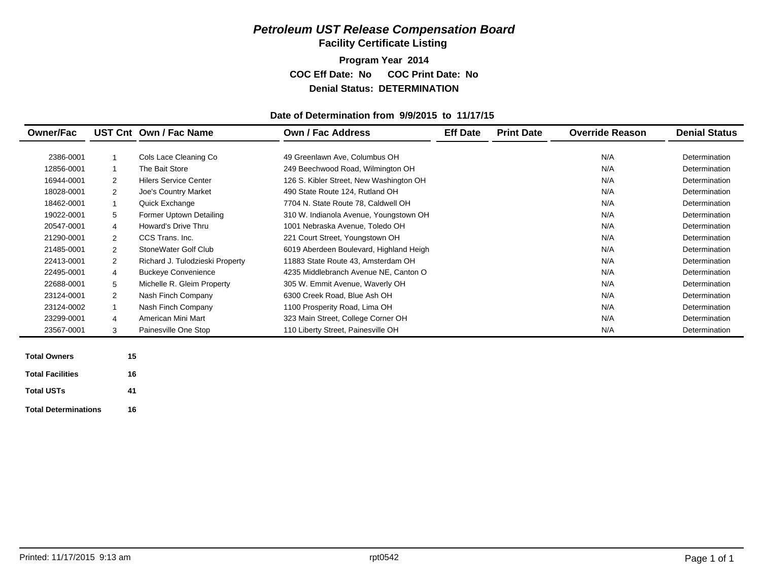# *Petroleum UST Release Compensation Board*

## Facility Certificate Listing

**Program Year 2014**

**COC Eff Date: No COC Print Date: No**

**Denial Status: DETERMINATION**

**Date of Determination from 9/9/2015 to 11/17/15**

| Owner/Fac | UST Cnt | Own / Fac Name | Own / Fac Address | Eff Date | Print Date | Override Reason | Denial Status |
|---|---|---|---|---|---|---|---|
| 2386-0001 | 1 | Cols Lace Cleaning Co | 49 Greenlawn Ave, Columbus OH | | | N/A | Determination |
| 12856-0001 | 1 | The Bait Store | 249 Beechwood Road, Wilmington OH | | | N/A | Determination |
| 16944-0001 | 2 | Hilers Service Center | 126 S. Kibler Street, New Washington OH | | | N/A | Determination |
| 18028-0001 | 2 | Joe's Country Market | 490 State Route 124, Rutland OH | | | N/A | Determination |
| 18462-0001 | 1 | Quick Exchange | 7704 N. State Route 78, Caldwell OH | | | N/A | Determination |
| 19022-0001 | 5 | Former Uptown Detailing | 310 W. Indianola Avenue, Youngstown OH | | | N/A | Determination |
| 20547-0001 | 4 | Howard's Drive Thru | 1001 Nebraska Avenue, Toledo OH | | | N/A | Determination |
| 21290-0001 | 2 | CCS Trans. Inc. | 221 Court Street, Youngstown OH | | | N/A | Determination |
| 21485-0001 | 2 | StoneWater Golf Club | 6019 Aberdeen Boulevard, Highland Heigh | | | N/A | Determination |
| 22413-0001 | 2 | Richard J. Tulodzieski Property | 11883 State Route 43, Amsterdam OH | | | N/A | Determination |
| 22495-0001 | 4 | Buckeye Convenience | 4235 Middlebranch Avenue NE, Canton O | | | N/A | Determination |
| 22688-0001 | 5 | Michelle R. Gleim Property | 305 W. Emmit Avenue, Waverly OH | | | N/A | Determination |
| 23124-0001 | 2 | Nash Finch Company | 6300 Creek Road, Blue Ash OH | | | N/A | Determination |
| 23124-0002 | 1 | Nash Finch Company | 1100 Prosperity Road, Lima OH | | | N/A | Determination |
| 23299-0001 | 4 | American Mini Mart | 323 Main Street, College Corner OH | | | N/A | Determination |
| 23567-0001 | 3 | Painesville One Stop | 110 Liberty Street, Painesville OH | | | N/A | Determination |

| | |
|---|---|
| **Total Owners** | **15** |
| **Total Facilities** | **16** |
| **Total USTs** | **41** |
| **Total Determinations** | **16** |

Printed: 11/17/2015 9:13 am rpt0542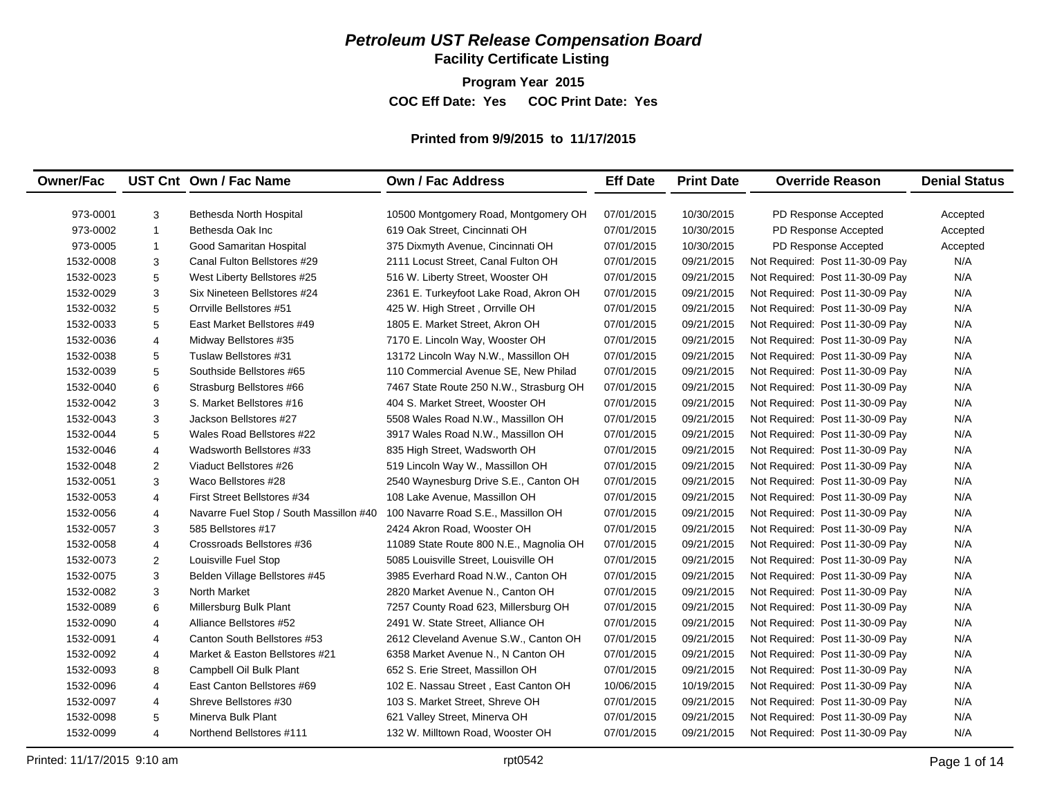# *Petroleum UST Release Compensation Board*

## Facility Certificate Listing

**Program Year 2015**

**COC Eff Date: Yes COC Print Date: Yes**

**Printed from 9/9/2015 to 11/17/2015**

| Owner/Fac | UST Cnt | Own / Fac Name | Own / Fac Address | Eff Date | Print Date | Override Reason | Denial Status |
|---|---|---|---|---|---|---|---|
| 973-0001 | 3 | Bethesda North Hospital | 10500 Montgomery Road, Montgomery OH | 07/01/2015 | 10/30/2015 | PD Response Accepted | Accepted |
| 973-0002 | 1 | Bethesda Oak Inc | 619 Oak Street, Cincinnati OH | 07/01/2015 | 10/30/2015 | PD Response Accepted | Accepted |
| 973-0005 | 1 | Good Samaritan Hospital | 375 Dixmyth Avenue, Cincinnati OH | 07/01/2015 | 10/30/2015 | PD Response Accepted | Accepted |
| 1532-0008 | 3 | Canal Fulton Bellstores #29 | 2111 Locust Street, Canal Fulton OH | 07/01/2015 | 09/21/2015 | Not Required: Post 11-30-09 Pay | N/A |
| 1532-0023 | 5 | West Liberty Bellstores #25 | 516 W. Liberty Street, Wooster OH | 07/01/2015 | 09/21/2015 | Not Required: Post 11-30-09 Pay | N/A |
| 1532-0029 | 3 | Six Nineteen Bellstores #24 | 2361 E. Turkeyfoot Lake Road, Akron OH | 07/01/2015 | 09/21/2015 | Not Required: Post 11-30-09 Pay | N/A |
| 1532-0032 | 5 | Orrville Bellstores #51 | 425 W. High Street , Orrville OH | 07/01/2015 | 09/21/2015 | Not Required: Post 11-30-09 Pay | N/A |
| 1532-0033 | 5 | East Market Bellstores #49 | 1805 E. Market Street, Akron OH | 07/01/2015 | 09/21/2015 | Not Required: Post 11-30-09 Pay | N/A |
| 1532-0036 | 4 | Midway Bellstores #35 | 7170 E. Lincoln Way, Wooster OH | 07/01/2015 | 09/21/2015 | Not Required: Post 11-30-09 Pay | N/A |
| 1532-0038 | 5 | Tuslaw Bellstores #31 | 13172 Lincoln Way N.W., Massillon OH | 07/01/2015 | 09/21/2015 | Not Required: Post 11-30-09 Pay | N/A |
| 1532-0039 | 5 | Southside Bellstores #65 | 110 Commercial Avenue SE, New Philad | 07/01/2015 | 09/21/2015 | Not Required: Post 11-30-09 Pay | N/A |
| 1532-0040 | 6 | Strasburg Bellstores #66 | 7467 State Route 250 N.W., Strasburg OH | 07/01/2015 | 09/21/2015 | Not Required: Post 11-30-09 Pay | N/A |
| 1532-0042 | 3 | S. Market Bellstores #16 | 404 S. Market Street, Wooster OH | 07/01/2015 | 09/21/2015 | Not Required: Post 11-30-09 Pay | N/A |
| 1532-0043 | 3 | Jackson Bellstores #27 | 5508 Wales Road N.W., Massillon OH | 07/01/2015 | 09/21/2015 | Not Required: Post 11-30-09 Pay | N/A |
| 1532-0044 | 5 | Wales Road Bellstores #22 | 3917 Wales Road N.W., Massillon OH | 07/01/2015 | 09/21/2015 | Not Required: Post 11-30-09 Pay | N/A |
| 1532-0046 | 4 | Wadsworth Bellstores #33 | 835 High Street, Wadsworth OH | 07/01/2015 | 09/21/2015 | Not Required: Post 11-30-09 Pay | N/A |
| 1532-0048 | 2 | Viaduct Bellstores #26 | 519 Lincoln Way W., Massillon OH | 07/01/2015 | 09/21/2015 | Not Required: Post 11-30-09 Pay | N/A |
| 1532-0051 | 3 | Waco Bellstores #28 | 2540 Waynesburg Drive S.E., Canton OH | 07/01/2015 | 09/21/2015 | Not Required: Post 11-30-09 Pay | N/A |
| 1532-0053 | 4 | First Street Bellstores #34 | 108 Lake Avenue, Massillon OH | 07/01/2015 | 09/21/2015 | Not Required: Post 11-30-09 Pay | N/A |
| 1532-0056 | 4 | Navarre Fuel Stop / South Massillon #40 | 100 Navarre Road S.E., Massillon OH | 07/01/2015 | 09/21/2015 | Not Required: Post 11-30-09 Pay | N/A |
| 1532-0057 | 3 | 585 Bellstores #17 | 2424 Akron Road, Wooster OH | 07/01/2015 | 09/21/2015 | Not Required: Post 11-30-09 Pay | N/A |
| 1532-0058 | 4 | Crossroads Bellstores #36 | 11089 State Route 800 N.E., Magnolia OH | 07/01/2015 | 09/21/2015 | Not Required: Post 11-30-09 Pay | N/A |
| 1532-0073 | 2 | Louisville Fuel Stop | 5085 Louisville Street, Louisville OH | 07/01/2015 | 09/21/2015 | Not Required: Post 11-30-09 Pay | N/A |
| 1532-0075 | 3 | Belden Village Bellstores #45 | 3985 Everhard Road N.W., Canton OH | 07/01/2015 | 09/21/2015 | Not Required: Post 11-30-09 Pay | N/A |
| 1532-0082 | 3 | North Market | 2820 Market Avenue N., Canton OH | 07/01/2015 | 09/21/2015 | Not Required: Post 11-30-09 Pay | N/A |
| 1532-0089 | 6 | Millersburg Bulk Plant | 7257 County Road 623, Millersburg OH | 07/01/2015 | 09/21/2015 | Not Required: Post 11-30-09 Pay | N/A |
| 1532-0090 | 4 | Alliance Bellstores #52 | 2491 W. State Street, Alliance OH | 07/01/2015 | 09/21/2015 | Not Required: Post 11-30-09 Pay | N/A |
| 1532-0091 | 4 | Canton South Bellstores #53 | 2612 Cleveland Avenue S.W., Canton OH | 07/01/2015 | 09/21/2015 | Not Required: Post 11-30-09 Pay | N/A |
| 1532-0092 | 4 | Market & Easton Bellstores #21 | 6358 Market Avenue N., N Canton OH | 07/01/2015 | 09/21/2015 | Not Required: Post 11-30-09 Pay | N/A |
| 1532-0093 | 8 | Campbell Oil Bulk Plant | 652 S. Erie Street, Massillon OH | 07/01/2015 | 09/21/2015 | Not Required: Post 11-30-09 Pay | N/A |
| 1532-0096 | 4 | East Canton Bellstores #69 | 102 E. Nassau Street , East Canton OH | 10/06/2015 | 10/19/2015 | Not Required: Post 11-30-09 Pay | N/A |
| 1532-0097 | 4 | Shreve Bellstores #30 | 103 S. Market Street, Shreve OH | 07/01/2015 | 09/21/2015 | Not Required: Post 11-30-09 Pay | N/A |
| 1532-0098 | 5 | Minerva Bulk Plant | 621 Valley Street, Minerva OH | 07/01/2015 | 09/21/2015 | Not Required: Post 11-30-09 Pay | N/A |
| 1532-0099 | 4 | Northend Bellstores #111 | 132 W. Milltown Road, Wooster OH | 07/01/2015 | 09/21/2015 | Not Required: Post 11-30-09 Pay | N/A |

Printed: 11/17/2015 9:10 am rpt0542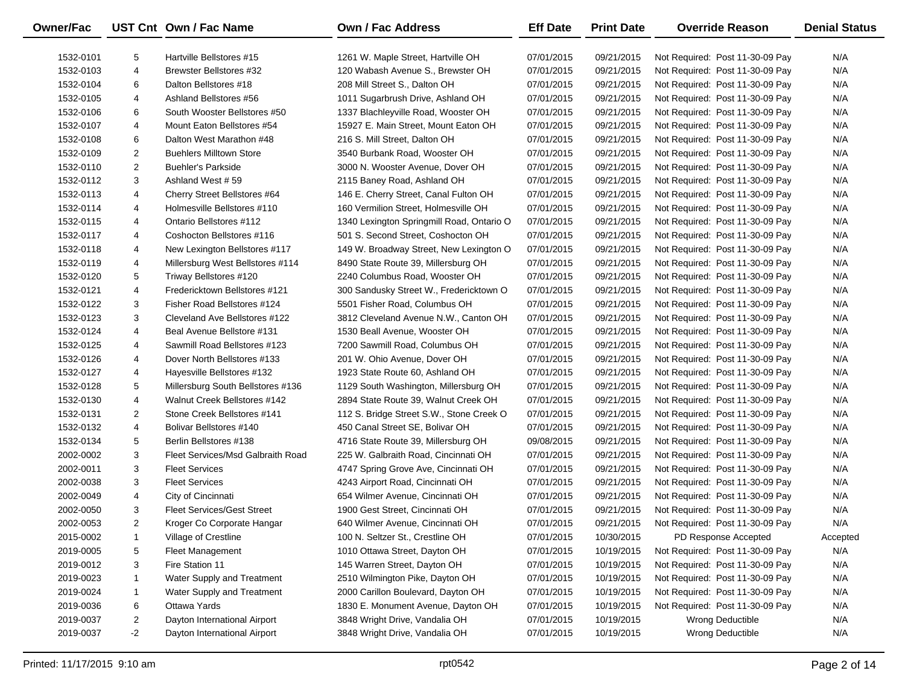| Owner/Fac | UST Cnt | Own / Fac Name | Own / Fac Address | Eff Date | Print Date | Override Reason | Denial Status |
|---|---|---|---|---|---|---|---|
| 1532-0101 | 5 | Hartville Bellstores #15 | 1261 W. Maple Street, Hartville OH | 07/01/2015 | 09/21/2015 | Not Required: Post 11-30-09 Pay | N/A |
| 1532-0103 | 4 | Brewster Bellstores #32 | 120 Wabash Avenue S., Brewster OH | 07/01/2015 | 09/21/2015 | Not Required: Post 11-30-09 Pay | N/A |
| 1532-0104 | 6 | Dalton Bellstores #18 | 208 Mill Street S., Dalton OH | 07/01/2015 | 09/21/2015 | Not Required: Post 11-30-09 Pay | N/A |
| 1532-0105 | 4 | Ashland Bellstores #56 | 1011 Sugarbrush Drive, Ashland OH | 07/01/2015 | 09/21/2015 | Not Required: Post 11-30-09 Pay | N/A |
| 1532-0106 | 6 | South Wooster Bellstores #50 | 1337 Blachleyville Road, Wooster OH | 07/01/2015 | 09/21/2015 | Not Required: Post 11-30-09 Pay | N/A |
| 1532-0107 | 4 | Mount Eaton Bellstores #54 | 15927 E. Main Street, Mount Eaton OH | 07/01/2015 | 09/21/2015 | Not Required: Post 11-30-09 Pay | N/A |
| 1532-0108 | 6 | Dalton West Marathon #48 | 216 S. Mill Street, Dalton OH | 07/01/2015 | 09/21/2015 | Not Required: Post 11-30-09 Pay | N/A |
| 1532-0109 | 2 | Buehlers Milltown Store | 3540 Burbank Road, Wooster OH | 07/01/2015 | 09/21/2015 | Not Required: Post 11-30-09 Pay | N/A |
| 1532-0110 | 2 | Buehler's Parkside | 3000 N. Wooster Avenue, Dover OH | 07/01/2015 | 09/21/2015 | Not Required: Post 11-30-09 Pay | N/A |
| 1532-0112 | 3 | Ashland West # 59 | 2115 Baney Road, Ashland OH | 07/01/2015 | 09/21/2015 | Not Required: Post 11-30-09 Pay | N/A |
| 1532-0113 | 4 | Cherry Street Bellstores #64 | 146 E. Cherry Street, Canal Fulton OH | 07/01/2015 | 09/21/2015 | Not Required: Post 11-30-09 Pay | N/A |
| 1532-0114 | 4 | Holmesville Bellstores #110 | 160 Vermilion Street, Holmesville OH | 07/01/2015 | 09/21/2015 | Not Required: Post 11-30-09 Pay | N/A |
| 1532-0115 | 4 | Ontario Bellstores #112 | 1340 Lexington Springmill Road, Ontario O | 07/01/2015 | 09/21/2015 | Not Required: Post 11-30-09 Pay | N/A |
| 1532-0117 | 4 | Coshocton Bellstores #116 | 501 S. Second Street, Coshocton OH | 07/01/2015 | 09/21/2015 | Not Required: Post 11-30-09 Pay | N/A |
| 1532-0118 | 4 | New Lexington Bellstores #117 | 149 W. Broadway Street, New Lexington O | 07/01/2015 | 09/21/2015 | Not Required: Post 11-30-09 Pay | N/A |
| 1532-0119 | 4 | Millersburg West Bellstores #114 | 8490 State Route 39, Millersburg OH | 07/01/2015 | 09/21/2015 | Not Required: Post 11-30-09 Pay | N/A |
| 1532-0120 | 5 | Triway Bellstores #120 | 2240 Columbus Road, Wooster OH | 07/01/2015 | 09/21/2015 | Not Required: Post 11-30-09 Pay | N/A |
| 1532-0121 | 4 | Fredericktown Bellstores #121 | 300 Sandusky Street W., Fredericktown O | 07/01/2015 | 09/21/2015 | Not Required: Post 11-30-09 Pay | N/A |
| 1532-0122 | 3 | Fisher Road Bellstores #124 | 5501 Fisher Road, Columbus OH | 07/01/2015 | 09/21/2015 | Not Required: Post 11-30-09 Pay | N/A |
| 1532-0123 | 3 | Cleveland Ave Bellstores #122 | 3812 Cleveland Avenue N.W., Canton OH | 07/01/2015 | 09/21/2015 | Not Required: Post 11-30-09 Pay | N/A |
| 1532-0124 | 4 | Beal Avenue Bellstore #131 | 1530 Beall Avenue, Wooster OH | 07/01/2015 | 09/21/2015 | Not Required: Post 11-30-09 Pay | N/A |
| 1532-0125 | 4 | Sawmill Road Bellstores #123 | 7200 Sawmill Road, Columbus OH | 07/01/2015 | 09/21/2015 | Not Required: Post 11-30-09 Pay | N/A |
| 1532-0126 | 4 | Dover North Bellstores #133 | 201 W. Ohio Avenue, Dover OH | 07/01/2015 | 09/21/2015 | Not Required: Post 11-30-09 Pay | N/A |
| 1532-0127 | 4 | Hayesville Bellstores #132 | 1923 State Route 60, Ashland OH | 07/01/2015 | 09/21/2015 | Not Required: Post 11-30-09 Pay | N/A |
| 1532-0128 | 5 | Millersburg South Bellstores #136 | 1129 South Washington, Millersburg OH | 07/01/2015 | 09/21/2015 | Not Required: Post 11-30-09 Pay | N/A |
| 1532-0130 | 4 | Walnut Creek Bellstores #142 | 2894 State Route 39, Walnut Creek OH | 07/01/2015 | 09/21/2015 | Not Required: Post 11-30-09 Pay | N/A |
| 1532-0131 | 2 | Stone Creek Bellstores #141 | 112 S. Bridge Street S.W., Stone Creek O | 07/01/2015 | 09/21/2015 | Not Required: Post 11-30-09 Pay | N/A |
| 1532-0132 | 4 | Bolivar Bellstores #140 | 450 Canal Street SE, Bolivar OH | 07/01/2015 | 09/21/2015 | Not Required: Post 11-30-09 Pay | N/A |
| 1532-0134 | 5 | Berlin Bellstores #138 | 4716 State Route 39, Millersburg OH | 09/08/2015 | 09/21/2015 | Not Required: Post 11-30-09 Pay | N/A |
| 2002-0002 | 3 | Fleet Services/Msd Galbraith Road | 225 W. Galbraith Road, Cincinnati OH | 07/01/2015 | 09/21/2015 | Not Required: Post 11-30-09 Pay | N/A |
| 2002-0011 | 3 | Fleet Services | 4747 Spring Grove Ave, Cincinnati OH | 07/01/2015 | 09/21/2015 | Not Required: Post 11-30-09 Pay | N/A |
| 2002-0038 | 3 | Fleet Services | 4243 Airport Road, Cincinnati OH | 07/01/2015 | 09/21/2015 | Not Required: Post 11-30-09 Pay | N/A |
| 2002-0049 | 4 | City of Cincinnati | 654 Wilmer Avenue, Cincinnati OH | 07/01/2015 | 09/21/2015 | Not Required: Post 11-30-09 Pay | N/A |
| 2002-0050 | 3 | Fleet Services/Gest Street | 1900 Gest Street, Cincinnati OH | 07/01/2015 | 09/21/2015 | Not Required: Post 11-30-09 Pay | N/A |
| 2002-0053 | 2 | Kroger Co Corporate Hangar | 640 Wilmer Avenue, Cincinnati OH | 07/01/2015 | 09/21/2015 | Not Required: Post 11-30-09 Pay | N/A |
| 2015-0002 | 1 | Village of Crestline | 100 N. Seltzer St., Crestline OH | 07/01/2015 | 10/30/2015 | PD Response Accepted | Accepted |
| 2019-0005 | 5 | Fleet Management | 1010 Ottawa Street, Dayton OH | 07/01/2015 | 10/19/2015 | Not Required: Post 11-30-09 Pay | N/A |
| 2019-0012 | 3 | Fire Station 11 | 145 Warren Street, Dayton OH | 07/01/2015 | 10/19/2015 | Not Required: Post 11-30-09 Pay | N/A |
| 2019-0023 | 1 | Water Supply and Treatment | 2510 Wilmington Pike, Dayton OH | 07/01/2015 | 10/19/2015 | Not Required: Post 11-30-09 Pay | N/A |
| 2019-0024 | 1 | Water Supply and Treatment | 2000 Carillon Boulevard, Dayton OH | 07/01/2015 | 10/19/2015 | Not Required: Post 11-30-09 Pay | N/A |
| 2019-0036 | 6 | Ottawa Yards | 1830 E. Monument Avenue, Dayton OH | 07/01/2015 | 10/19/2015 | Not Required: Post 11-30-09 Pay | N/A |
| 2019-0037 | 2 | Dayton International Airport | 3848 Wright Drive, Vandalia OH | 07/01/2015 | 10/19/2015 | Wrong Deductible | N/A |
| 2019-0037 | -2 | Dayton International Airport | 3848 Wright Drive, Vandalia OH | 07/01/2015 | 10/19/2015 | Wrong Deductible | N/A |

Printed: 11/17/2015 9:10 am    rpt0542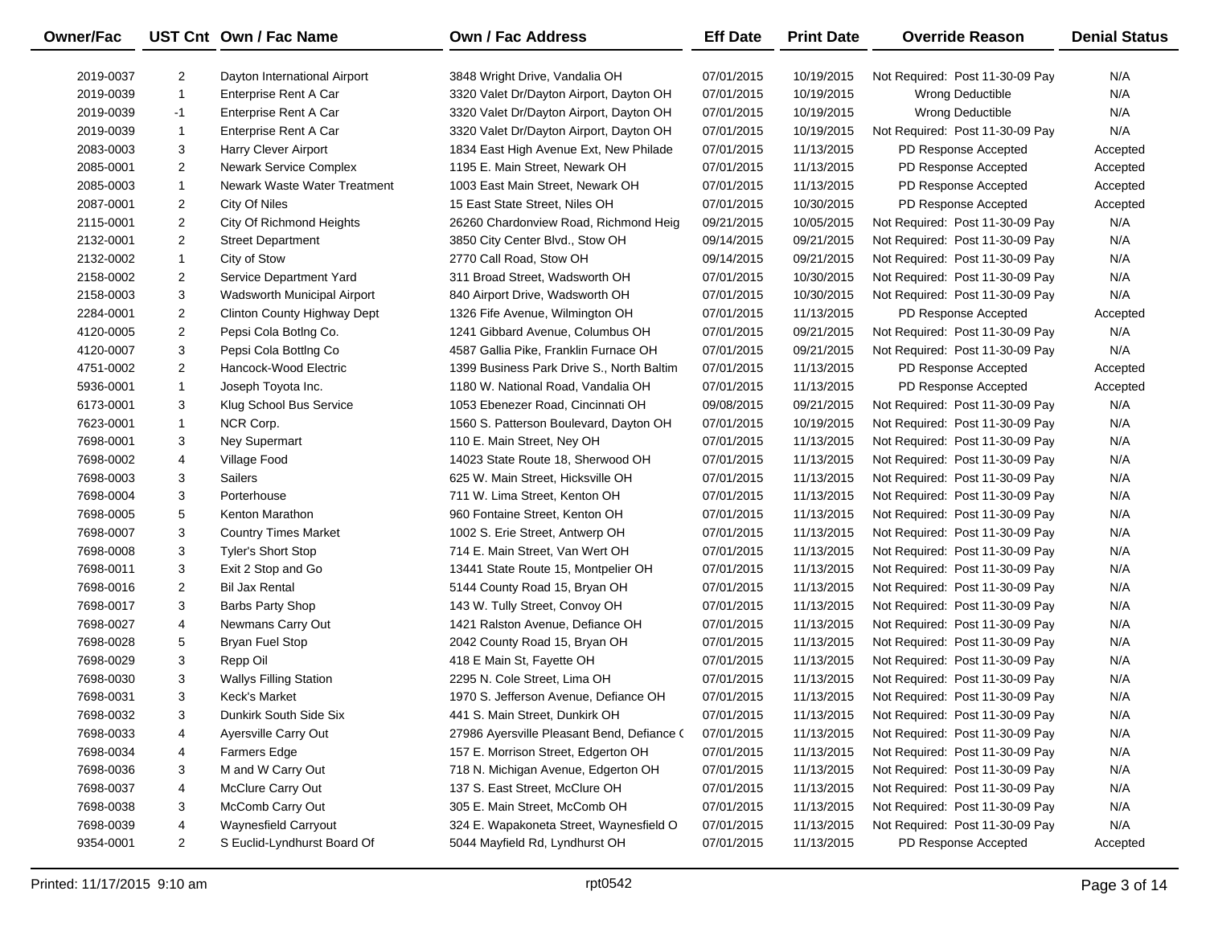| Owner/Fac | UST Cnt | Own / Fac Name | Own / Fac Address | Eff Date | Print Date | Override Reason | Denial Status |
|---|---|---|---|---|---|---|---|
| 2019-0037 | 2 | Dayton International Airport | 3848 Wright Drive, Vandalia OH | 07/01/2015 | 10/19/2015 | Not Required: Post 11-30-09 Pay | N/A |
| 2019-0039 | 1 | Enterprise Rent A Car | 3320 Valet Dr/Dayton Airport, Dayton OH | 07/01/2015 | 10/19/2015 | Wrong Deductible | N/A |
| 2019-0039 | -1 | Enterprise Rent A Car | 3320 Valet Dr/Dayton Airport, Dayton OH | 07/01/2015 | 10/19/2015 | Wrong Deductible | N/A |
| 2019-0039 | 1 | Enterprise Rent A Car | 3320 Valet Dr/Dayton Airport, Dayton OH | 07/01/2015 | 10/19/2015 | Not Required: Post 11-30-09 Pay | N/A |
| 2083-0003 | 3 | Harry Clever Airport | 1834 East High Avenue Ext, New Philade | 07/01/2015 | 11/13/2015 | PD Response Accepted | Accepted |
| 2085-0001 | 2 | Newark Service Complex | 1195 E. Main Street, Newark OH | 07/01/2015 | 11/13/2015 | PD Response Accepted | Accepted |
| 2085-0003 | 1 | Newark Waste Water Treatment | 1003 East Main Street, Newark OH | 07/01/2015 | 11/13/2015 | PD Response Accepted | Accepted |
| 2087-0001 | 2 | City Of Niles | 15 East State Street, Niles OH | 07/01/2015 | 10/30/2015 | PD Response Accepted | Accepted |
| 2115-0001 | 2 | City Of Richmond Heights | 26260 Chardonview Road, Richmond Heig | 09/21/2015 | 10/05/2015 | Not Required: Post 11-30-09 Pay | N/A |
| 2132-0001 | 2 | Street Department | 3850 City Center Blvd., Stow OH | 09/14/2015 | 09/21/2015 | Not Required: Post 11-30-09 Pay | N/A |
| 2132-0002 | 1 | City of Stow | 2770 Call Road, Stow OH | 09/14/2015 | 09/21/2015 | Not Required: Post 11-30-09 Pay | N/A |
| 2158-0002 | 2 | Service Department Yard | 311 Broad Street, Wadsworth OH | 07/01/2015 | 10/30/2015 | Not Required: Post 11-30-09 Pay | N/A |
| 2158-0003 | 3 | Wadsworth Municipal Airport | 840 Airport Drive, Wadsworth OH | 07/01/2015 | 10/30/2015 | Not Required: Post 11-30-09 Pay | N/A |
| 2284-0001 | 2 | Clinton County Highway Dept | 1326 Fife Avenue, Wilmington OH | 07/01/2015 | 11/13/2015 | PD Response Accepted | Accepted |
| 4120-0005 | 2 | Pepsi Cola Botlng Co. | 1241 Gibbard Avenue, Columbus OH | 07/01/2015 | 09/21/2015 | Not Required: Post 11-30-09 Pay | N/A |
| 4120-0007 | 3 | Pepsi Cola Bottlng Co | 4587 Gallia Pike, Franklin Furnace OH | 07/01/2015 | 09/21/2015 | Not Required: Post 11-30-09 Pay | N/A |
| 4751-0002 | 2 | Hancock-Wood Electric | 1399 Business Park Drive S., North Baltim | 07/01/2015 | 11/13/2015 | PD Response Accepted | Accepted |
| 5936-0001 | 1 | Joseph Toyota Inc. | 1180 W. National Road, Vandalia OH | 07/01/2015 | 11/13/2015 | PD Response Accepted | Accepted |
| 6173-0001 | 3 | Klug School Bus Service | 1053 Ebenezer Road, Cincinnati OH | 09/08/2015 | 09/21/2015 | Not Required: Post 11-30-09 Pay | N/A |
| 7623-0001 | 1 | NCR Corp. | 1560 S. Patterson Boulevard, Dayton OH | 07/01/2015 | 10/19/2015 | Not Required: Post 11-30-09 Pay | N/A |
| 7698-0001 | 3 | Ney Supermart | 110 E. Main Street, Ney OH | 07/01/2015 | 11/13/2015 | Not Required: Post 11-30-09 Pay | N/A |
| 7698-0002 | 4 | Village Food | 14023 State Route 18, Sherwood OH | 07/01/2015 | 11/13/2015 | Not Required: Post 11-30-09 Pay | N/A |
| 7698-0003 | 3 | Sailers | 625 W. Main Street, Hicksville OH | 07/01/2015 | 11/13/2015 | Not Required: Post 11-30-09 Pay | N/A |
| 7698-0004 | 3 | Porterhouse | 711 W. Lima Street, Kenton OH | 07/01/2015 | 11/13/2015 | Not Required: Post 11-30-09 Pay | N/A |
| 7698-0005 | 5 | Kenton Marathon | 960 Fontaine Street, Kenton OH | 07/01/2015 | 11/13/2015 | Not Required: Post 11-30-09 Pay | N/A |
| 7698-0007 | 3 | Country Times Market | 1002 S. Erie Street, Antwerp OH | 07/01/2015 | 11/13/2015 | Not Required: Post 11-30-09 Pay | N/A |
| 7698-0008 | 3 | Tyler's Short Stop | 714 E. Main Street, Van Wert OH | 07/01/2015 | 11/13/2015 | Not Required: Post 11-30-09 Pay | N/A |
| 7698-0011 | 3 | Exit 2 Stop and Go | 13441 State Route 15, Montpelier OH | 07/01/2015 | 11/13/2015 | Not Required: Post 11-30-09 Pay | N/A |
| 7698-0016 | 2 | Bil Jax Rental | 5144 County Road 15, Bryan OH | 07/01/2015 | 11/13/2015 | Not Required: Post 11-30-09 Pay | N/A |
| 7698-0017 | 3 | Barbs Party Shop | 143 W. Tully Street, Convoy OH | 07/01/2015 | 11/13/2015 | Not Required: Post 11-30-09 Pay | N/A |
| 7698-0027 | 4 | Newmans Carry Out | 1421 Ralston Avenue, Defiance OH | 07/01/2015 | 11/13/2015 | Not Required: Post 11-30-09 Pay | N/A |
| 7698-0028 | 5 | Bryan Fuel Stop | 2042 County Road 15, Bryan OH | 07/01/2015 | 11/13/2015 | Not Required: Post 11-30-09 Pay | N/A |
| 7698-0029 | 3 | Repp Oil | 418 E Main St, Fayette OH | 07/01/2015 | 11/13/2015 | Not Required: Post 11-30-09 Pay | N/A |
| 7698-0030 | 3 | Wallys Filling Station | 2295 N. Cole Street, Lima OH | 07/01/2015 | 11/13/2015 | Not Required: Post 11-30-09 Pay | N/A |
| 7698-0031 | 3 | Keck's Market | 1970 S. Jefferson Avenue, Defiance OH | 07/01/2015 | 11/13/2015 | Not Required: Post 11-30-09 Pay | N/A |
| 7698-0032 | 3 | Dunkirk South Side Six | 441 S. Main Street, Dunkirk OH | 07/01/2015 | 11/13/2015 | Not Required: Post 11-30-09 Pay | N/A |
| 7698-0033 | 4 | Ayersville Carry Out | 27986 Ayersville Pleasant Bend, Defiance ( | 07/01/2015 | 11/13/2015 | Not Required: Post 11-30-09 Pay | N/A |
| 7698-0034 | 4 | Farmers Edge | 157 E. Morrison Street, Edgerton OH | 07/01/2015 | 11/13/2015 | Not Required: Post 11-30-09 Pay | N/A |
| 7698-0036 | 3 | M and W Carry Out | 718 N. Michigan Avenue, Edgerton OH | 07/01/2015 | 11/13/2015 | Not Required: Post 11-30-09 Pay | N/A |
| 7698-0037 | 4 | McClure Carry Out | 137 S. East Street, McClure OH | 07/01/2015 | 11/13/2015 | Not Required: Post 11-30-09 Pay | N/A |
| 7698-0038 | 3 | McComb Carry Out | 305 E. Main Street, McComb OH | 07/01/2015 | 11/13/2015 | Not Required: Post 11-30-09 Pay | N/A |
| 7698-0039 | 4 | Waynesfield Carryout | 324 E. Wapakoneta Street, Waynesfield O | 07/01/2015 | 11/13/2015 | Not Required: Post 11-30-09 Pay | N/A |
| 9354-0001 | 2 | S Euclid-Lyndhurst Board Of | 5044 Mayfield Rd, Lyndhurst OH | 07/01/2015 | 11/13/2015 | PD Response Accepted | Accepted |

Printed: 11/17/2015 9:10 am    rpt0542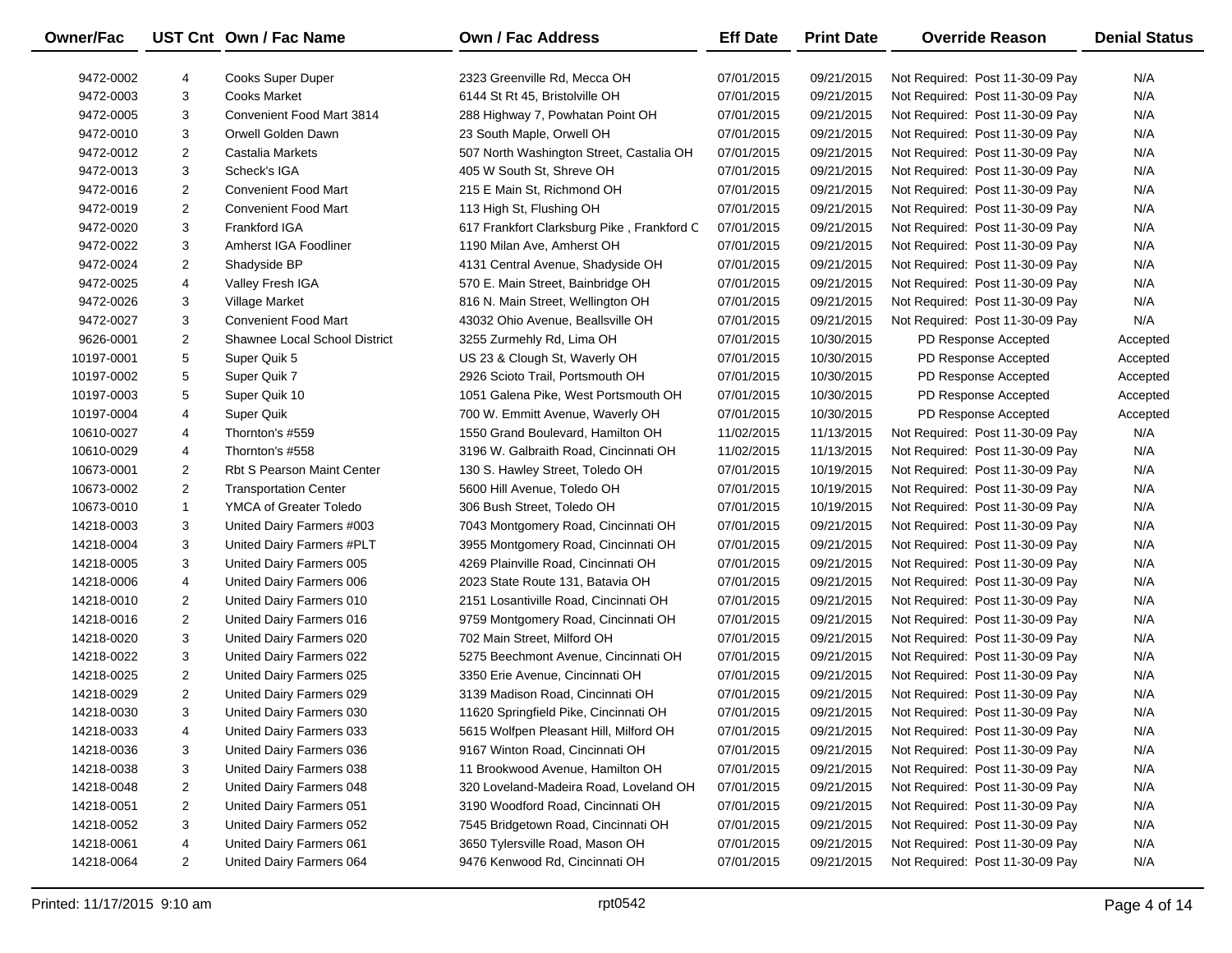| Owner/Fac | UST Cnt | Own / Fac Name | Own / Fac Address | Eff Date | Print Date | Override Reason | Denial Status |
|---|---|---|---|---|---|---|---|
| 9472-0002 | 4 | Cooks Super Duper | 2323 Greenville Rd, Mecca OH | 07/01/2015 | 09/21/2015 | Not Required: Post 11-30-09 Pay | N/A |
| 9472-0003 | 3 | Cooks Market | 6144 St Rt 45, Bristolville OH | 07/01/2015 | 09/21/2015 | Not Required: Post 11-30-09 Pay | N/A |
| 9472-0005 | 3 | Convenient Food Mart 3814 | 288 Highway 7, Powhatan Point OH | 07/01/2015 | 09/21/2015 | Not Required: Post 11-30-09 Pay | N/A |
| 9472-0010 | 3 | Orwell Golden Dawn | 23 South Maple, Orwell OH | 07/01/2015 | 09/21/2015 | Not Required: Post 11-30-09 Pay | N/A |
| 9472-0012 | 2 | Castalia Markets | 507 North Washington Street, Castalia OH | 07/01/2015 | 09/21/2015 | Not Required: Post 11-30-09 Pay | N/A |
| 9472-0013 | 3 | Scheck's IGA | 405 W South St, Shreve OH | 07/01/2015 | 09/21/2015 | Not Required: Post 11-30-09 Pay | N/A |
| 9472-0016 | 2 | Convenient Food Mart | 215 E Main St, Richmond OH | 07/01/2015 | 09/21/2015 | Not Required: Post 11-30-09 Pay | N/A |
| 9472-0019 | 2 | Convenient Food Mart | 113 High St, Flushing OH | 07/01/2015 | 09/21/2015 | Not Required: Post 11-30-09 Pay | N/A |
| 9472-0020 | 3 | Frankford IGA | 617 Frankfort Clarksburg Pike , Frankford C | 07/01/2015 | 09/21/2015 | Not Required: Post 11-30-09 Pay | N/A |
| 9472-0022 | 3 | Amherst IGA Foodliner | 1190 Milan Ave, Amherst OH | 07/01/2015 | 09/21/2015 | Not Required: Post 11-30-09 Pay | N/A |
| 9472-0024 | 2 | Shadyside BP | 4131 Central Avenue, Shadyside OH | 07/01/2015 | 09/21/2015 | Not Required: Post 11-30-09 Pay | N/A |
| 9472-0025 | 4 | Valley Fresh IGA | 570 E. Main Street, Bainbridge OH | 07/01/2015 | 09/21/2015 | Not Required: Post 11-30-09 Pay | N/A |
| 9472-0026 | 3 | Village Market | 816 N. Main Street, Wellington OH | 07/01/2015 | 09/21/2015 | Not Required: Post 11-30-09 Pay | N/A |
| 9472-0027 | 3 | Convenient Food Mart | 43032 Ohio Avenue, Beallsville OH | 07/01/2015 | 09/21/2015 | Not Required: Post 11-30-09 Pay | N/A |
| 9626-0001 | 2 | Shawnee Local School District | 3255 Zurmehly Rd, Lima OH | 07/01/2015 | 10/30/2015 | PD Response Accepted | Accepted |
| 10197-0001 | 5 | Super Quik 5 | US 23 & Clough St, Waverly OH | 07/01/2015 | 10/30/2015 | PD Response Accepted | Accepted |
| 10197-0002 | 5 | Super Quik 7 | 2926 Scioto Trail, Portsmouth OH | 07/01/2015 | 10/30/2015 | PD Response Accepted | Accepted |
| 10197-0003 | 5 | Super Quik 10 | 1051 Galena Pike, West Portsmouth OH | 07/01/2015 | 10/30/2015 | PD Response Accepted | Accepted |
| 10197-0004 | 4 | Super Quik | 700 W. Emmitt Avenue, Waverly OH | 07/01/2015 | 10/30/2015 | PD Response Accepted | Accepted |
| 10610-0027 | 4 | Thornton's #559 | 1550 Grand Boulevard, Hamilton OH | 11/02/2015 | 11/13/2015 | Not Required: Post 11-30-09 Pay | N/A |
| 10610-0029 | 4 | Thornton's #558 | 3196 W. Galbraith Road, Cincinnati OH | 11/02/2015 | 11/13/2015 | Not Required: Post 11-30-09 Pay | N/A |
| 10673-0001 | 2 | Rbt S Pearson Maint Center | 130 S. Hawley Street, Toledo OH | 07/01/2015 | 10/19/2015 | Not Required: Post 11-30-09 Pay | N/A |
| 10673-0002 | 2 | Transportation Center | 5600 Hill Avenue, Toledo OH | 07/01/2015 | 10/19/2015 | Not Required: Post 11-30-09 Pay | N/A |
| 10673-0010 | 1 | YMCA of Greater Toledo | 306 Bush Street, Toledo OH | 07/01/2015 | 10/19/2015 | Not Required: Post 11-30-09 Pay | N/A |
| 14218-0003 | 3 | United Dairy Farmers #003 | 7043 Montgomery Road, Cincinnati OH | 07/01/2015 | 09/21/2015 | Not Required: Post 11-30-09 Pay | N/A |
| 14218-0004 | 3 | United Dairy Farmers #PLT | 3955 Montgomery Road, Cincinnati OH | 07/01/2015 | 09/21/2015 | Not Required: Post 11-30-09 Pay | N/A |
| 14218-0005 | 3 | United Dairy Farmers 005 | 4269 Plainville Road, Cincinnati OH | 07/01/2015 | 09/21/2015 | Not Required: Post 11-30-09 Pay | N/A |
| 14218-0006 | 4 | United Dairy Farmers 006 | 2023 State Route 131, Batavia OH | 07/01/2015 | 09/21/2015 | Not Required: Post 11-30-09 Pay | N/A |
| 14218-0010 | 2 | United Dairy Farmers 010 | 2151 Losantiville Road, Cincinnati OH | 07/01/2015 | 09/21/2015 | Not Required: Post 11-30-09 Pay | N/A |
| 14218-0016 | 2 | United Dairy Farmers 016 | 9759 Montgomery Road, Cincinnati OH | 07/01/2015 | 09/21/2015 | Not Required: Post 11-30-09 Pay | N/A |
| 14218-0020 | 3 | United Dairy Farmers 020 | 702 Main Street, Milford OH | 07/01/2015 | 09/21/2015 | Not Required: Post 11-30-09 Pay | N/A |
| 14218-0022 | 3 | United Dairy Farmers 022 | 5275 Beechmont Avenue, Cincinnati OH | 07/01/2015 | 09/21/2015 | Not Required: Post 11-30-09 Pay | N/A |
| 14218-0025 | 2 | United Dairy Farmers 025 | 3350 Erie Avenue, Cincinnati OH | 07/01/2015 | 09/21/2015 | Not Required: Post 11-30-09 Pay | N/A |
| 14218-0029 | 2 | United Dairy Farmers 029 | 3139 Madison Road, Cincinnati OH | 07/01/2015 | 09/21/2015 | Not Required: Post 11-30-09 Pay | N/A |
| 14218-0030 | 3 | United Dairy Farmers 030 | 11620 Springfield Pike, Cincinnati OH | 07/01/2015 | 09/21/2015 | Not Required: Post 11-30-09 Pay | N/A |
| 14218-0033 | 4 | United Dairy Farmers 033 | 5615 Wolfpen Pleasant Hill, Milford OH | 07/01/2015 | 09/21/2015 | Not Required: Post 11-30-09 Pay | N/A |
| 14218-0036 | 3 | United Dairy Farmers 036 | 9167 Winton Road, Cincinnati OH | 07/01/2015 | 09/21/2015 | Not Required: Post 11-30-09 Pay | N/A |
| 14218-0038 | 3 | United Dairy Farmers 038 | 11 Brookwood Avenue, Hamilton OH | 07/01/2015 | 09/21/2015 | Not Required: Post 11-30-09 Pay | N/A |
| 14218-0048 | 2 | United Dairy Farmers 048 | 320 Loveland-Madeira Road, Loveland OH | 07/01/2015 | 09/21/2015 | Not Required: Post 11-30-09 Pay | N/A |
| 14218-0051 | 2 | United Dairy Farmers 051 | 3190 Woodford Road, Cincinnati OH | 07/01/2015 | 09/21/2015 | Not Required: Post 11-30-09 Pay | N/A |
| 14218-0052 | 3 | United Dairy Farmers 052 | 7545 Bridgetown Road, Cincinnati OH | 07/01/2015 | 09/21/2015 | Not Required: Post 11-30-09 Pay | N/A |
| 14218-0061 | 4 | United Dairy Farmers 061 | 3650 Tylersville Road, Mason OH | 07/01/2015 | 09/21/2015 | Not Required: Post 11-30-09 Pay | N/A |
| 14218-0064 | 2 | United Dairy Farmers 064 | 9476 Kenwood Rd, Cincinnati OH | 07/01/2015 | 09/21/2015 | Not Required: Post 11-30-09 Pay | N/A |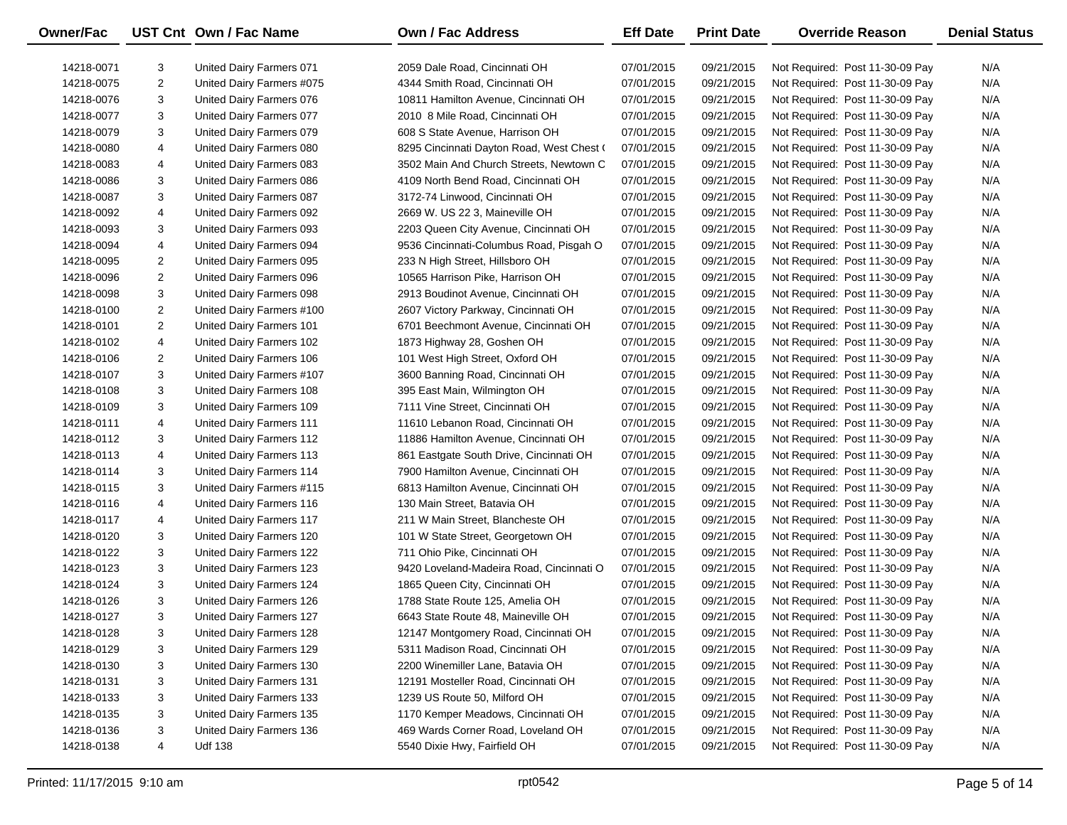| Owner/Fac | UST Cnt | Own / Fac Name | Own / Fac Address | Eff Date | Print Date | Override Reason | Denial Status |
|---|---|---|---|---|---|---|---|
| 14218-0071 | 3 | United Dairy Farmers 071 | 2059 Dale Road, Cincinnati OH | 07/01/2015 | 09/21/2015 | Not Required: Post 11-30-09 Pay | N/A |
| 14218-0075 | 2 | United Dairy Farmers #075 | 4344 Smith Road, Cincinnati OH | 07/01/2015 | 09/21/2015 | Not Required: Post 11-30-09 Pay | N/A |
| 14218-0076 | 3 | United Dairy Farmers 076 | 10811 Hamilton Avenue, Cincinnati OH | 07/01/2015 | 09/21/2015 | Not Required: Post 11-30-09 Pay | N/A |
| 14218-0077 | 3 | United Dairy Farmers 077 | 2010 8 Mile Road, Cincinnati OH | 07/01/2015 | 09/21/2015 | Not Required: Post 11-30-09 Pay | N/A |
| 14218-0079 | 3 | United Dairy Farmers 079 | 608 S State Avenue, Harrison OH | 07/01/2015 | 09/21/2015 | Not Required: Post 11-30-09 Pay | N/A |
| 14218-0080 | 4 | United Dairy Farmers 080 | 8295 Cincinnati Dayton Road, West Chest ( | 07/01/2015 | 09/21/2015 | Not Required: Post 11-30-09 Pay | N/A |
| 14218-0083 | 4 | United Dairy Farmers 083 | 3502 Main And Church Streets, Newtown C | 07/01/2015 | 09/21/2015 | Not Required: Post 11-30-09 Pay | N/A |
| 14218-0086 | 3 | United Dairy Farmers 086 | 4109 North Bend Road, Cincinnati OH | 07/01/2015 | 09/21/2015 | Not Required: Post 11-30-09 Pay | N/A |
| 14218-0087 | 3 | United Dairy Farmers 087 | 3172-74 Linwood, Cincinnati OH | 07/01/2015 | 09/21/2015 | Not Required: Post 11-30-09 Pay | N/A |
| 14218-0092 | 4 | United Dairy Farmers 092 | 2669 W. US 22 3, Maineville OH | 07/01/2015 | 09/21/2015 | Not Required: Post 11-30-09 Pay | N/A |
| 14218-0093 | 3 | United Dairy Farmers 093 | 2203 Queen City Avenue, Cincinnati OH | 07/01/2015 | 09/21/2015 | Not Required: Post 11-30-09 Pay | N/A |
| 14218-0094 | 4 | United Dairy Farmers 094 | 9536 Cincinnati-Columbus Road, Pisgah O | 07/01/2015 | 09/21/2015 | Not Required: Post 11-30-09 Pay | N/A |
| 14218-0095 | 2 | United Dairy Farmers 095 | 233 N High Street, Hillsboro OH | 07/01/2015 | 09/21/2015 | Not Required: Post 11-30-09 Pay | N/A |
| 14218-0096 | 2 | United Dairy Farmers 096 | 10565 Harrison Pike, Harrison OH | 07/01/2015 | 09/21/2015 | Not Required: Post 11-30-09 Pay | N/A |
| 14218-0098 | 3 | United Dairy Farmers 098 | 2913 Boudinot Avenue, Cincinnati OH | 07/01/2015 | 09/21/2015 | Not Required: Post 11-30-09 Pay | N/A |
| 14218-0100 | 2 | United Dairy Farmers #100 | 2607 Victory Parkway, Cincinnati OH | 07/01/2015 | 09/21/2015 | Not Required: Post 11-30-09 Pay | N/A |
| 14218-0101 | 2 | United Dairy Farmers 101 | 6701 Beechmont Avenue, Cincinnati OH | 07/01/2015 | 09/21/2015 | Not Required: Post 11-30-09 Pay | N/A |
| 14218-0102 | 4 | United Dairy Farmers 102 | 1873 Highway 28, Goshen OH | 07/01/2015 | 09/21/2015 | Not Required: Post 11-30-09 Pay | N/A |
| 14218-0106 | 2 | United Dairy Farmers 106 | 101 West High Street, Oxford OH | 07/01/2015 | 09/21/2015 | Not Required: Post 11-30-09 Pay | N/A |
| 14218-0107 | 3 | United Dairy Farmers #107 | 3600 Banning Road, Cincinnati OH | 07/01/2015 | 09/21/2015 | Not Required: Post 11-30-09 Pay | N/A |
| 14218-0108 | 3 | United Dairy Farmers 108 | 395 East Main, Wilmington OH | 07/01/2015 | 09/21/2015 | Not Required: Post 11-30-09 Pay | N/A |
| 14218-0109 | 3 | United Dairy Farmers 109 | 7111 Vine Street, Cincinnati OH | 07/01/2015 | 09/21/2015 | Not Required: Post 11-30-09 Pay | N/A |
| 14218-0111 | 4 | United Dairy Farmers 111 | 11610 Lebanon Road, Cincinnati OH | 07/01/2015 | 09/21/2015 | Not Required: Post 11-30-09 Pay | N/A |
| 14218-0112 | 3 | United Dairy Farmers 112 | 11886 Hamilton Avenue, Cincinnati OH | 07/01/2015 | 09/21/2015 | Not Required: Post 11-30-09 Pay | N/A |
| 14218-0113 | 4 | United Dairy Farmers 113 | 861 Eastgate South Drive, Cincinnati OH | 07/01/2015 | 09/21/2015 | Not Required: Post 11-30-09 Pay | N/A |
| 14218-0114 | 3 | United Dairy Farmers 114 | 7900 Hamilton Avenue, Cincinnati OH | 07/01/2015 | 09/21/2015 | Not Required: Post 11-30-09 Pay | N/A |
| 14218-0115 | 3 | United Dairy Farmers #115 | 6813 Hamilton Avenue, Cincinnati OH | 07/01/2015 | 09/21/2015 | Not Required: Post 11-30-09 Pay | N/A |
| 14218-0116 | 4 | United Dairy Farmers 116 | 130 Main Street, Batavia OH | 07/01/2015 | 09/21/2015 | Not Required: Post 11-30-09 Pay | N/A |
| 14218-0117 | 4 | United Dairy Farmers 117 | 211 W Main Street, Blancheste OH | 07/01/2015 | 09/21/2015 | Not Required: Post 11-30-09 Pay | N/A |
| 14218-0120 | 3 | United Dairy Farmers 120 | 101 W State Street, Georgetown OH | 07/01/2015 | 09/21/2015 | Not Required: Post 11-30-09 Pay | N/A |
| 14218-0122 | 3 | United Dairy Farmers 122 | 711 Ohio Pike, Cincinnati OH | 07/01/2015 | 09/21/2015 | Not Required: Post 11-30-09 Pay | N/A |
| 14218-0123 | 3 | United Dairy Farmers 123 | 9420 Loveland-Madeira Road, Cincinnati O | 07/01/2015 | 09/21/2015 | Not Required: Post 11-30-09 Pay | N/A |
| 14218-0124 | 3 | United Dairy Farmers 124 | 1865 Queen City, Cincinnati OH | 07/01/2015 | 09/21/2015 | Not Required: Post 11-30-09 Pay | N/A |
| 14218-0126 | 3 | United Dairy Farmers 126 | 1788 State Route 125, Amelia OH | 07/01/2015 | 09/21/2015 | Not Required: Post 11-30-09 Pay | N/A |
| 14218-0127 | 3 | United Dairy Farmers 127 | 6643 State Route 48, Maineville OH | 07/01/2015 | 09/21/2015 | Not Required: Post 11-30-09 Pay | N/A |
| 14218-0128 | 3 | United Dairy Farmers 128 | 12147 Montgomery Road, Cincinnati OH | 07/01/2015 | 09/21/2015 | Not Required: Post 11-30-09 Pay | N/A |
| 14218-0129 | 3 | United Dairy Farmers 129 | 5311 Madison Road, Cincinnati OH | 07/01/2015 | 09/21/2015 | Not Required: Post 11-30-09 Pay | N/A |
| 14218-0130 | 3 | United Dairy Farmers 130 | 2200 Winemiller Lane, Batavia OH | 07/01/2015 | 09/21/2015 | Not Required: Post 11-30-09 Pay | N/A |
| 14218-0131 | 3 | United Dairy Farmers 131 | 12191 Mosteller Road, Cincinnati OH | 07/01/2015 | 09/21/2015 | Not Required: Post 11-30-09 Pay | N/A |
| 14218-0133 | 3 | United Dairy Farmers 133 | 1239 US Route 50, Milford OH | 07/01/2015 | 09/21/2015 | Not Required: Post 11-30-09 Pay | N/A |
| 14218-0135 | 3 | United Dairy Farmers 135 | 1170 Kemper Meadows, Cincinnati OH | 07/01/2015 | 09/21/2015 | Not Required: Post 11-30-09 Pay | N/A |
| 14218-0136 | 3 | United Dairy Farmers 136 | 469 Wards Corner Road, Loveland OH | 07/01/2015 | 09/21/2015 | Not Required: Post 11-30-09 Pay | N/A |
| 14218-0138 | 4 | Udf 138 | 5540 Dixie Hwy, Fairfield OH | 07/01/2015 | 09/21/2015 | Not Required: Post 11-30-09 Pay | N/A |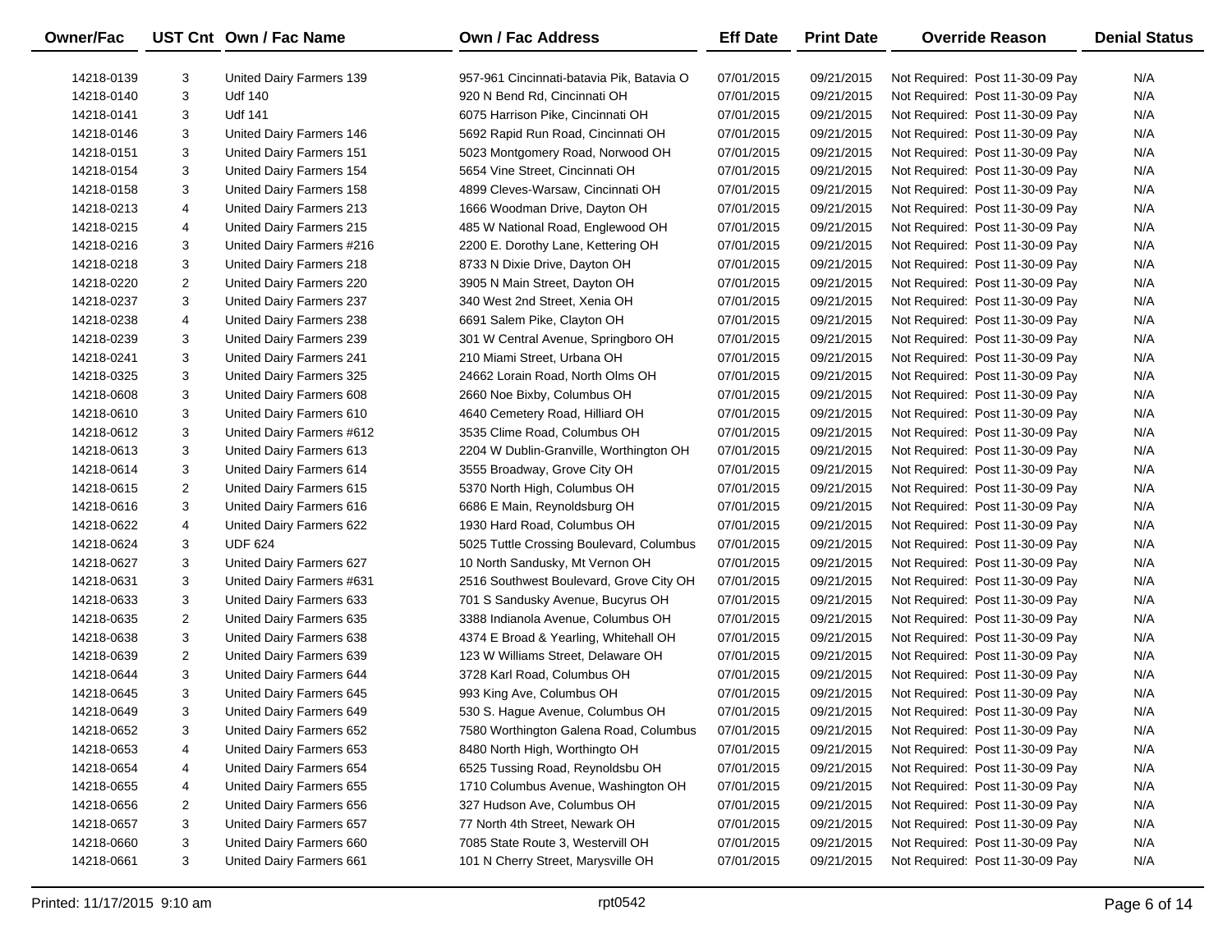| Owner/Fac | UST Cnt | Own / Fac Name | Own / Fac Address | Eff Date | Print Date | Override Reason | Denial Status |
|---|---|---|---|---|---|---|---|
| 14218-0139 | 3 | United Dairy Farmers 139 | 957-961 Cincinnati-batavia Pik, Batavia O | 07/01/2015 | 09/21/2015 | Not Required: Post 11-30-09 Pay | N/A |
| 14218-0140 | 3 | Udf 140 | 920 N Bend Rd, Cincinnati OH | 07/01/2015 | 09/21/2015 | Not Required: Post 11-30-09 Pay | N/A |
| 14218-0141 | 3 | Udf 141 | 6075 Harrison Pike, Cincinnati OH | 07/01/2015 | 09/21/2015 | Not Required: Post 11-30-09 Pay | N/A |
| 14218-0146 | 3 | United Dairy Farmers 146 | 5692 Rapid Run Road, Cincinnati OH | 07/01/2015 | 09/21/2015 | Not Required: Post 11-30-09 Pay | N/A |
| 14218-0151 | 3 | United Dairy Farmers 151 | 5023 Montgomery Road, Norwood OH | 07/01/2015 | 09/21/2015 | Not Required: Post 11-30-09 Pay | N/A |
| 14218-0154 | 3 | United Dairy Farmers 154 | 5654 Vine Street, Cincinnati OH | 07/01/2015 | 09/21/2015 | Not Required: Post 11-30-09 Pay | N/A |
| 14218-0158 | 3 | United Dairy Farmers 158 | 4899 Cleves-Warsaw, Cincinnati OH | 07/01/2015 | 09/21/2015 | Not Required: Post 11-30-09 Pay | N/A |
| 14218-0213 | 4 | United Dairy Farmers 213 | 1666 Woodman Drive, Dayton OH | 07/01/2015 | 09/21/2015 | Not Required: Post 11-30-09 Pay | N/A |
| 14218-0215 | 4 | United Dairy Farmers 215 | 485 W National Road, Englewood OH | 07/01/2015 | 09/21/2015 | Not Required: Post 11-30-09 Pay | N/A |
| 14218-0216 | 3 | United Dairy Farmers #216 | 2200 E. Dorothy Lane, Kettering OH | 07/01/2015 | 09/21/2015 | Not Required: Post 11-30-09 Pay | N/A |
| 14218-0218 | 3 | United Dairy Farmers 218 | 8733 N Dixie Drive, Dayton OH | 07/01/2015 | 09/21/2015 | Not Required: Post 11-30-09 Pay | N/A |
| 14218-0220 | 2 | United Dairy Farmers 220 | 3905 N Main Street, Dayton OH | 07/01/2015 | 09/21/2015 | Not Required: Post 11-30-09 Pay | N/A |
| 14218-0237 | 3 | United Dairy Farmers 237 | 340 West 2nd Street, Xenia OH | 07/01/2015 | 09/21/2015 | Not Required: Post 11-30-09 Pay | N/A |
| 14218-0238 | 4 | United Dairy Farmers 238 | 6691 Salem Pike, Clayton OH | 07/01/2015 | 09/21/2015 | Not Required: Post 11-30-09 Pay | N/A |
| 14218-0239 | 3 | United Dairy Farmers 239 | 301 W Central Avenue, Springboro OH | 07/01/2015 | 09/21/2015 | Not Required: Post 11-30-09 Pay | N/A |
| 14218-0241 | 3 | United Dairy Farmers 241 | 210 Miami Street, Urbana OH | 07/01/2015 | 09/21/2015 | Not Required: Post 11-30-09 Pay | N/A |
| 14218-0325 | 3 | United Dairy Farmers 325 | 24662 Lorain Road, North Olms OH | 07/01/2015 | 09/21/2015 | Not Required: Post 11-30-09 Pay | N/A |
| 14218-0608 | 3 | United Dairy Farmers 608 | 2660 Noe Bixby, Columbus OH | 07/01/2015 | 09/21/2015 | Not Required: Post 11-30-09 Pay | N/A |
| 14218-0610 | 3 | United Dairy Farmers 610 | 4640 Cemetery Road, Hilliard OH | 07/01/2015 | 09/21/2015 | Not Required: Post 11-30-09 Pay | N/A |
| 14218-0612 | 3 | United Dairy Farmers #612 | 3535 Clime Road, Columbus OH | 07/01/2015 | 09/21/2015 | Not Required: Post 11-30-09 Pay | N/A |
| 14218-0613 | 3 | United Dairy Farmers 613 | 2204 W Dublin-Granville, Worthington OH | 07/01/2015 | 09/21/2015 | Not Required: Post 11-30-09 Pay | N/A |
| 14218-0614 | 3 | United Dairy Farmers 614 | 3555 Broadway, Grove City OH | 07/01/2015 | 09/21/2015 | Not Required: Post 11-30-09 Pay | N/A |
| 14218-0615 | 2 | United Dairy Farmers 615 | 5370 North High, Columbus OH | 07/01/2015 | 09/21/2015 | Not Required: Post 11-30-09 Pay | N/A |
| 14218-0616 | 3 | United Dairy Farmers 616 | 6686 E Main, Reynoldsburg OH | 07/01/2015 | 09/21/2015 | Not Required: Post 11-30-09 Pay | N/A |
| 14218-0622 | 4 | United Dairy Farmers 622 | 1930 Hard Road, Columbus OH | 07/01/2015 | 09/21/2015 | Not Required: Post 11-30-09 Pay | N/A |
| 14218-0624 | 3 | UDF 624 | 5025 Tuttle Crossing Boulevard, Columbus | 07/01/2015 | 09/21/2015 | Not Required: Post 11-30-09 Pay | N/A |
| 14218-0627 | 3 | United Dairy Farmers 627 | 10 North Sandusky, Mt Vernon OH | 07/01/2015 | 09/21/2015 | Not Required: Post 11-30-09 Pay | N/A |
| 14218-0631 | 3 | United Dairy Farmers #631 | 2516 Southwest Boulevard, Grove City OH | 07/01/2015 | 09/21/2015 | Not Required: Post 11-30-09 Pay | N/A |
| 14218-0633 | 3 | United Dairy Farmers 633 | 701 S Sandusky Avenue, Bucyrus OH | 07/01/2015 | 09/21/2015 | Not Required: Post 11-30-09 Pay | N/A |
| 14218-0635 | 2 | United Dairy Farmers 635 | 3388 Indianola Avenue, Columbus OH | 07/01/2015 | 09/21/2015 | Not Required: Post 11-30-09 Pay | N/A |
| 14218-0638 | 3 | United Dairy Farmers 638 | 4374 E Broad & Yearling, Whitehall OH | 07/01/2015 | 09/21/2015 | Not Required: Post 11-30-09 Pay | N/A |
| 14218-0639 | 2 | United Dairy Farmers 639 | 123 W Williams Street, Delaware OH | 07/01/2015 | 09/21/2015 | Not Required: Post 11-30-09 Pay | N/A |
| 14218-0644 | 3 | United Dairy Farmers 644 | 3728 Karl Road, Columbus OH | 07/01/2015 | 09/21/2015 | Not Required: Post 11-30-09 Pay | N/A |
| 14218-0645 | 3 | United Dairy Farmers 645 | 993 King Ave, Columbus OH | 07/01/2015 | 09/21/2015 | Not Required: Post 11-30-09 Pay | N/A |
| 14218-0649 | 3 | United Dairy Farmers 649 | 530 S. Hague Avenue, Columbus OH | 07/01/2015 | 09/21/2015 | Not Required: Post 11-30-09 Pay | N/A |
| 14218-0652 | 3 | United Dairy Farmers 652 | 7580 Worthington Galena Road, Columbus | 07/01/2015 | 09/21/2015 | Not Required: Post 11-30-09 Pay | N/A |
| 14218-0653 | 4 | United Dairy Farmers 653 | 8480 North High, Worthingto OH | 07/01/2015 | 09/21/2015 | Not Required: Post 11-30-09 Pay | N/A |
| 14218-0654 | 4 | United Dairy Farmers 654 | 6525 Tussing Road, Reynoldsbu OH | 07/01/2015 | 09/21/2015 | Not Required: Post 11-30-09 Pay | N/A |
| 14218-0655 | 4 | United Dairy Farmers 655 | 1710 Columbus Avenue, Washington OH | 07/01/2015 | 09/21/2015 | Not Required: Post 11-30-09 Pay | N/A |
| 14218-0656 | 2 | United Dairy Farmers 656 | 327 Hudson Ave, Columbus OH | 07/01/2015 | 09/21/2015 | Not Required: Post 11-30-09 Pay | N/A |
| 14218-0657 | 3 | United Dairy Farmers 657 | 77 North 4th Street, Newark OH | 07/01/2015 | 09/21/2015 | Not Required: Post 11-30-09 Pay | N/A |
| 14218-0660 | 3 | United Dairy Farmers 660 | 7085 State Route 3, Westervill OH | 07/01/2015 | 09/21/2015 | Not Required: Post 11-30-09 Pay | N/A |
| 14218-0661 | 3 | United Dairy Farmers 661 | 101 N Cherry Street, Marysville OH | 07/01/2015 | 09/21/2015 | Not Required: Post 11-30-09 Pay | N/A |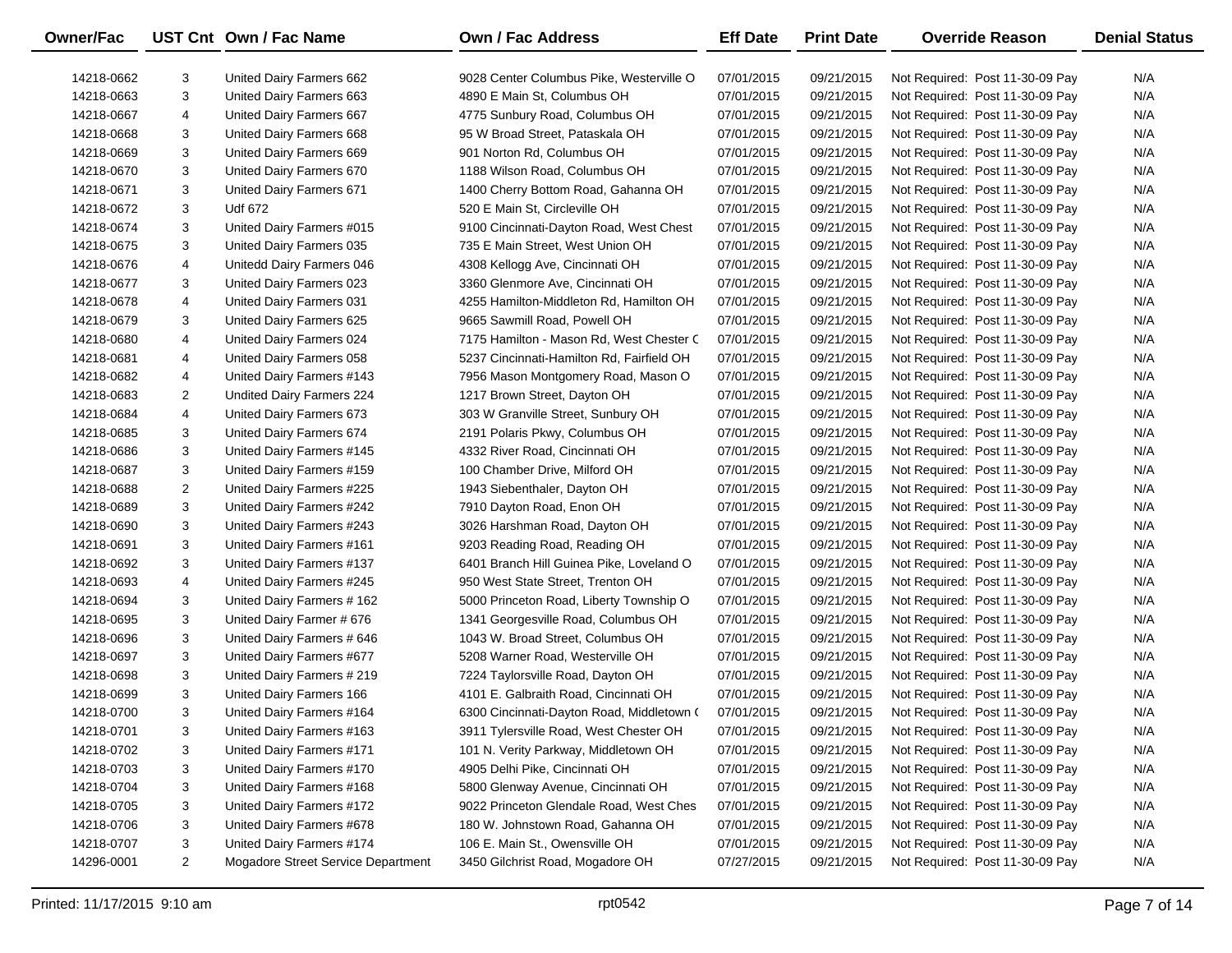| Owner/Fac | UST Cnt | Own / Fac Name | Own / Fac Address | Eff Date | Print Date | Override Reason | Denial Status |
|---|---|---|---|---|---|---|---|
| 14218-0662 | 3 | United Dairy Farmers 662 | 9028 Center Columbus Pike, Westerville O | 07/01/2015 | 09/21/2015 | Not Required: Post 11-30-09 Pay | N/A |
| 14218-0663 | 3 | United Dairy Farmers 663 | 4890 E Main St, Columbus OH | 07/01/2015 | 09/21/2015 | Not Required: Post 11-30-09 Pay | N/A |
| 14218-0667 | 4 | United Dairy Farmers 667 | 4775 Sunbury Road, Columbus OH | 07/01/2015 | 09/21/2015 | Not Required: Post 11-30-09 Pay | N/A |
| 14218-0668 | 3 | United Dairy Farmers 668 | 95 W Broad Street, Pataskala OH | 07/01/2015 | 09/21/2015 | Not Required: Post 11-30-09 Pay | N/A |
| 14218-0669 | 3 | United Dairy Farmers 669 | 901 Norton Rd, Columbus OH | 07/01/2015 | 09/21/2015 | Not Required: Post 11-30-09 Pay | N/A |
| 14218-0670 | 3 | United Dairy Farmers 670 | 1188 Wilson Road, Columbus OH | 07/01/2015 | 09/21/2015 | Not Required: Post 11-30-09 Pay | N/A |
| 14218-0671 | 3 | United Dairy Farmers 671 | 1400 Cherry Bottom Road, Gahanna OH | 07/01/2015 | 09/21/2015 | Not Required: Post 11-30-09 Pay | N/A |
| 14218-0672 | 3 | Udf 672 | 520 E Main St, Circleville OH | 07/01/2015 | 09/21/2015 | Not Required: Post 11-30-09 Pay | N/A |
| 14218-0674 | 3 | United Dairy Farmers #015 | 9100 Cincinnati-Dayton Road, West Chest | 07/01/2015 | 09/21/2015 | Not Required: Post 11-30-09 Pay | N/A |
| 14218-0675 | 3 | United Dairy Farmers 035 | 735 E Main Street, West Union OH | 07/01/2015 | 09/21/2015 | Not Required: Post 11-30-09 Pay | N/A |
| 14218-0676 | 4 | Unitedd Dairy Farmers 046 | 4308 Kellogg Ave, Cincinnati OH | 07/01/2015 | 09/21/2015 | Not Required: Post 11-30-09 Pay | N/A |
| 14218-0677 | 3 | United Dairy Farmers 023 | 3360 Glenmore Ave, Cincinnati OH | 07/01/2015 | 09/21/2015 | Not Required: Post 11-30-09 Pay | N/A |
| 14218-0678 | 4 | United Dairy Farmers 031 | 4255 Hamilton-Middleton Rd, Hamilton OH | 07/01/2015 | 09/21/2015 | Not Required: Post 11-30-09 Pay | N/A |
| 14218-0679 | 3 | United Dairy Farmers 625 | 9665 Sawmill Road, Powell OH | 07/01/2015 | 09/21/2015 | Not Required: Post 11-30-09 Pay | N/A |
| 14218-0680 | 4 | United Dairy Farmers 024 | 7175 Hamilton - Mason Rd, West Chester C | 07/01/2015 | 09/21/2015 | Not Required: Post 11-30-09 Pay | N/A |
| 14218-0681 | 4 | United Dairy Farmers 058 | 5237 Cincinnati-Hamilton Rd, Fairfield OH | 07/01/2015 | 09/21/2015 | Not Required: Post 11-30-09 Pay | N/A |
| 14218-0682 | 4 | United Dairy Farmers #143 | 7956 Mason Montgomery Road, Mason O | 07/01/2015 | 09/21/2015 | Not Required: Post 11-30-09 Pay | N/A |
| 14218-0683 | 2 | Undited Dairy Farmers 224 | 1217 Brown Street, Dayton OH | 07/01/2015 | 09/21/2015 | Not Required: Post 11-30-09 Pay | N/A |
| 14218-0684 | 4 | United Dairy Farmers 673 | 303 W Granville Street, Sunbury OH | 07/01/2015 | 09/21/2015 | Not Required: Post 11-30-09 Pay | N/A |
| 14218-0685 | 3 | United Dairy Farmers 674 | 2191 Polaris Pkwy, Columbus OH | 07/01/2015 | 09/21/2015 | Not Required: Post 11-30-09 Pay | N/A |
| 14218-0686 | 3 | United Dairy Farmers #145 | 4332 River Road, Cincinnati OH | 07/01/2015 | 09/21/2015 | Not Required: Post 11-30-09 Pay | N/A |
| 14218-0687 | 3 | United Dairy Farmers #159 | 100 Chamber Drive, Milford OH | 07/01/2015 | 09/21/2015 | Not Required: Post 11-30-09 Pay | N/A |
| 14218-0688 | 2 | United Dairy Farmers #225 | 1943 Siebenthaler, Dayton OH | 07/01/2015 | 09/21/2015 | Not Required: Post 11-30-09 Pay | N/A |
| 14218-0689 | 3 | United Dairy Farmers #242 | 7910 Dayton Road, Enon OH | 07/01/2015 | 09/21/2015 | Not Required: Post 11-30-09 Pay | N/A |
| 14218-0690 | 3 | United Dairy Farmers #243 | 3026 Harshman Road, Dayton OH | 07/01/2015 | 09/21/2015 | Not Required: Post 11-30-09 Pay | N/A |
| 14218-0691 | 3 | United Dairy Farmers #161 | 9203 Reading Road, Reading OH | 07/01/2015 | 09/21/2015 | Not Required: Post 11-30-09 Pay | N/A |
| 14218-0692 | 3 | United Dairy Farmers #137 | 6401 Branch Hill Guinea Pike, Loveland O | 07/01/2015 | 09/21/2015 | Not Required: Post 11-30-09 Pay | N/A |
| 14218-0693 | 4 | United Dairy Farmers #245 | 950 West State Street, Trenton OH | 07/01/2015 | 09/21/2015 | Not Required: Post 11-30-09 Pay | N/A |
| 14218-0694 | 3 | United Dairy Farmers # 162 | 5000 Princeton Road, Liberty Township O | 07/01/2015 | 09/21/2015 | Not Required: Post 11-30-09 Pay | N/A |
| 14218-0695 | 3 | United Dairy Farmer # 676 | 1341 Georgesville Road, Columbus OH | 07/01/2015 | 09/21/2015 | Not Required: Post 11-30-09 Pay | N/A |
| 14218-0696 | 3 | United Dairy Farmers # 646 | 1043 W. Broad Street, Columbus OH | 07/01/2015 | 09/21/2015 | Not Required: Post 11-30-09 Pay | N/A |
| 14218-0697 | 3 | United Dairy Farmers #677 | 5208 Warner Road, Westerville OH | 07/01/2015 | 09/21/2015 | Not Required: Post 11-30-09 Pay | N/A |
| 14218-0698 | 3 | United Dairy Farmers # 219 | 7224 Taylorsville Road, Dayton OH | 07/01/2015 | 09/21/2015 | Not Required: Post 11-30-09 Pay | N/A |
| 14218-0699 | 3 | United Dairy Farmers 166 | 4101 E. Galbraith Road, Cincinnati OH | 07/01/2015 | 09/21/2015 | Not Required: Post 11-30-09 Pay | N/A |
| 14218-0700 | 3 | United Dairy Farmers #164 | 6300 Cincinnati-Dayton Road, Middletown ( | 07/01/2015 | 09/21/2015 | Not Required: Post 11-30-09 Pay | N/A |
| 14218-0701 | 3 | United Dairy Farmers #163 | 3911 Tylersville Road, West Chester OH | 07/01/2015 | 09/21/2015 | Not Required: Post 11-30-09 Pay | N/A |
| 14218-0702 | 3 | United Dairy Farmers #171 | 101 N. Verity Parkway, Middletown OH | 07/01/2015 | 09/21/2015 | Not Required: Post 11-30-09 Pay | N/A |
| 14218-0703 | 3 | United Dairy Farmers #170 | 4905 Delhi Pike, Cincinnati OH | 07/01/2015 | 09/21/2015 | Not Required: Post 11-30-09 Pay | N/A |
| 14218-0704 | 3 | United Dairy Farmers #168 | 5800 Glenway Avenue, Cincinnati OH | 07/01/2015 | 09/21/2015 | Not Required: Post 11-30-09 Pay | N/A |
| 14218-0705 | 3 | United Dairy Farmers #172 | 9022 Princeton Glendale Road, West Ches | 07/01/2015 | 09/21/2015 | Not Required: Post 11-30-09 Pay | N/A |
| 14218-0706 | 3 | United Dairy Farmers #678 | 180 W. Johnstown Road, Gahanna OH | 07/01/2015 | 09/21/2015 | Not Required: Post 11-30-09 Pay | N/A |
| 14218-0707 | 3 | United Dairy Farmers #174 | 106 E. Main St., Owensville OH | 07/01/2015 | 09/21/2015 | Not Required: Post 11-30-09 Pay | N/A |
| 14296-0001 | 2 | Mogadore Street Service Department | 3450 Gilchrist Road, Mogadore OH | 07/27/2015 | 09/21/2015 | Not Required: Post 11-30-09 Pay | N/A |

Printed: 11/17/2015 9:10 am    rpt0542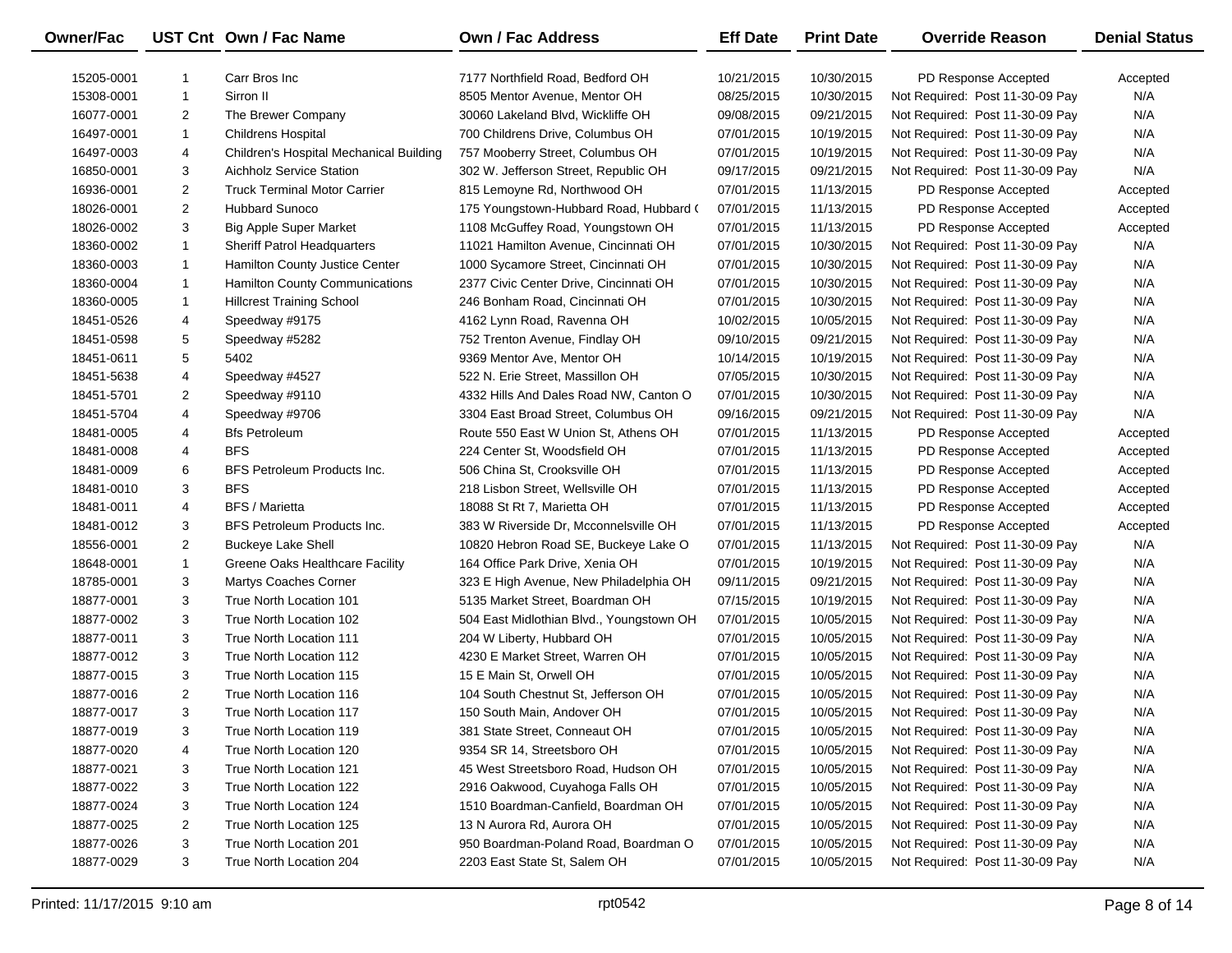| Owner/Fac | UST Cnt | Own / Fac Name | Own / Fac Address | Eff Date | Print Date | Override Reason | Denial Status |
|---|---|---|---|---|---|---|---|
| 15205-0001 | 1 | Carr Bros Inc | 7177 Northfield Road, Bedford OH | 10/21/2015 | 10/30/2015 | PD Response Accepted | Accepted |
| 15308-0001 | 1 | Sirron II | 8505 Mentor Avenue, Mentor OH | 08/25/2015 | 10/30/2015 | Not Required: Post 11-30-09 Pay | N/A |
| 16077-0001 | 2 | The Brewer Company | 30060 Lakeland Blvd, Wickliffe OH | 09/08/2015 | 09/21/2015 | Not Required: Post 11-30-09 Pay | N/A |
| 16497-0001 | 1 | Childrens Hospital | 700 Childrens Drive, Columbus OH | 07/01/2015 | 10/19/2015 | Not Required: Post 11-30-09 Pay | N/A |
| 16497-0003 | 4 | Children's Hospital Mechanical Building | 757 Mooberry Street, Columbus OH | 07/01/2015 | 10/19/2015 | Not Required: Post 11-30-09 Pay | N/A |
| 16850-0001 | 3 | Aichholz Service Station | 302 W. Jefferson Street, Republic OH | 09/17/2015 | 09/21/2015 | Not Required: Post 11-30-09 Pay | N/A |
| 16936-0001 | 2 | Truck Terminal Motor Carrier | 815 Lemoyne Rd, Northwood OH | 07/01/2015 | 11/13/2015 | PD Response Accepted | Accepted |
| 18026-0001 | 2 | Hubbard Sunoco | 175 Youngstown-Hubbard Road, Hubbard ( | 07/01/2015 | 11/13/2015 | PD Response Accepted | Accepted |
| 18026-0002 | 3 | Big Apple Super Market | 1108 McGuffey Road, Youngstown OH | 07/01/2015 | 11/13/2015 | PD Response Accepted | Accepted |
| 18360-0002 | 1 | Sheriff Patrol Headquarters | 11021 Hamilton Avenue, Cincinnati OH | 07/01/2015 | 10/30/2015 | Not Required: Post 11-30-09 Pay | N/A |
| 18360-0003 | 1 | Hamilton County Justice Center | 1000 Sycamore Street, Cincinnati OH | 07/01/2015 | 10/30/2015 | Not Required: Post 11-30-09 Pay | N/A |
| 18360-0004 | 1 | Hamilton County Communications | 2377 Civic Center Drive, Cincinnati OH | 07/01/2015 | 10/30/2015 | Not Required: Post 11-30-09 Pay | N/A |
| 18360-0005 | 1 | Hillcrest Training School | 246 Bonham Road, Cincinnati OH | 07/01/2015 | 10/30/2015 | Not Required: Post 11-30-09 Pay | N/A |
| 18451-0526 | 4 | Speedway #9175 | 4162 Lynn Road, Ravenna OH | 10/02/2015 | 10/05/2015 | Not Required: Post 11-30-09 Pay | N/A |
| 18451-0598 | 5 | Speedway #5282 | 752 Trenton Avenue, Findlay OH | 09/10/2015 | 09/21/2015 | Not Required: Post 11-30-09 Pay | N/A |
| 18451-0611 | 5 | 5402 | 9369 Mentor Ave, Mentor OH | 10/14/2015 | 10/19/2015 | Not Required: Post 11-30-09 Pay | N/A |
| 18451-5638 | 4 | Speedway #4527 | 522 N. Erie Street, Massillon OH | 07/05/2015 | 10/30/2015 | Not Required: Post 11-30-09 Pay | N/A |
| 18451-5701 | 2 | Speedway #9110 | 4332 Hills And Dales Road NW, Canton O | 07/01/2015 | 10/30/2015 | Not Required: Post 11-30-09 Pay | N/A |
| 18451-5704 | 4 | Speedway #9706 | 3304 East Broad Street, Columbus OH | 09/16/2015 | 09/21/2015 | Not Required: Post 11-30-09 Pay | N/A |
| 18481-0005 | 4 | Bfs Petroleum | Route 550 East W Union St, Athens OH | 07/01/2015 | 11/13/2015 | PD Response Accepted | Accepted |
| 18481-0008 | 4 | BFS | 224 Center St, Woodsfield OH | 07/01/2015 | 11/13/2015 | PD Response Accepted | Accepted |
| 18481-0009 | 6 | BFS Petroleum Products Inc. | 506 China St, Crooksville OH | 07/01/2015 | 11/13/2015 | PD Response Accepted | Accepted |
| 18481-0010 | 3 | BFS | 218 Lisbon Street, Wellsville OH | 07/01/2015 | 11/13/2015 | PD Response Accepted | Accepted |
| 18481-0011 | 4 | BFS / Marietta | 18088 St Rt 7, Marietta OH | 07/01/2015 | 11/13/2015 | PD Response Accepted | Accepted |
| 18481-0012 | 3 | BFS Petroleum Products Inc. | 383 W Riverside Dr, Mcconnelsville OH | 07/01/2015 | 11/13/2015 | PD Response Accepted | Accepted |
| 18556-0001 | 2 | Buckeye Lake Shell | 10820 Hebron Road SE, Buckeye Lake O | 07/01/2015 | 11/13/2015 | Not Required: Post 11-30-09 Pay | N/A |
| 18648-0001 | 1 | Greene Oaks Healthcare Facility | 164 Office Park Drive, Xenia OH | 07/01/2015 | 10/19/2015 | Not Required: Post 11-30-09 Pay | N/A |
| 18785-0001 | 3 | Martys Coaches Corner | 323 E High Avenue, New Philadelphia OH | 09/11/2015 | 09/21/2015 | Not Required: Post 11-30-09 Pay | N/A |
| 18877-0001 | 3 | True North Location 101 | 5135 Market Street, Boardman OH | 07/15/2015 | 10/19/2015 | Not Required: Post 11-30-09 Pay | N/A |
| 18877-0002 | 3 | True North Location 102 | 504 East Midlothian Blvd., Youngstown OH | 07/01/2015 | 10/05/2015 | Not Required: Post 11-30-09 Pay | N/A |
| 18877-0011 | 3 | True North Location 111 | 204 W Liberty, Hubbard OH | 07/01/2015 | 10/05/2015 | Not Required: Post 11-30-09 Pay | N/A |
| 18877-0012 | 3 | True North Location 112 | 4230 E Market Street, Warren OH | 07/01/2015 | 10/05/2015 | Not Required: Post 11-30-09 Pay | N/A |
| 18877-0015 | 3 | True North Location 115 | 15 E Main St, Orwell OH | 07/01/2015 | 10/05/2015 | Not Required: Post 11-30-09 Pay | N/A |
| 18877-0016 | 2 | True North Location 116 | 104 South Chestnut St, Jefferson OH | 07/01/2015 | 10/05/2015 | Not Required: Post 11-30-09 Pay | N/A |
| 18877-0017 | 3 | True North Location 117 | 150 South Main, Andover OH | 07/01/2015 | 10/05/2015 | Not Required: Post 11-30-09 Pay | N/A |
| 18877-0019 | 3 | True North Location 119 | 381 State Street, Conneaut OH | 07/01/2015 | 10/05/2015 | Not Required: Post 11-30-09 Pay | N/A |
| 18877-0020 | 4 | True North Location 120 | 9354 SR 14, Streetsboro OH | 07/01/2015 | 10/05/2015 | Not Required: Post 11-30-09 Pay | N/A |
| 18877-0021 | 3 | True North Location 121 | 45 West Streetsboro Road, Hudson OH | 07/01/2015 | 10/05/2015 | Not Required: Post 11-30-09 Pay | N/A |
| 18877-0022 | 3 | True North Location 122 | 2916 Oakwood, Cuyahoga Falls OH | 07/01/2015 | 10/05/2015 | Not Required: Post 11-30-09 Pay | N/A |
| 18877-0024 | 3 | True North Location 124 | 1510 Boardman-Canfield, Boardman OH | 07/01/2015 | 10/05/2015 | Not Required: Post 11-30-09 Pay | N/A |
| 18877-0025 | 2 | True North Location 125 | 13 N Aurora Rd, Aurora OH | 07/01/2015 | 10/05/2015 | Not Required: Post 11-30-09 Pay | N/A |
| 18877-0026 | 3 | True North Location 201 | 950 Boardman-Poland Road, Boardman O | 07/01/2015 | 10/05/2015 | Not Required: Post 11-30-09 Pay | N/A |
| 18877-0029 | 3 | True North Location 204 | 2203 East State St, Salem OH | 07/01/2015 | 10/05/2015 | Not Required: Post 11-30-09 Pay | N/A |

Printed: 11/17/2015 9:10 am rpt0542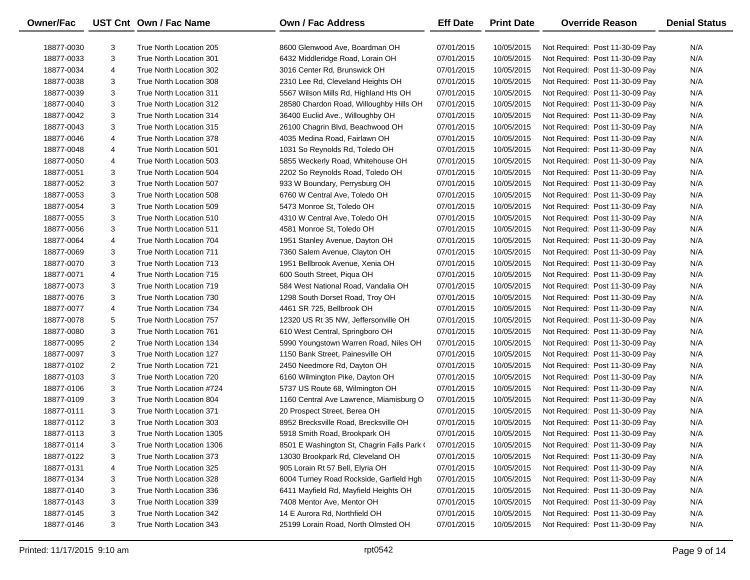| Owner/Fac | UST Cnt | Own / Fac Name | Own / Fac Address | Eff Date | Print Date | Override Reason | Denial Status |
|---|---|---|---|---|---|---|---|
| 18877-0030 | 3 | True North Location 205 | 8600 Glenwood Ave, Boardman OH | 07/01/2015 | 10/05/2015 | Not Required: Post 11-30-09 Pay | N/A |
| 18877-0033 | 3 | True North Location 301 | 6432 Middleridge Road, Lorain OH | 07/01/2015 | 10/05/2015 | Not Required: Post 11-30-09 Pay | N/A |
| 18877-0034 | 4 | True North Location 302 | 3016 Center Rd, Brunswick OH | 07/01/2015 | 10/05/2015 | Not Required: Post 11-30-09 Pay | N/A |
| 18877-0038 | 3 | True North Location 308 | 2310 Lee Rd, Cleveland Heights OH | 07/01/2015 | 10/05/2015 | Not Required: Post 11-30-09 Pay | N/A |
| 18877-0039 | 3 | True North Location 311 | 5567 Wilson Mills Rd, Highland Hts OH | 07/01/2015 | 10/05/2015 | Not Required: Post 11-30-09 Pay | N/A |
| 18877-0040 | 3 | True North Location 312 | 28580 Chardon Road, Willoughby Hills OH | 07/01/2015 | 10/05/2015 | Not Required: Post 11-30-09 Pay | N/A |
| 18877-0042 | 3 | True North Location 314 | 36400 Euclid Ave., Willoughby OH | 07/01/2015 | 10/05/2015 | Not Required: Post 11-30-09 Pay | N/A |
| 18877-0043 | 3 | True North Location 315 | 26100 Chagrin Blvd, Beachwood OH | 07/01/2015 | 10/05/2015 | Not Required: Post 11-30-09 Pay | N/A |
| 18877-0046 | 4 | True North Location 378 | 4035 Medina Road, Fairlawn OH | 07/01/2015 | 10/05/2015 | Not Required: Post 11-30-09 Pay | N/A |
| 18877-0048 | 4 | True North Location 501 | 1031 So Reynolds Rd, Toledo OH | 07/01/2015 | 10/05/2015 | Not Required: Post 11-30-09 Pay | N/A |
| 18877-0050 | 4 | True North Location 503 | 5855 Weckerly Road, Whitehouse OH | 07/01/2015 | 10/05/2015 | Not Required: Post 11-30-09 Pay | N/A |
| 18877-0051 | 3 | True North Location 504 | 2202 So Reynolds Road, Toledo OH | 07/01/2015 | 10/05/2015 | Not Required: Post 11-30-09 Pay | N/A |
| 18877-0052 | 3 | True North Location 507 | 933 W Boundary, Perrysburg OH | 07/01/2015 | 10/05/2015 | Not Required: Post 11-30-09 Pay | N/A |
| 18877-0053 | 3 | True North Location 508 | 6760 W Central Ave, Toledo OH | 07/01/2015 | 10/05/2015 | Not Required: Post 11-30-09 Pay | N/A |
| 18877-0054 | 3 | True North Location 509 | 5473 Monroe St, Toledo OH | 07/01/2015 | 10/05/2015 | Not Required: Post 11-30-09 Pay | N/A |
| 18877-0055 | 3 | True North Location 510 | 4310 W Central Ave, Toledo OH | 07/01/2015 | 10/05/2015 | Not Required: Post 11-30-09 Pay | N/A |
| 18877-0056 | 3 | True North Location 511 | 4581 Monroe St, Toledo OH | 07/01/2015 | 10/05/2015 | Not Required: Post 11-30-09 Pay | N/A |
| 18877-0064 | 4 | True North Location 704 | 1951 Stanley Avenue, Dayton OH | 07/01/2015 | 10/05/2015 | Not Required: Post 11-30-09 Pay | N/A |
| 18877-0069 | 3 | True North Location 711 | 7360 Salem Avenue, Clayton OH | 07/01/2015 | 10/05/2015 | Not Required: Post 11-30-09 Pay | N/A |
| 18877-0070 | 3 | True North Location 713 | 1951 Bellbrook Avenue, Xenia OH | 07/01/2015 | 10/05/2015 | Not Required: Post 11-30-09 Pay | N/A |
| 18877-0071 | 4 | True North Location 715 | 600 South Street, Piqua OH | 07/01/2015 | 10/05/2015 | Not Required: Post 11-30-09 Pay | N/A |
| 18877-0073 | 3 | True North Location 719 | 584 West National Road, Vandalia OH | 07/01/2015 | 10/05/2015 | Not Required: Post 11-30-09 Pay | N/A |
| 18877-0076 | 3 | True North Location 730 | 1298 South Dorset Road, Troy OH | 07/01/2015 | 10/05/2015 | Not Required: Post 11-30-09 Pay | N/A |
| 18877-0077 | 4 | True North Location 734 | 4461 SR 725, Bellbrook OH | 07/01/2015 | 10/05/2015 | Not Required: Post 11-30-09 Pay | N/A |
| 18877-0078 | 5 | True North Location 757 | 12320 US Rt 35 NW, Jeffersonville OH | 07/01/2015 | 10/05/2015 | Not Required: Post 11-30-09 Pay | N/A |
| 18877-0080 | 3 | True North Location 761 | 610 West Central, Springboro OH | 07/01/2015 | 10/05/2015 | Not Required: Post 11-30-09 Pay | N/A |
| 18877-0095 | 2 | True North Location 134 | 5990 Youngstown Warren Road, Niles OH | 07/01/2015 | 10/05/2015 | Not Required: Post 11-30-09 Pay | N/A |
| 18877-0097 | 3 | True North Location 127 | 1150 Bank Street, Painesville OH | 07/01/2015 | 10/05/2015 | Not Required: Post 11-30-09 Pay | N/A |
| 18877-0102 | 2 | True North Location 721 | 2450 Needmore Rd, Dayton OH | 07/01/2015 | 10/05/2015 | Not Required: Post 11-30-09 Pay | N/A |
| 18877-0103 | 3 | True North Location 720 | 6160 Wilmington Pike, Dayton OH | 07/01/2015 | 10/05/2015 | Not Required: Post 11-30-09 Pay | N/A |
| 18877-0106 | 3 | True North Location #724 | 5737 US Route 68, Wilmington OH | 07/01/2015 | 10/05/2015 | Not Required: Post 11-30-09 Pay | N/A |
| 18877-0109 | 3 | True North Location 804 | 1160 Central Ave Lawrence, Miamisburg O | 07/01/2015 | 10/05/2015 | Not Required: Post 11-30-09 Pay | N/A |
| 18877-0111 | 3 | True North Location 371 | 20 Prospect Street, Berea OH | 07/01/2015 | 10/05/2015 | Not Required: Post 11-30-09 Pay | N/A |
| 18877-0112 | 3 | True North Location 303 | 8952 Brecksville Road, Brecksville OH | 07/01/2015 | 10/05/2015 | Not Required: Post 11-30-09 Pay | N/A |
| 18877-0113 | 3 | True North Location 1305 | 5918 Smith Road, Brookpark OH | 07/01/2015 | 10/05/2015 | Not Required: Post 11-30-09 Pay | N/A |
| 18877-0114 | 3 | True North Location 1306 | 8501 E Washington St, Chagrin Falls Park ( | 07/01/2015 | 10/05/2015 | Not Required: Post 11-30-09 Pay | N/A |
| 18877-0122 | 3 | True North Location 373 | 13030 Brookpark Rd, Cleveland OH | 07/01/2015 | 10/05/2015 | Not Required: Post 11-30-09 Pay | N/A |
| 18877-0131 | 4 | True North Location 325 | 905 Lorain Rt 57 Bell, Elyria OH | 07/01/2015 | 10/05/2015 | Not Required: Post 11-30-09 Pay | N/A |
| 18877-0134 | 3 | True North Location 328 | 6004 Turney Road Rockside, Garfield Hgh | 07/01/2015 | 10/05/2015 | Not Required: Post 11-30-09 Pay | N/A |
| 18877-0140 | 3 | True North Location 336 | 6411 Mayfield Rd, Mayfield Heights OH | 07/01/2015 | 10/05/2015 | Not Required: Post 11-30-09 Pay | N/A |
| 18877-0143 | 3 | True North Location 339 | 7408 Mentor Ave, Mentor OH | 07/01/2015 | 10/05/2015 | Not Required: Post 11-30-09 Pay | N/A |
| 18877-0145 | 3 | True North Location 342 | 14 E Aurora Rd, Northfield OH | 07/01/2015 | 10/05/2015 | Not Required: Post 11-30-09 Pay | N/A |
| 18877-0146 | 3 | True North Location 343 | 25199 Lorain Road, North Olmsted OH | 07/01/2015 | 10/05/2015 | Not Required: Post 11-30-09 Pay | N/A |

Printed: 11/17/2015 9:10 am rpt0542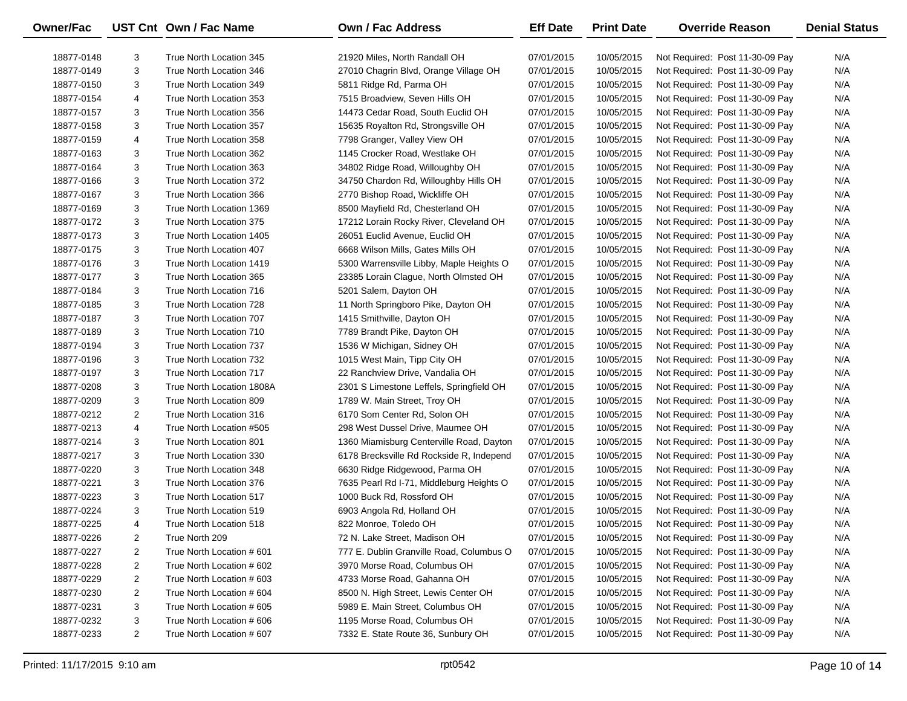| Owner/Fac | UST Cnt | Own / Fac Name | Own / Fac Address | Eff Date | Print Date | Override Reason | Denial Status |
|---|---|---|---|---|---|---|---|
| 18877-0148 | 3 | True North Location 345 | 21920 Miles, North Randall OH | 07/01/2015 | 10/05/2015 | Not Required: Post 11-30-09 Pay | N/A |
| 18877-0149 | 3 | True North Location 346 | 27010 Chagrin Blvd, Orange Village OH | 07/01/2015 | 10/05/2015 | Not Required: Post 11-30-09 Pay | N/A |
| 18877-0150 | 3 | True North Location 349 | 5811 Ridge Rd, Parma OH | 07/01/2015 | 10/05/2015 | Not Required: Post 11-30-09 Pay | N/A |
| 18877-0154 | 4 | True North Location 353 | 7515 Broadview, Seven Hills OH | 07/01/2015 | 10/05/2015 | Not Required: Post 11-30-09 Pay | N/A |
| 18877-0157 | 3 | True North Location 356 | 14473 Cedar Road, South Euclid OH | 07/01/2015 | 10/05/2015 | Not Required: Post 11-30-09 Pay | N/A |
| 18877-0158 | 3 | True North Location 357 | 15635 Royalton Rd, Strongsville OH | 07/01/2015 | 10/05/2015 | Not Required: Post 11-30-09 Pay | N/A |
| 18877-0159 | 4 | True North Location 358 | 7798 Granger, Valley View OH | 07/01/2015 | 10/05/2015 | Not Required: Post 11-30-09 Pay | N/A |
| 18877-0163 | 3 | True North Location 362 | 1145 Crocker Road, Westlake OH | 07/01/2015 | 10/05/2015 | Not Required: Post 11-30-09 Pay | N/A |
| 18877-0164 | 3 | True North Location 363 | 34802 Ridge Road, Willoughby OH | 07/01/2015 | 10/05/2015 | Not Required: Post 11-30-09 Pay | N/A |
| 18877-0166 | 3 | True North Location 372 | 34750 Chardon Rd, Willoughby Hills OH | 07/01/2015 | 10/05/2015 | Not Required: Post 11-30-09 Pay | N/A |
| 18877-0167 | 3 | True North Location 366 | 2770 Bishop Road, Wickliffe OH | 07/01/2015 | 10/05/2015 | Not Required: Post 11-30-09 Pay | N/A |
| 18877-0169 | 3 | True North Location 1369 | 8500 Mayfield Rd, Chesterland OH | 07/01/2015 | 10/05/2015 | Not Required: Post 11-30-09 Pay | N/A |
| 18877-0172 | 3 | True North Location 375 | 17212 Lorain Rocky River, Cleveland OH | 07/01/2015 | 10/05/2015 | Not Required: Post 11-30-09 Pay | N/A |
| 18877-0173 | 3 | True North Location 1405 | 26051 Euclid Avenue, Euclid OH | 07/01/2015 | 10/05/2015 | Not Required: Post 11-30-09 Pay | N/A |
| 18877-0175 | 3 | True North Location 407 | 6668 Wilson Mills, Gates Mills OH | 07/01/2015 | 10/05/2015 | Not Required: Post 11-30-09 Pay | N/A |
| 18877-0176 | 3 | True North Location 1419 | 5300 Warrensville Libby, Maple Heights O | 07/01/2015 | 10/05/2015 | Not Required: Post 11-30-09 Pay | N/A |
| 18877-0177 | 3 | True North Location 365 | 23385 Lorain Clague, North Olmsted OH | 07/01/2015 | 10/05/2015 | Not Required: Post 11-30-09 Pay | N/A |
| 18877-0184 | 3 | True North Location 716 | 5201 Salem, Dayton OH | 07/01/2015 | 10/05/2015 | Not Required: Post 11-30-09 Pay | N/A |
| 18877-0185 | 3 | True North Location 728 | 11 North Springboro Pike, Dayton OH | 07/01/2015 | 10/05/2015 | Not Required: Post 11-30-09 Pay | N/A |
| 18877-0187 | 3 | True North Location 707 | 1415 Smithville, Dayton OH | 07/01/2015 | 10/05/2015 | Not Required: Post 11-30-09 Pay | N/A |
| 18877-0189 | 3 | True North Location 710 | 7789 Brandt Pike, Dayton OH | 07/01/2015 | 10/05/2015 | Not Required: Post 11-30-09 Pay | N/A |
| 18877-0194 | 3 | True North Location 737 | 1536 W Michigan, Sidney OH | 07/01/2015 | 10/05/2015 | Not Required: Post 11-30-09 Pay | N/A |
| 18877-0196 | 3 | True North Location 732 | 1015 West Main, Tipp City OH | 07/01/2015 | 10/05/2015 | Not Required: Post 11-30-09 Pay | N/A |
| 18877-0197 | 3 | True North Location 717 | 22 Ranchview Drive, Vandalia OH | 07/01/2015 | 10/05/2015 | Not Required: Post 11-30-09 Pay | N/A |
| 18877-0208 | 3 | True North Location 1808A | 2301 S Limestone Leffels, Springfield OH | 07/01/2015 | 10/05/2015 | Not Required: Post 11-30-09 Pay | N/A |
| 18877-0209 | 3 | True North Location 809 | 1789 W. Main Street, Troy OH | 07/01/2015 | 10/05/2015 | Not Required: Post 11-30-09 Pay | N/A |
| 18877-0212 | 2 | True North Location 316 | 6170 Som Center Rd, Solon OH | 07/01/2015 | 10/05/2015 | Not Required: Post 11-30-09 Pay | N/A |
| 18877-0213 | 4 | True North Location #505 | 298 West Dussel Drive, Maumee OH | 07/01/2015 | 10/05/2015 | Not Required: Post 11-30-09 Pay | N/A |
| 18877-0214 | 3 | True North Location 801 | 1360 Miamisburg Centerville Road, Dayton | 07/01/2015 | 10/05/2015 | Not Required: Post 11-30-09 Pay | N/A |
| 18877-0217 | 3 | True North Location 330 | 6178 Brecksville Rd Rockside R, Independ | 07/01/2015 | 10/05/2015 | Not Required: Post 11-30-09 Pay | N/A |
| 18877-0220 | 3 | True North Location 348 | 6630 Ridge Ridgewood, Parma OH | 07/01/2015 | 10/05/2015 | Not Required: Post 11-30-09 Pay | N/A |
| 18877-0221 | 3 | True North Location 376 | 7635 Pearl Rd I-71, Middleburg Heights O | 07/01/2015 | 10/05/2015 | Not Required: Post 11-30-09 Pay | N/A |
| 18877-0223 | 3 | True North Location 517 | 1000 Buck Rd, Rossford OH | 07/01/2015 | 10/05/2015 | Not Required: Post 11-30-09 Pay | N/A |
| 18877-0224 | 3 | True North Location 519 | 6903 Angola Rd, Holland OH | 07/01/2015 | 10/05/2015 | Not Required: Post 11-30-09 Pay | N/A |
| 18877-0225 | 4 | True North Location 518 | 822 Monroe, Toledo OH | 07/01/2015 | 10/05/2015 | Not Required: Post 11-30-09 Pay | N/A |
| 18877-0226 | 2 | True North 209 | 72 N. Lake Street, Madison OH | 07/01/2015 | 10/05/2015 | Not Required: Post 11-30-09 Pay | N/A |
| 18877-0227 | 2 | True North Location # 601 | 777 E. Dublin Granville Road, Columbus O | 07/01/2015 | 10/05/2015 | Not Required: Post 11-30-09 Pay | N/A |
| 18877-0228 | 2 | True North Location # 602 | 3970 Morse Road, Columbus OH | 07/01/2015 | 10/05/2015 | Not Required: Post 11-30-09 Pay | N/A |
| 18877-0229 | 2 | True North Location # 603 | 4733 Morse Road, Gahanna OH | 07/01/2015 | 10/05/2015 | Not Required: Post 11-30-09 Pay | N/A |
| 18877-0230 | 2 | True North Location # 604 | 8500 N. High Street, Lewis Center OH | 07/01/2015 | 10/05/2015 | Not Required: Post 11-30-09 Pay | N/A |
| 18877-0231 | 3 | True North Location # 605 | 5989 E. Main Street, Columbus OH | 07/01/2015 | 10/05/2015 | Not Required: Post 11-30-09 Pay | N/A |
| 18877-0232 | 3 | True North Location # 606 | 1195 Morse Road, Columbus OH | 07/01/2015 | 10/05/2015 | Not Required: Post 11-30-09 Pay | N/A |
| 18877-0233 | 2 | True North Location # 607 | 7332 E. State Route 36, Sunbury OH | 07/01/2015 | 10/05/2015 | Not Required: Post 11-30-09 Pay | N/A |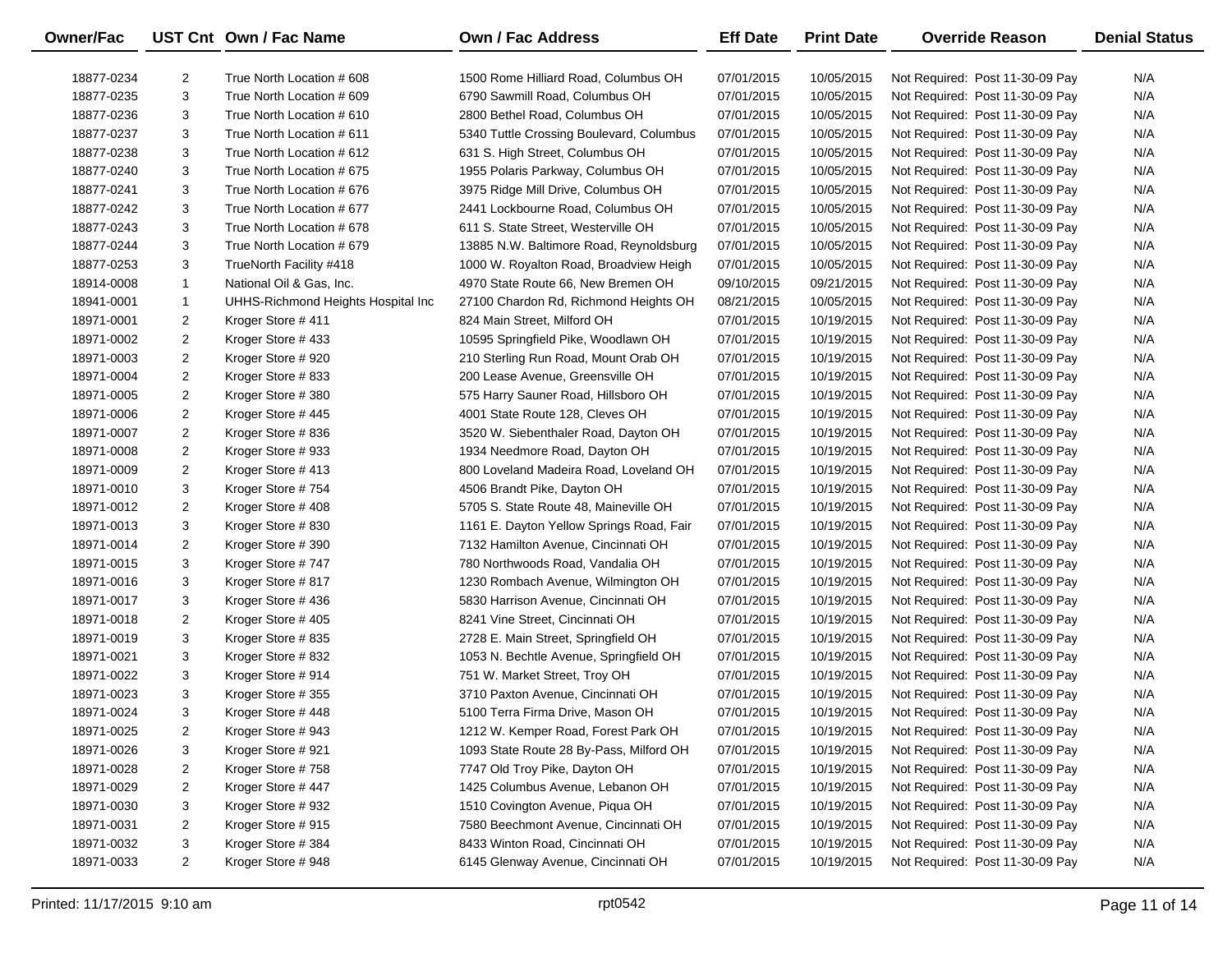| Owner/Fac | UST Cnt | Own / Fac Name | Own / Fac Address | Eff Date | Print Date | Override Reason | Denial Status |
|---|---|---|---|---|---|---|---|
| 18877-0234 | 2 | True North Location # 608 | 1500 Rome Hilliard Road, Columbus OH | 07/01/2015 | 10/05/2015 | Not Required: Post 11-30-09 Pay | N/A |
| 18877-0235 | 3 | True North Location # 609 | 6790 Sawmill Road, Columbus OH | 07/01/2015 | 10/05/2015 | Not Required: Post 11-30-09 Pay | N/A |
| 18877-0236 | 3 | True North Location # 610 | 2800 Bethel Road, Columbus OH | 07/01/2015 | 10/05/2015 | Not Required: Post 11-30-09 Pay | N/A |
| 18877-0237 | 3 | True North Location # 611 | 5340 Tuttle Crossing Boulevard, Columbus | 07/01/2015 | 10/05/2015 | Not Required: Post 11-30-09 Pay | N/A |
| 18877-0238 | 3 | True North Location # 612 | 631 S. High Street, Columbus OH | 07/01/2015 | 10/05/2015 | Not Required: Post 11-30-09 Pay | N/A |
| 18877-0240 | 3 | True North Location # 675 | 1955 Polaris Parkway, Columbus OH | 07/01/2015 | 10/05/2015 | Not Required: Post 11-30-09 Pay | N/A |
| 18877-0241 | 3 | True North Location # 676 | 3975 Ridge Mill Drive, Columbus OH | 07/01/2015 | 10/05/2015 | Not Required: Post 11-30-09 Pay | N/A |
| 18877-0242 | 3 | True North Location # 677 | 2441 Lockbourne Road, Columbus OH | 07/01/2015 | 10/05/2015 | Not Required: Post 11-30-09 Pay | N/A |
| 18877-0243 | 3 | True North Location # 678 | 611 S. State Street, Westerville OH | 07/01/2015 | 10/05/2015 | Not Required: Post 11-30-09 Pay | N/A |
| 18877-0244 | 3 | True North Location # 679 | 13885 N.W. Baltimore Road, Reynoldsburg | 07/01/2015 | 10/05/2015 | Not Required: Post 11-30-09 Pay | N/A |
| 18877-0253 | 3 | TrueNorth Facility #418 | 1000 W. Royalton Road, Broadview Heigh | 07/01/2015 | 10/05/2015 | Not Required: Post 11-30-09 Pay | N/A |
| 18914-0008 | 1 | National Oil & Gas, Inc. | 4970 State Route 66, New Bremen OH | 09/10/2015 | 09/21/2015 | Not Required: Post 11-30-09 Pay | N/A |
| 18941-0001 | 1 | UHHS-Richmond Heights Hospital Inc | 27100 Chardon Rd, Richmond Heights OH | 08/21/2015 | 10/05/2015 | Not Required: Post 11-30-09 Pay | N/A |
| 18971-0001 | 2 | Kroger Store # 411 | 824 Main Street, Milford OH | 07/01/2015 | 10/19/2015 | Not Required: Post 11-30-09 Pay | N/A |
| 18971-0002 | 2 | Kroger Store # 433 | 10595 Springfield Pike, Woodlawn OH | 07/01/2015 | 10/19/2015 | Not Required: Post 11-30-09 Pay | N/A |
| 18971-0003 | 2 | Kroger Store # 920 | 210 Sterling Run Road, Mount Orab OH | 07/01/2015 | 10/19/2015 | Not Required: Post 11-30-09 Pay | N/A |
| 18971-0004 | 2 | Kroger Store # 833 | 200 Lease Avenue, Greensville OH | 07/01/2015 | 10/19/2015 | Not Required: Post 11-30-09 Pay | N/A |
| 18971-0005 | 2 | Kroger Store # 380 | 575 Harry Sauner Road, Hillsboro OH | 07/01/2015 | 10/19/2015 | Not Required: Post 11-30-09 Pay | N/A |
| 18971-0006 | 2 | Kroger Store # 445 | 4001 State Route 128, Cleves OH | 07/01/2015 | 10/19/2015 | Not Required: Post 11-30-09 Pay | N/A |
| 18971-0007 | 2 | Kroger Store # 836 | 3520 W. Siebenthaler Road, Dayton OH | 07/01/2015 | 10/19/2015 | Not Required: Post 11-30-09 Pay | N/A |
| 18971-0008 | 2 | Kroger Store # 933 | 1934 Needmore Road, Dayton OH | 07/01/2015 | 10/19/2015 | Not Required: Post 11-30-09 Pay | N/A |
| 18971-0009 | 2 | Kroger Store # 413 | 800 Loveland Madeira Road, Loveland OH | 07/01/2015 | 10/19/2015 | Not Required: Post 11-30-09 Pay | N/A |
| 18971-0010 | 3 | Kroger Store # 754 | 4506 Brandt Pike, Dayton OH | 07/01/2015 | 10/19/2015 | Not Required: Post 11-30-09 Pay | N/A |
| 18971-0012 | 2 | Kroger Store # 408 | 5705 S. State Route 48, Maineville OH | 07/01/2015 | 10/19/2015 | Not Required: Post 11-30-09 Pay | N/A |
| 18971-0013 | 3 | Kroger Store # 830 | 1161 E. Dayton Yellow Springs Road, Fair | 07/01/2015 | 10/19/2015 | Not Required: Post 11-30-09 Pay | N/A |
| 18971-0014 | 2 | Kroger Store # 390 | 7132 Hamilton Avenue, Cincinnati OH | 07/01/2015 | 10/19/2015 | Not Required: Post 11-30-09 Pay | N/A |
| 18971-0015 | 3 | Kroger Store # 747 | 780 Northwoods Road, Vandalia OH | 07/01/2015 | 10/19/2015 | Not Required: Post 11-30-09 Pay | N/A |
| 18971-0016 | 3 | Kroger Store # 817 | 1230 Rombach Avenue, Wilmington OH | 07/01/2015 | 10/19/2015 | Not Required: Post 11-30-09 Pay | N/A |
| 18971-0017 | 3 | Kroger Store # 436 | 5830 Harrison Avenue, Cincinnati OH | 07/01/2015 | 10/19/2015 | Not Required: Post 11-30-09 Pay | N/A |
| 18971-0018 | 2 | Kroger Store # 405 | 8241 Vine Street, Cincinnati OH | 07/01/2015 | 10/19/2015 | Not Required: Post 11-30-09 Pay | N/A |
| 18971-0019 | 3 | Kroger Store # 835 | 2728 E. Main Street, Springfield OH | 07/01/2015 | 10/19/2015 | Not Required: Post 11-30-09 Pay | N/A |
| 18971-0021 | 3 | Kroger Store # 832 | 1053 N. Bechtle Avenue, Springfield OH | 07/01/2015 | 10/19/2015 | Not Required: Post 11-30-09 Pay | N/A |
| 18971-0022 | 3 | Kroger Store # 914 | 751 W. Market Street, Troy OH | 07/01/2015 | 10/19/2015 | Not Required: Post 11-30-09 Pay | N/A |
| 18971-0023 | 3 | Kroger Store # 355 | 3710 Paxton Avenue, Cincinnati OH | 07/01/2015 | 10/19/2015 | Not Required: Post 11-30-09 Pay | N/A |
| 18971-0024 | 3 | Kroger Store # 448 | 5100 Terra Firma Drive, Mason OH | 07/01/2015 | 10/19/2015 | Not Required: Post 11-30-09 Pay | N/A |
| 18971-0025 | 2 | Kroger Store # 943 | 1212 W. Kemper Road, Forest Park OH | 07/01/2015 | 10/19/2015 | Not Required: Post 11-30-09 Pay | N/A |
| 18971-0026 | 3 | Kroger Store # 921 | 1093 State Route 28 By-Pass, Milford OH | 07/01/2015 | 10/19/2015 | Not Required: Post 11-30-09 Pay | N/A |
| 18971-0028 | 2 | Kroger Store # 758 | 7747 Old Troy Pike, Dayton OH | 07/01/2015 | 10/19/2015 | Not Required: Post 11-30-09 Pay | N/A |
| 18971-0029 | 2 | Kroger Store # 447 | 1425 Columbus Avenue, Lebanon OH | 07/01/2015 | 10/19/2015 | Not Required: Post 11-30-09 Pay | N/A |
| 18971-0030 | 3 | Kroger Store # 932 | 1510 Covington Avenue, Piqua OH | 07/01/2015 | 10/19/2015 | Not Required: Post 11-30-09 Pay | N/A |
| 18971-0031 | 2 | Kroger Store # 915 | 7580 Beechmont Avenue, Cincinnati OH | 07/01/2015 | 10/19/2015 | Not Required: Post 11-30-09 Pay | N/A |
| 18971-0032 | 3 | Kroger Store # 384 | 8433 Winton Road, Cincinnati OH | 07/01/2015 | 10/19/2015 | Not Required: Post 11-30-09 Pay | N/A |
| 18971-0033 | 2 | Kroger Store # 948 | 6145 Glenway Avenue, Cincinnati OH | 07/01/2015 | 10/19/2015 | Not Required: Post 11-30-09 Pay | N/A |

Printed: 11/17/2015 9:10 am rpt0542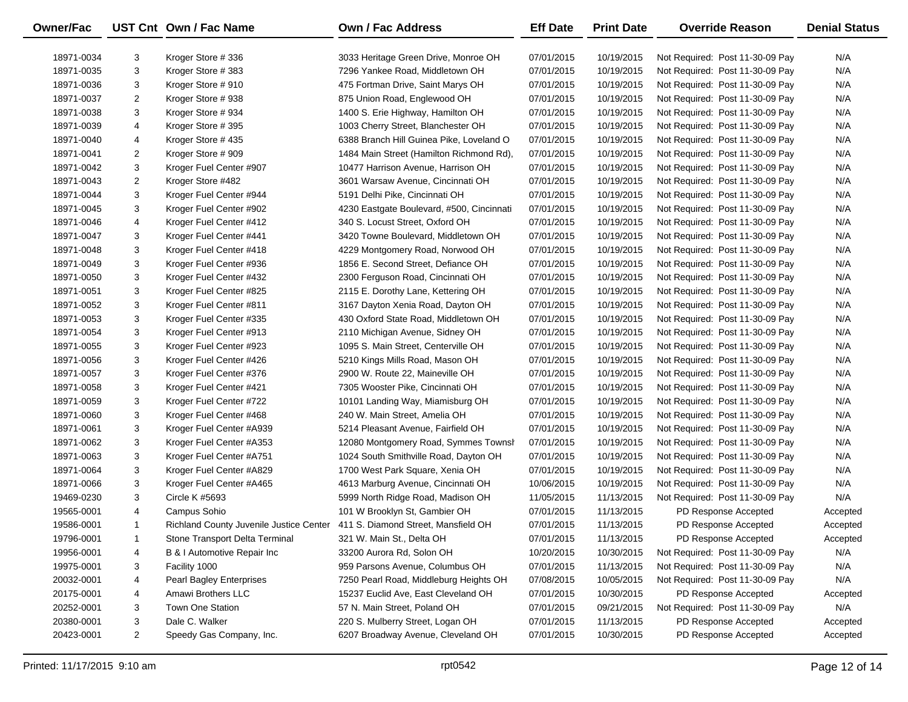| Owner/Fac | UST Cnt | Own / Fac Name | Own / Fac Address | Eff Date | Print Date | Override Reason | Denial Status |
|---|---|---|---|---|---|---|---|
| 18971-0034 | 3 | Kroger Store # 336 | 3033 Heritage Green Drive, Monroe OH | 07/01/2015 | 10/19/2015 | Not Required: Post 11-30-09 Pay | N/A |
| 18971-0035 | 3 | Kroger Store # 383 | 7296 Yankee Road, Middletown OH | 07/01/2015 | 10/19/2015 | Not Required: Post 11-30-09 Pay | N/A |
| 18971-0036 | 3 | Kroger Store # 910 | 475 Fortman Drive, Saint Marys OH | 07/01/2015 | 10/19/2015 | Not Required: Post 11-30-09 Pay | N/A |
| 18971-0037 | 2 | Kroger Store # 938 | 875 Union Road, Englewood OH | 07/01/2015 | 10/19/2015 | Not Required: Post 11-30-09 Pay | N/A |
| 18971-0038 | 3 | Kroger Store # 934 | 1400 S. Erie Highway, Hamilton OH | 07/01/2015 | 10/19/2015 | Not Required: Post 11-30-09 Pay | N/A |
| 18971-0039 | 4 | Kroger Store # 395 | 1003 Cherry Street, Blanchester OH | 07/01/2015 | 10/19/2015 | Not Required: Post 11-30-09 Pay | N/A |
| 18971-0040 | 4 | Kroger Store # 435 | 6388 Branch Hill Guinea Pike, Loveland O | 07/01/2015 | 10/19/2015 | Not Required: Post 11-30-09 Pay | N/A |
| 18971-0041 | 2 | Kroger Store # 909 | 1484 Main Street (Hamilton Richmond Rd), | 07/01/2015 | 10/19/2015 | Not Required: Post 11-30-09 Pay | N/A |
| 18971-0042 | 3 | Kroger Fuel Center #907 | 10477 Harrison Avenue, Harrison OH | 07/01/2015 | 10/19/2015 | Not Required: Post 11-30-09 Pay | N/A |
| 18971-0043 | 2 | Kroger Store #482 | 3601 Warsaw Avenue, Cincinnati OH | 07/01/2015 | 10/19/2015 | Not Required: Post 11-30-09 Pay | N/A |
| 18971-0044 | 3 | Kroger Fuel Center #944 | 5191 Delhi Pike, Cincinnati OH | 07/01/2015 | 10/19/2015 | Not Required: Post 11-30-09 Pay | N/A |
| 18971-0045 | 3 | Kroger Fuel Center #902 | 4230 Eastgate Boulevard, #500, Cincinnati | 07/01/2015 | 10/19/2015 | Not Required: Post 11-30-09 Pay | N/A |
| 18971-0046 | 4 | Kroger Fuel Center #412 | 340 S. Locust Street, Oxford OH | 07/01/2015 | 10/19/2015 | Not Required: Post 11-30-09 Pay | N/A |
| 18971-0047 | 3 | Kroger Fuel Center #441 | 3420 Towne Boulevard, Middletown OH | 07/01/2015 | 10/19/2015 | Not Required: Post 11-30-09 Pay | N/A |
| 18971-0048 | 3 | Kroger Fuel Center #418 | 4229 Montgomery Road, Norwood OH | 07/01/2015 | 10/19/2015 | Not Required: Post 11-30-09 Pay | N/A |
| 18971-0049 | 3 | Kroger Fuel Center #936 | 1856 E. Second Street, Defiance OH | 07/01/2015 | 10/19/2015 | Not Required: Post 11-30-09 Pay | N/A |
| 18971-0050 | 3 | Kroger Fuel Center #432 | 2300 Ferguson Road, Cincinnati OH | 07/01/2015 | 10/19/2015 | Not Required: Post 11-30-09 Pay | N/A |
| 18971-0051 | 3 | Kroger Fuel Center #825 | 2115 E. Dorothy Lane, Kettering OH | 07/01/2015 | 10/19/2015 | Not Required: Post 11-30-09 Pay | N/A |
| 18971-0052 | 3 | Kroger Fuel Center #811 | 3167 Dayton Xenia Road, Dayton OH | 07/01/2015 | 10/19/2015 | Not Required: Post 11-30-09 Pay | N/A |
| 18971-0053 | 3 | Kroger Fuel Center #335 | 430 Oxford State Road, Middletown OH | 07/01/2015 | 10/19/2015 | Not Required: Post 11-30-09 Pay | N/A |
| 18971-0054 | 3 | Kroger Fuel Center #913 | 2110 Michigan Avenue, Sidney OH | 07/01/2015 | 10/19/2015 | Not Required: Post 11-30-09 Pay | N/A |
| 18971-0055 | 3 | Kroger Fuel Center #923 | 1095 S. Main Street, Centerville OH | 07/01/2015 | 10/19/2015 | Not Required: Post 11-30-09 Pay | N/A |
| 18971-0056 | 3 | Kroger Fuel Center #426 | 5210 Kings Mills Road, Mason OH | 07/01/2015 | 10/19/2015 | Not Required: Post 11-30-09 Pay | N/A |
| 18971-0057 | 3 | Kroger Fuel Center #376 | 2900 W. Route 22, Maineville OH | 07/01/2015 | 10/19/2015 | Not Required: Post 11-30-09 Pay | N/A |
| 18971-0058 | 3 | Kroger Fuel Center #421 | 7305 Wooster Pike, Cincinnati OH | 07/01/2015 | 10/19/2015 | Not Required: Post 11-30-09 Pay | N/A |
| 18971-0059 | 3 | Kroger Fuel Center #722 | 10101 Landing Way, Miamisburg OH | 07/01/2015 | 10/19/2015 | Not Required: Post 11-30-09 Pay | N/A |
| 18971-0060 | 3 | Kroger Fuel Center #468 | 240 W. Main Street, Amelia OH | 07/01/2015 | 10/19/2015 | Not Required: Post 11-30-09 Pay | N/A |
| 18971-0061 | 3 | Kroger Fuel Center #A939 | 5214 Pleasant Avenue, Fairfield OH | 07/01/2015 | 10/19/2015 | Not Required: Post 11-30-09 Pay | N/A |
| 18971-0062 | 3 | Kroger Fuel Center #A353 | 12080 Montgomery Road, Symmes Townsh | 07/01/2015 | 10/19/2015 | Not Required: Post 11-30-09 Pay | N/A |
| 18971-0063 | 3 | Kroger Fuel Center #A751 | 1024 South Smithville Road, Dayton OH | 07/01/2015 | 10/19/2015 | Not Required: Post 11-30-09 Pay | N/A |
| 18971-0064 | 3 | Kroger Fuel Center #A829 | 1700 West Park Square, Xenia OH | 07/01/2015 | 10/19/2015 | Not Required: Post 11-30-09 Pay | N/A |
| 18971-0066 | 3 | Kroger Fuel Center #A465 | 4613 Marburg Avenue, Cincinnati OH | 10/06/2015 | 10/19/2015 | Not Required: Post 11-30-09 Pay | N/A |
| 19469-0230 | 3 | Circle K #5693 | 5999 North Ridge Road, Madison OH | 11/05/2015 | 11/13/2015 | Not Required: Post 11-30-09 Pay | N/A |
| 19565-0001 | 4 | Campus Sohio | 101 W Brooklyn St, Gambier OH | 07/01/2015 | 11/13/2015 | PD Response Accepted | Accepted |
| 19586-0001 | 1 | Richland County Juvenile Justice Center | 411 S. Diamond Street, Mansfield OH | 07/01/2015 | 11/13/2015 | PD Response Accepted | Accepted |
| 19796-0001 | 1 | Stone Transport Delta Terminal | 321 W. Main St., Delta OH | 07/01/2015 | 11/13/2015 | PD Response Accepted | Accepted |
| 19956-0001 | 4 | B & I Automotive Repair Inc | 33200 Aurora Rd, Solon OH | 10/20/2015 | 10/30/2015 | Not Required: Post 11-30-09 Pay | N/A |
| 19975-0001 | 3 | Facility 1000 | 959 Parsons Avenue, Columbus OH | 07/01/2015 | 11/13/2015 | Not Required: Post 11-30-09 Pay | N/A |
| 20032-0001 | 4 | Pearl Bagley Enterprises | 7250 Pearl Road, Middleburg Heights OH | 07/08/2015 | 10/05/2015 | Not Required: Post 11-30-09 Pay | N/A |
| 20175-0001 | 4 | Amawi Brothers LLC | 15237 Euclid Ave, East Cleveland OH | 07/01/2015 | 10/30/2015 | PD Response Accepted | Accepted |
| 20252-0001 | 3 | Town One Station | 57 N. Main Street, Poland OH | 07/01/2015 | 09/21/2015 | Not Required: Post 11-30-09 Pay | N/A |
| 20380-0001 | 3 | Dale C. Walker | 220 S. Mulberry Street, Logan OH | 07/01/2015 | 11/13/2015 | PD Response Accepted | Accepted |
| 20423-0001 | 2 | Speedy Gas Company, Inc. | 6207 Broadway Avenue, Cleveland OH | 07/01/2015 | 10/30/2015 | PD Response Accepted | Accepted |

Printed: 11/17/2015 9:10 am rpt0542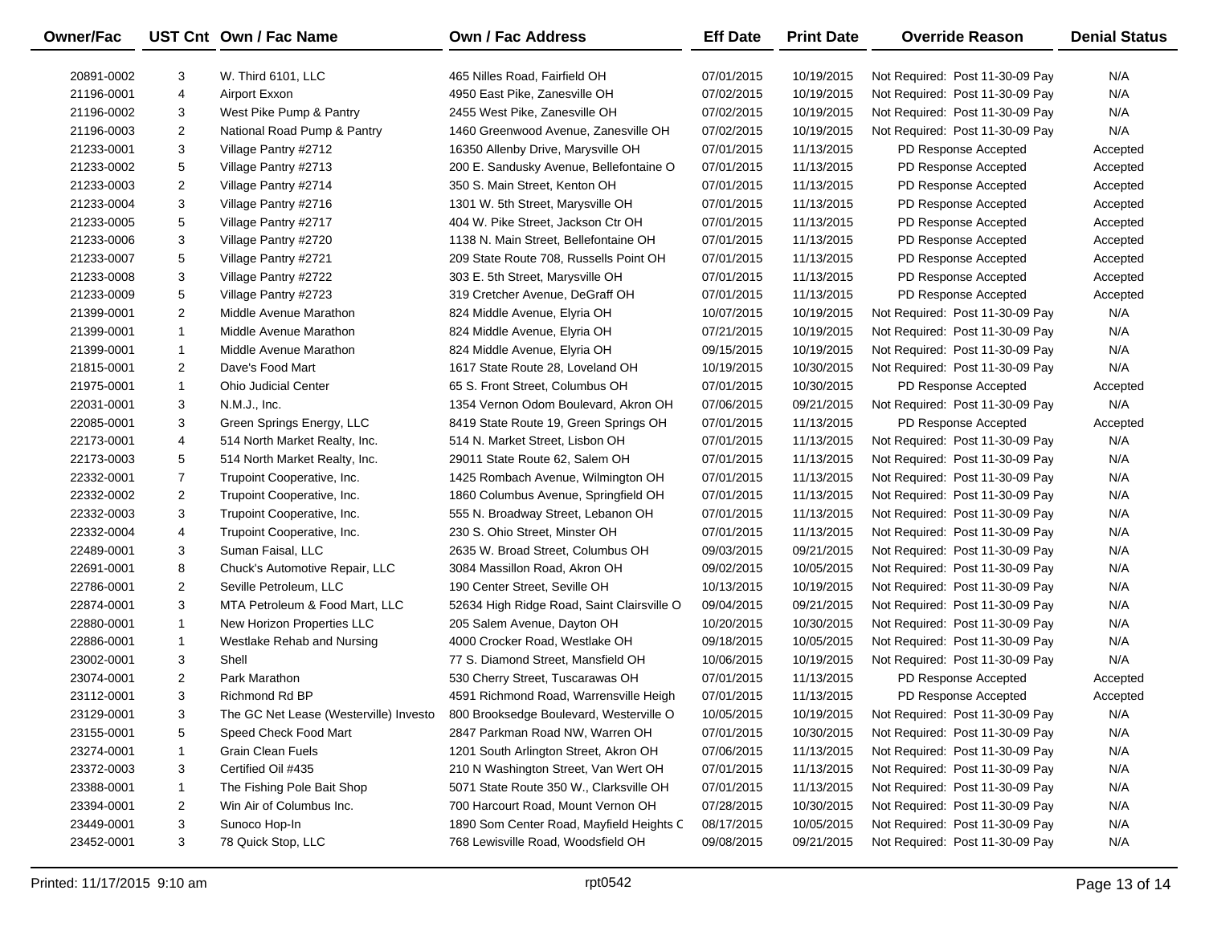| Owner/Fac | UST Cnt | Own / Fac Name | Own / Fac Address | Eff Date | Print Date | Override Reason | Denial Status |
|---|---|---|---|---|---|---|---|
| 20891-0002 | 3 | W. Third 6101, LLC | 465 Nilles Road, Fairfield OH | 07/01/2015 | 10/19/2015 | Not Required: Post 11-30-09 Pay | N/A |
| 21196-0001 | 4 | Airport Exxon | 4950 East Pike, Zanesville OH | 07/02/2015 | 10/19/2015 | Not Required: Post 11-30-09 Pay | N/A |
| 21196-0002 | 3 | West Pike Pump & Pantry | 2455 West Pike, Zanesville OH | 07/02/2015 | 10/19/2015 | Not Required: Post 11-30-09 Pay | N/A |
| 21196-0003 | 2 | National Road Pump & Pantry | 1460 Greenwood Avenue, Zanesville OH | 07/02/2015 | 10/19/2015 | Not Required: Post 11-30-09 Pay | N/A |
| 21233-0001 | 3 | Village Pantry #2712 | 16350 Allenby Drive, Marysville OH | 07/01/2015 | 11/13/2015 | PD Response Accepted | Accepted |
| 21233-0002 | 5 | Village Pantry #2713 | 200 E. Sandusky Avenue, Bellefontaine O | 07/01/2015 | 11/13/2015 | PD Response Accepted | Accepted |
| 21233-0003 | 2 | Village Pantry #2714 | 350 S. Main Street, Kenton OH | 07/01/2015 | 11/13/2015 | PD Response Accepted | Accepted |
| 21233-0004 | 3 | Village Pantry #2716 | 1301 W. 5th Street, Marysville OH | 07/01/2015 | 11/13/2015 | PD Response Accepted | Accepted |
| 21233-0005 | 5 | Village Pantry #2717 | 404 W. Pike Street, Jackson Ctr OH | 07/01/2015 | 11/13/2015 | PD Response Accepted | Accepted |
| 21233-0006 | 3 | Village Pantry #2720 | 1138 N. Main Street, Bellefontaine OH | 07/01/2015 | 11/13/2015 | PD Response Accepted | Accepted |
| 21233-0007 | 5 | Village Pantry #2721 | 209 State Route 708, Russells Point OH | 07/01/2015 | 11/13/2015 | PD Response Accepted | Accepted |
| 21233-0008 | 3 | Village Pantry #2722 | 303 E. 5th Street, Marysville OH | 07/01/2015 | 11/13/2015 | PD Response Accepted | Accepted |
| 21233-0009 | 5 | Village Pantry #2723 | 319 Cretcher Avenue, DeGraff OH | 07/01/2015 | 11/13/2015 | PD Response Accepted | Accepted |
| 21399-0001 | 2 | Middle Avenue Marathon | 824 Middle Avenue, Elyria OH | 10/07/2015 | 10/19/2015 | Not Required: Post 11-30-09 Pay | N/A |
| 21399-0001 | 1 | Middle Avenue Marathon | 824 Middle Avenue, Elyria OH | 07/21/2015 | 10/19/2015 | Not Required: Post 11-30-09 Pay | N/A |
| 21399-0001 | 1 | Middle Avenue Marathon | 824 Middle Avenue, Elyria OH | 09/15/2015 | 10/19/2015 | Not Required: Post 11-30-09 Pay | N/A |
| 21815-0001 | 2 | Dave's Food Mart | 1617 State Route 28, Loveland OH | 10/19/2015 | 10/30/2015 | Not Required: Post 11-30-09 Pay | N/A |
| 21975-0001 | 1 | Ohio Judicial Center | 65 S. Front Street, Columbus OH | 07/01/2015 | 10/30/2015 | PD Response Accepted | Accepted |
| 22031-0001 | 3 | N.M.J., Inc. | 1354 Vernon Odom Boulevard, Akron OH | 07/06/2015 | 09/21/2015 | Not Required: Post 11-30-09 Pay | N/A |
| 22085-0001 | 3 | Green Springs Energy, LLC | 8419 State Route 19, Green Springs OH | 07/01/2015 | 11/13/2015 | PD Response Accepted | Accepted |
| 22173-0001 | 4 | 514 North Market Realty, Inc. | 514 N. Market Street, Lisbon OH | 07/01/2015 | 11/13/2015 | Not Required: Post 11-30-09 Pay | N/A |
| 22173-0003 | 5 | 514 North Market Realty, Inc. | 29011 State Route 62, Salem OH | 07/01/2015 | 11/13/2015 | Not Required: Post 11-30-09 Pay | N/A |
| 22332-0001 | 7 | Trupoint Cooperative, Inc. | 1425 Rombach Avenue, Wilmington OH | 07/01/2015 | 11/13/2015 | Not Required: Post 11-30-09 Pay | N/A |
| 22332-0002 | 2 | Trupoint Cooperative, Inc. | 1860 Columbus Avenue, Springfield OH | 07/01/2015 | 11/13/2015 | Not Required: Post 11-30-09 Pay | N/A |
| 22332-0003 | 3 | Trupoint Cooperative, Inc. | 555 N. Broadway Street, Lebanon OH | 07/01/2015 | 11/13/2015 | Not Required: Post 11-30-09 Pay | N/A |
| 22332-0004 | 4 | Trupoint Cooperative, Inc. | 230 S. Ohio Street, Minster OH | 07/01/2015 | 11/13/2015 | Not Required: Post 11-30-09 Pay | N/A |
| 22489-0001 | 3 | Suman Faisal, LLC | 2635 W. Broad Street, Columbus OH | 09/03/2015 | 09/21/2015 | Not Required: Post 11-30-09 Pay | N/A |
| 22691-0001 | 8 | Chuck's Automotive Repair, LLC | 3084 Massillon Road, Akron OH | 09/02/2015 | 10/05/2015 | Not Required: Post 11-30-09 Pay | N/A |
| 22786-0001 | 2 | Seville Petroleum, LLC | 190 Center Street, Seville OH | 10/13/2015 | 10/19/2015 | Not Required: Post 11-30-09 Pay | N/A |
| 22874-0001 | 3 | MTA Petroleum & Food Mart, LLC | 52634 High Ridge Road, Saint Clairsville O | 09/04/2015 | 09/21/2015 | Not Required: Post 11-30-09 Pay | N/A |
| 22880-0001 | 1 | New Horizon Properties LLC | 205 Salem Avenue, Dayton OH | 10/20/2015 | 10/30/2015 | Not Required: Post 11-30-09 Pay | N/A |
| 22886-0001 | 1 | Westlake Rehab and Nursing | 4000 Crocker Road, Westlake OH | 09/18/2015 | 10/05/2015 | Not Required: Post 11-30-09 Pay | N/A |
| 23002-0001 | 3 | Shell | 77 S. Diamond Street, Mansfield OH | 10/06/2015 | 10/19/2015 | Not Required: Post 11-30-09 Pay | N/A |
| 23074-0001 | 2 | Park Marathon | 530 Cherry Street, Tuscarawas OH | 07/01/2015 | 11/13/2015 | PD Response Accepted | Accepted |
| 23112-0001 | 3 | Richmond Rd BP | 4591 Richmond Road, Warrensville Heigh | 07/01/2015 | 11/13/2015 | PD Response Accepted | Accepted |
| 23129-0001 | 3 | The GC Net Lease (Westerville) Investo | 800 Brooksedge Boulevard, Westerville O | 10/05/2015 | 10/19/2015 | Not Required: Post 11-30-09 Pay | N/A |
| 23155-0001 | 5 | Speed Check Food Mart | 2847 Parkman Road NW, Warren OH | 07/01/2015 | 10/30/2015 | Not Required: Post 11-30-09 Pay | N/A |
| 23274-0001 | 1 | Grain Clean Fuels | 1201 South Arlington Street, Akron OH | 07/06/2015 | 11/13/2015 | Not Required: Post 11-30-09 Pay | N/A |
| 23372-0003 | 3 | Certified Oil #435 | 210 N Washington Street, Van Wert OH | 07/01/2015 | 11/13/2015 | Not Required: Post 11-30-09 Pay | N/A |
| 23388-0001 | 1 | The Fishing Pole Bait Shop | 5071 State Route 350 W., Clarksville OH | 07/01/2015 | 11/13/2015 | Not Required: Post 11-30-09 Pay | N/A |
| 23394-0001 | 2 | Win Air of Columbus Inc. | 700 Harcourt Road, Mount Vernon OH | 07/28/2015 | 10/30/2015 | Not Required: Post 11-30-09 Pay | N/A |
| 23449-0001 | 3 | Sunoco Hop-In | 1890 Som Center Road, Mayfield Heights C | 08/17/2015 | 10/05/2015 | Not Required: Post 11-30-09 Pay | N/A |
| 23452-0001 | 3 | 78 Quick Stop, LLC | 768 Lewisville Road, Woodsfield OH | 09/08/2015 | 09/21/2015 | Not Required: Post 11-30-09 Pay | N/A |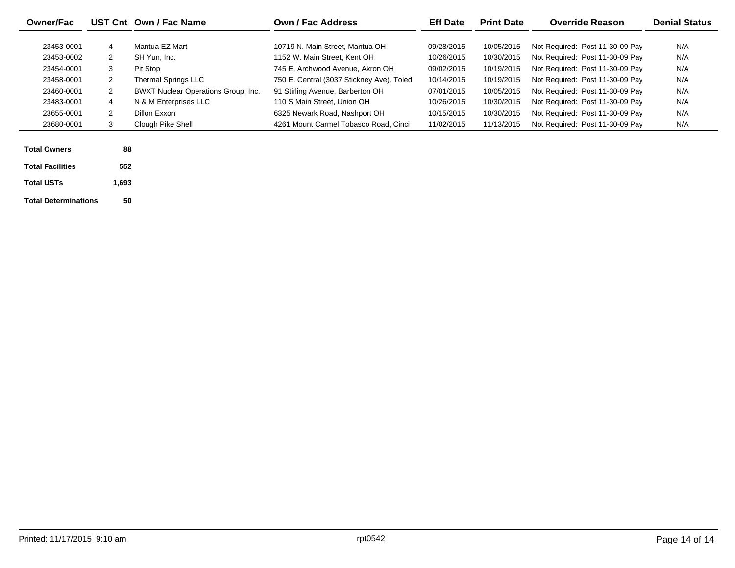| Owner/Fac | UST Cnt | Own / Fac Name | Own / Fac Address | Eff Date | Print Date | Override Reason | Denial Status |
|---|---|---|---|---|---|---|---|
| 23453-0001 | 4 | Mantua EZ Mart | 10719 N. Main Street, Mantua OH | 09/28/2015 | 10/05/2015 | Not Required: Post 11-30-09 Pay | N/A |
| 23453-0002 | 2 | SH Yun, Inc. | 1152 W. Main Street, Kent OH | 10/26/2015 | 10/30/2015 | Not Required: Post 11-30-09 Pay | N/A |
| 23454-0001 | 3 | Pit Stop | 745 E. Archwood Avenue, Akron OH | 09/02/2015 | 10/19/2015 | Not Required: Post 11-30-09 Pay | N/A |
| 23458-0001 | 2 | Thermal Springs LLC | 750 E. Central (3037 Stickney Ave), Toled | 10/14/2015 | 10/19/2015 | Not Required: Post 11-30-09 Pay | N/A |
| 23460-0001 | 2 | BWXT Nuclear Operations Group, Inc. | 91 Stirling Avenue, Barberton OH | 07/01/2015 | 10/05/2015 | Not Required: Post 11-30-09 Pay | N/A |
| 23483-0001 | 4 | N & M Enterprises LLC | 110 S Main Street, Union OH | 10/26/2015 | 10/30/2015 | Not Required: Post 11-30-09 Pay | N/A |
| 23655-0001 | 2 | Dillon Exxon | 6325 Newark Road, Nashport OH | 10/15/2015 | 10/30/2015 | Not Required: Post 11-30-09 Pay | N/A |
| 23680-0001 | 3 | Clough Pike Shell | 4261 Mount Carmel Tobasco Road, Cinci | 11/02/2015 | 11/13/2015 | Not Required: Post 11-30-09 Pay | N/A |

| | |
|---|---|
| **Total Owners** | **88** |
| **Total Facilities** | **552** |
| **Total USTs** | **1,693** |
| **Total Determinations** | **50** |

Printed: 11/17/2015 9:10 am rpt0542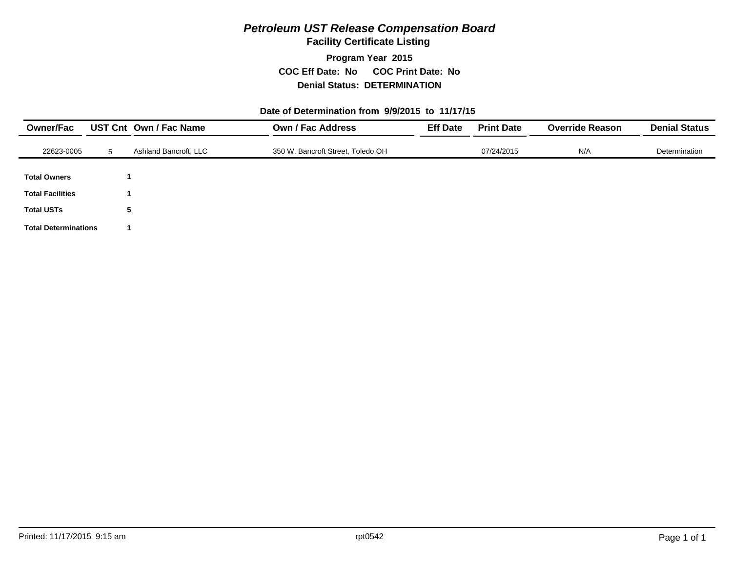# *Petroleum UST Release Compensation Board*

## Facility Certificate Listing

**Program Year 2015**

**COC Eff Date: No COC Print Date: No**

**Denial Status: DETERMINATION**

**Date of Determination from 9/9/2015 to 11/17/15**

| Owner/Fac | UST Cnt | Own / Fac Name | Own / Fac Address | Eff Date | Print Date | Override Reason | Denial Status |
|---|---|---|---|---|---|---|---|
| 22623-0005 | 5 | Ashland Bancroft, LLC | 350 W. Bancroft Street, Toledo OH | | 07/24/2015 | N/A | Determination |

| | |
|---|---|
| **Total Owners** | **1** |
| **Total Facilities** | **1** |
| **Total USTs** | **5** |
| **Total Determinations** | **1** |

Printed: 11/17/2015 9:15 am rpt0542